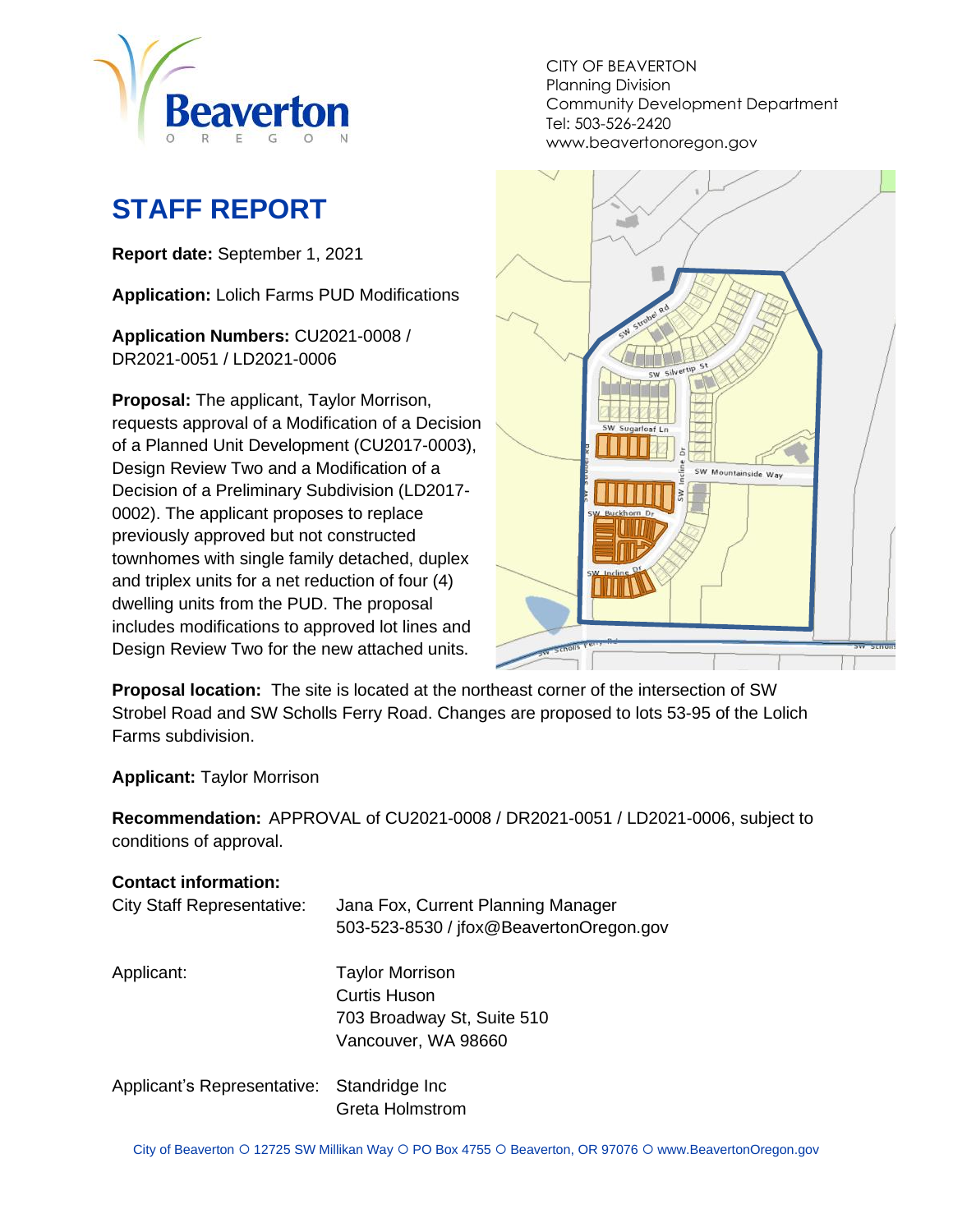CITY OF BEAVERTON
Planning Division
Community Development Department
Tel: 503-526-2420
www.beavertonoregon.gov

# STAFF REPORT

**Report date:** September 1, 2021

**Application:** Lolich Farms PUD Modifications

**Application Numbers:** CU2021-0008 / DR2021-0051 / LD2021-0006

**Proposal:** The applicant, Taylor Morrison, requests approval of a Modification of a Decision of a Planned Unit Development (CU2017-0003), Design Review Two and a Modification of a Decision of a Preliminary Subdivision (LD2017-0002). The applicant proposes to replace previously approved but not constructed townhomes with single family detached, duplex and triplex units for a net reduction of four (4) dwelling units from the PUD. The proposal includes modifications to approved lot lines and Design Review Two for the new attached units.

**Proposal location:** The site is located at the northeast corner of the intersection of SW Strobel Road and SW Scholls Ferry Road. Changes are proposed to lots 53-95 of the Lolich Farms subdivision.

**Applicant:** Taylor Morrison

**Recommendation:** APPROVAL of CU2021-0008 / DR2021-0051 / LD2021-0006, subject to conditions of approval.

**Contact information:**

| | |
|---|---|
| City Staff Representative: | Jana Fox, Current Planning Manager<br>503-523-8530 / jfox@BeavertonOregon.gov |
| Applicant: | Taylor Morrison<br>Curtis Huson<br>703 Broadway St, Suite 510<br>Vancouver, WA 98660 |
| Applicant's Representative: | Standridge Inc<br>Greta Holmstrom |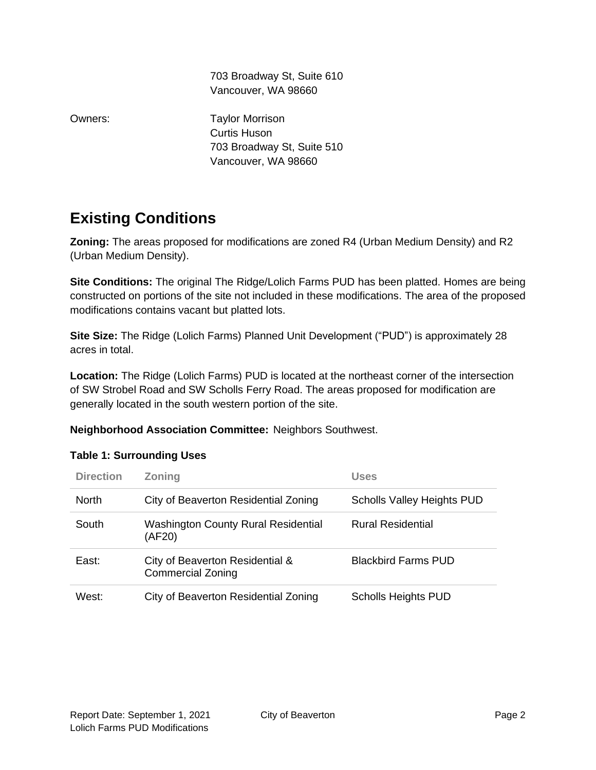703 Broadway St, Suite 610
Vancouver, WA 98660

Owners: Taylor Morrison
Curtis Huson
703 Broadway St, Suite 510
Vancouver, WA 98660

## Existing Conditions

**Zoning:** The areas proposed for modifications are zoned R4 (Urban Medium Density) and R2 (Urban Medium Density).

**Site Conditions:** The original The Ridge/Lolich Farms PUD has been platted. Homes are being constructed on portions of the site not included in these modifications. The area of the proposed modifications contains vacant but platted lots.

**Site Size:** The Ridge (Lolich Farms) Planned Unit Development ("PUD") is approximately 28 acres in total.

**Location:** The Ridge (Lolich Farms) PUD is located at the northeast corner of the intersection of SW Strobel Road and SW Scholls Ferry Road. The areas proposed for modification are generally located in the south western portion of the site.

**Neighborhood Association Committee:** Neighbors Southwest.

**Table 1: Surrounding Uses**

| Direction | Zoning | Uses |
|---|---|---|
| North | City of Beaverton Residential Zoning | Scholls Valley Heights PUD |
| South | Washington County Rural Residential (AF20) | Rural Residential |
| East: | City of Beaverton Residential & Commercial Zoning | Blackbird Farms PUD |
| West: | City of Beaverton Residential Zoning | Scholls Heights PUD |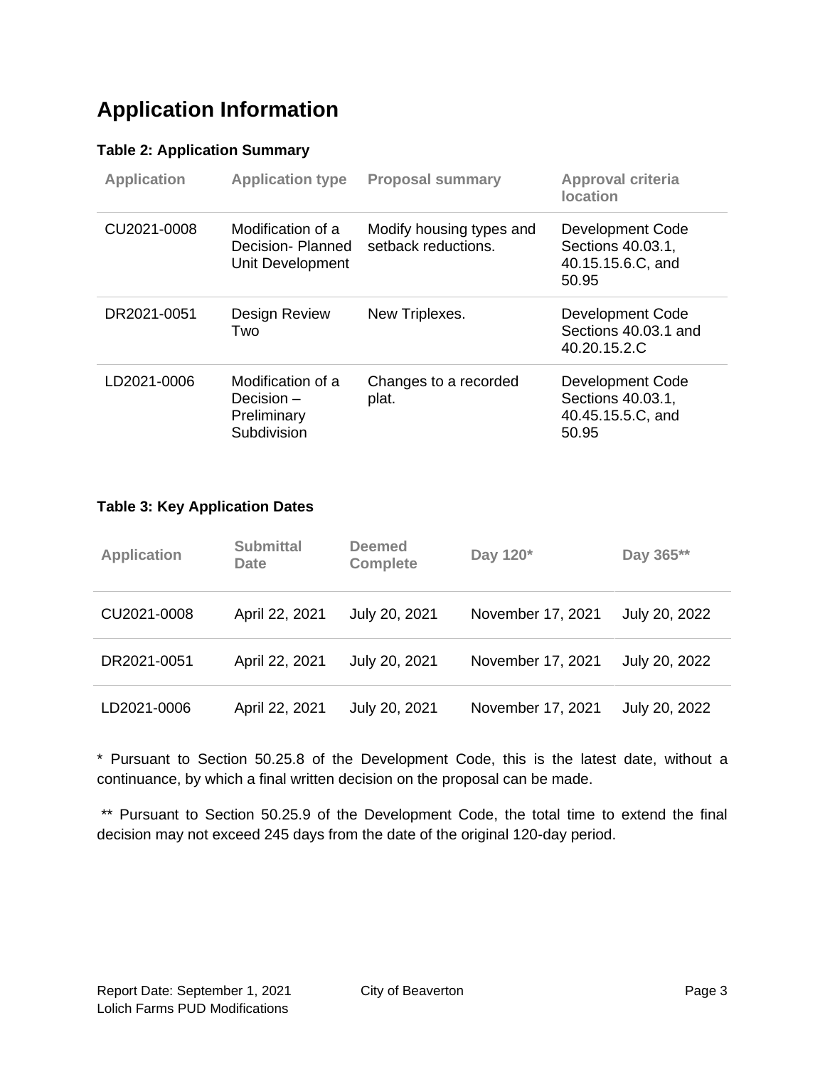# Application Information

**Table 2: Application Summary**

| Application | Application type | Proposal summary | Approval criteria location |
| --- | --- | --- | --- |
| CU2021-0008 | Modification of a Decision- Planned Unit Development | Modify housing types and setback reductions. | Development Code Sections 40.03.1, 40.15.15.6.C, and 50.95 |
| DR2021-0051 | Design Review Two | New Triplexes. | Development Code Sections 40.03.1 and 40.20.15.2.C |
| LD2021-0006 | Modification of a Decision – Preliminary Subdivision | Changes to a recorded plat. | Development Code Sections 40.03.1, 40.45.15.5.C, and 50.95 |

**Table 3: Key Application Dates**

| Application | Submittal Date | Deemed Complete | Day 120* | Day 365** |
| --- | --- | --- | --- | --- |
| CU2021-0008 | April 22, 2021 | July 20, 2021 | November 17, 2021 | July 20, 2022 |
| DR2021-0051 | April 22, 2021 | July 20, 2021 | November 17, 2021 | July 20, 2022 |
| LD2021-0006 | April 22, 2021 | July 20, 2021 | November 17, 2021 | July 20, 2022 |

* Pursuant to Section 50.25.8 of the Development Code, this is the latest date, without a continuance, by which a final written decision on the proposal can be made.

** Pursuant to Section 50.25.9 of the Development Code, the total time to extend the final decision may not exceed 245 days from the date of the original 120-day period.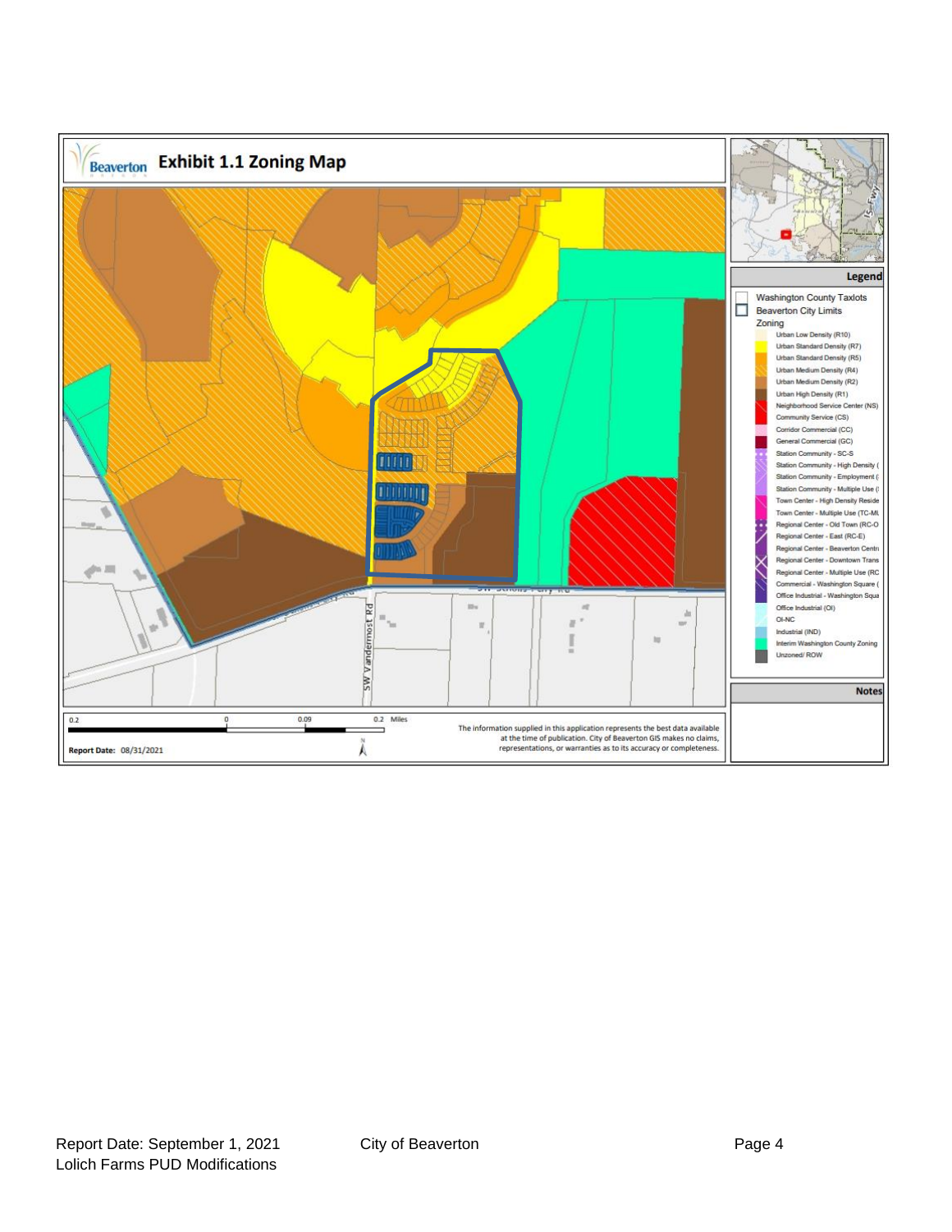Beaverton

# Exhibit 1.1 Zoning Map

**Legend**

- Washington County Taxlots
- Beaverton City Limits

Zoning

- Urban Low Density (R10)
- Urban Standard Density (R7)
- Urban Standard Density (R5)
- Urban Medium Density (R4)
- Urban Medium Density (R2)
- Urban High Density (R1)
- Neighborhood Service Center (NS)
- Community Service (CS)
- Corridor Commercial (CC)
- General Commercial (GC)
- Station Community - SC-S
- Station Community - High Density (
- Station Community - Employment (
- Station Community - Multiple Use (
- Town Center - High Density Reside
- Town Center - Multiple Use (TC-MU
- Regional Center - Old Town (RC-O
- Regional Center - East (RC-E)
- Regional Center - Beaverton Centr
- Regional Center - Downtown Trans
- Regional Center - Multiple Use (RC
- Commercial - Washington Square (
- Office Industrial - Washington Squa
- Office Industrial (OI)
- OI-NC
- Industrial (IND)
- Interim Washington County Zoning
- Unzoned/ ROW

**Notes**

SW Vandermost Rd

SW Scholls Ferry Rd

0.2 0 0.09 0.2 Miles

**Report Date:** 08/31/2021

The information supplied in this application represents the best data available at the time of publication. City of Beaverton GIS makes no claims, representations, or warranties as to its accuracy or completeness.

Report Date: September 1, 2021
Lolich Farms PUD Modifications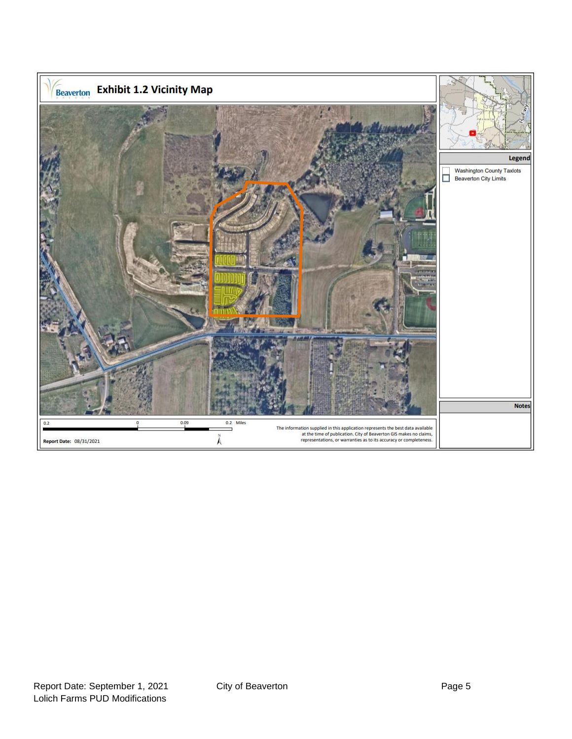# Exhibit 1.2 Vicinity Map

**Legend**

- Washington County Taxlots
- Beaverton City Limits

**Notes**

0.2 | 0 | 0.09 | 0.2 Miles

**Report Date:** 08/31/2021

The information supplied in this application represents the best data available at the time of publication. City of Beaverton GIS makes no claims, representations, or warranties as to its accuracy or completeness.

Report Date: September 1, 2021
Lolich Farms PUD Modifications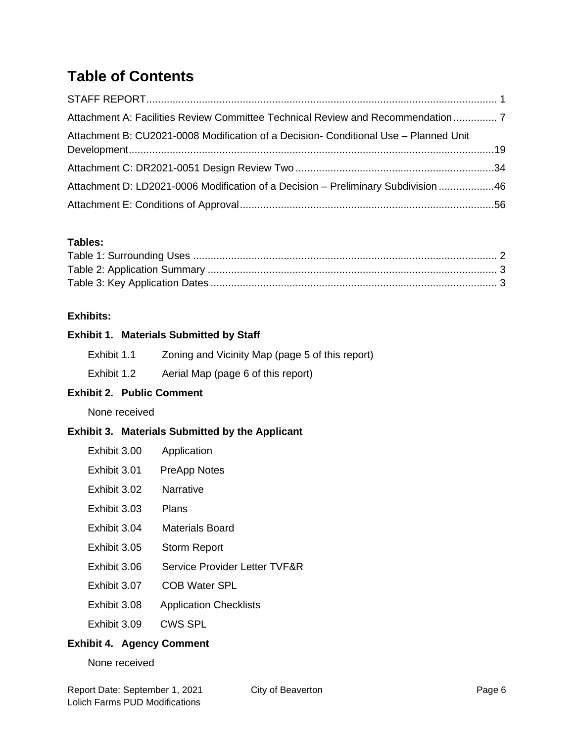# Table of Contents

STAFF REPORT.......................................................................................................................... 1

Attachment A: Facilities Review Committee Technical Review and Recommendation............... 7

Attachment B: CU2021-0008 Modification of a Decision- Conditional Use – Planned Unit Development.............................................................................................................................19

Attachment C: DR2021-0051 Design Review Two....................................................................34

Attachment D: LD2021-0006 Modification of a Decision – Preliminary Subdivision...................46

Attachment E: Conditions of Approval.......................................................................................56

**Tables:**

Table 1: Surrounding Uses ....................................................................................................... 2
Table 2: Application Summary .................................................................................................. 3
Table 3: Key Application Dates ................................................................................................. 3

**Exhibits:**

**Exhibit 1. Materials Submitted by Staff**

Exhibit 1.1 Zoning and Vicinity Map (page 5 of this report)

Exhibit 1.2 Aerial Map (page 6 of this report)

**Exhibit 2. Public Comment**

None received

**Exhibit 3. Materials Submitted by the Applicant**

Exhibit 3.00 Application

Exhibit 3.01 PreApp Notes

Exhibit 3.02 Narrative

Exhibit 3.03 Plans

Exhibit 3.04 Materials Board

Exhibit 3.05 Storm Report

Exhibit 3.06 Service Provider Letter TVF&R

Exhibit 3.07 COB Water SPL

Exhibit 3.08 Application Checklists

Exhibit 3.09 CWS SPL

**Exhibit 4. Agency Comment**

None received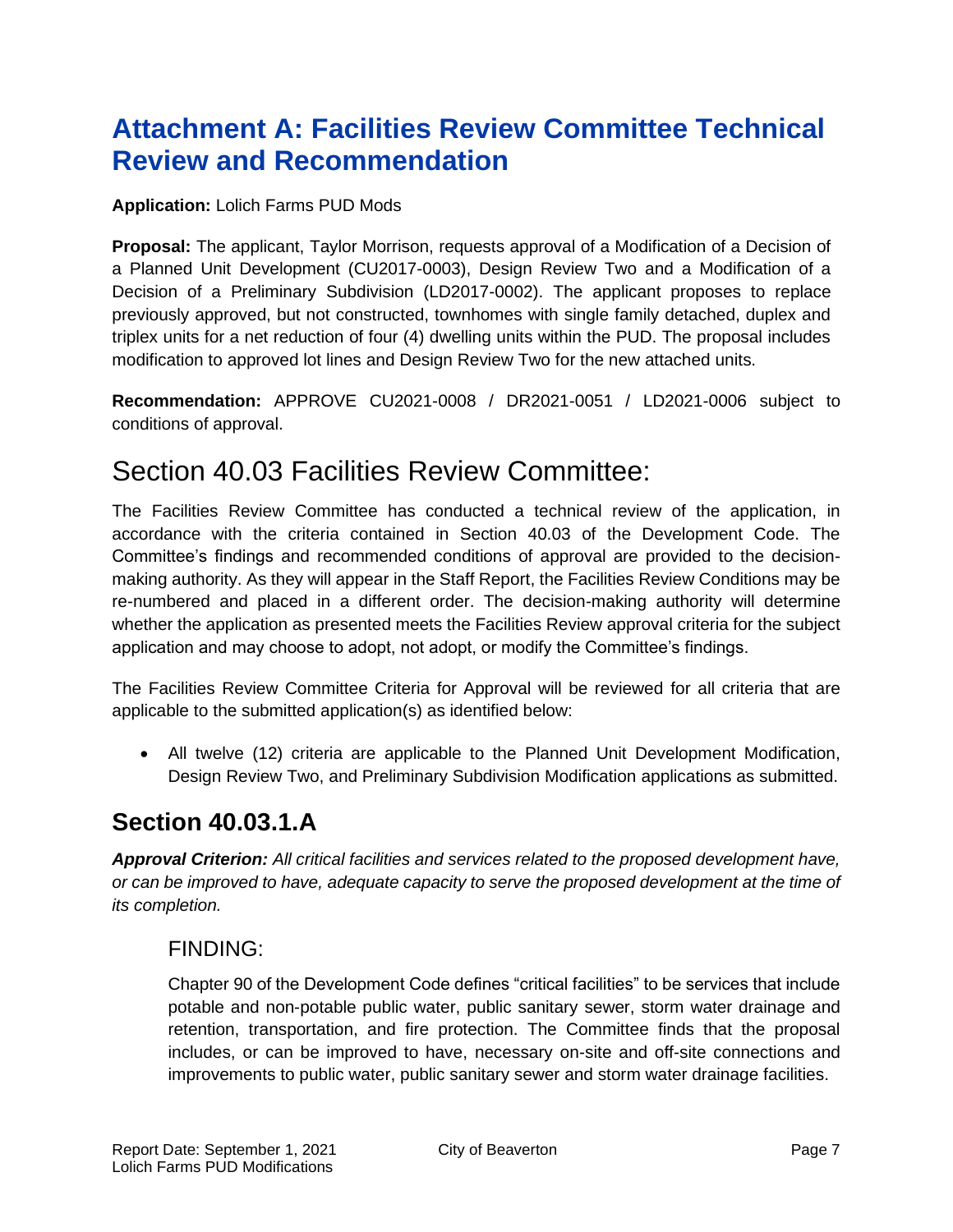# Attachment A: Facilities Review Committee Technical Review and Recommendation

**Application:** Lolich Farms PUD Mods

**Proposal:** The applicant, Taylor Morrison, requests approval of a Modification of a Decision of a Planned Unit Development (CU2017-0003), Design Review Two and a Modification of a Decision of a Preliminary Subdivision (LD2017-0002). The applicant proposes to replace previously approved, but not constructed, townhomes with single family detached, duplex and triplex units for a net reduction of four (4) dwelling units within the PUD. The proposal includes modification to approved lot lines and Design Review Two for the new attached units.

**Recommendation:** APPROVE CU2021-0008 / DR2021-0051 / LD2021-0006 subject to conditions of approval.

# Section 40.03 Facilities Review Committee:

The Facilities Review Committee has conducted a technical review of the application, in accordance with the criteria contained in Section 40.03 of the Development Code. The Committee's findings and recommended conditions of approval are provided to the decision-making authority. As they will appear in the Staff Report, the Facilities Review Conditions may be re-numbered and placed in a different order. The decision-making authority will determine whether the application as presented meets the Facilities Review approval criteria for the subject application and may choose to adopt, not adopt, or modify the Committee's findings.

The Facilities Review Committee Criteria for Approval will be reviewed for all criteria that are applicable to the submitted application(s) as identified below:

- All twelve (12) criteria are applicable to the Planned Unit Development Modification, Design Review Two, and Preliminary Subdivision Modification applications as submitted.

## Section 40.03.1.A

***Approval Criterion:*** *All critical facilities and services related to the proposed development have, or can be improved to have, adequate capacity to serve the proposed development at the time of its completion.*

### FINDING:

Chapter 90 of the Development Code defines "critical facilities" to be services that include potable and non-potable public water, public sanitary sewer, storm water drainage and retention, transportation, and fire protection. The Committee finds that the proposal includes, or can be improved to have, necessary on-site and off-site connections and improvements to public water, public sanitary sewer and storm water drainage facilities.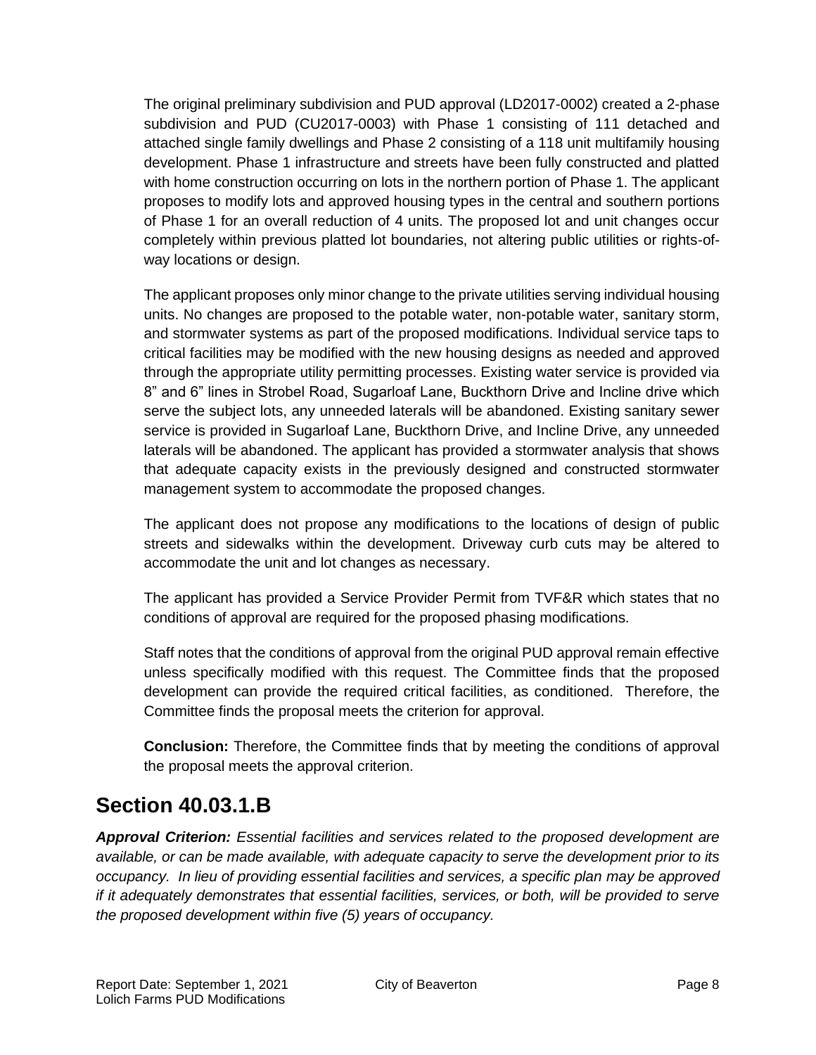The original preliminary subdivision and PUD approval (LD2017-0002) created a 2-phase subdivision and PUD (CU2017-0003) with Phase 1 consisting of 111 detached and attached single family dwellings and Phase 2 consisting of a 118 unit multifamily housing development. Phase 1 infrastructure and streets have been fully constructed and platted with home construction occurring on lots in the northern portion of Phase 1. The applicant proposes to modify lots and approved housing types in the central and southern portions of Phase 1 for an overall reduction of 4 units. The proposed lot and unit changes occur completely within previous platted lot boundaries, not altering public utilities or rights-of-way locations or design.

The applicant proposes only minor change to the private utilities serving individual housing units. No changes are proposed to the potable water, non-potable water, sanitary storm, and stormwater systems as part of the proposed modifications. Individual service taps to critical facilities may be modified with the new housing designs as needed and approved through the appropriate utility permitting processes. Existing water service is provided via 8" and 6" lines in Strobel Road, Sugarloaf Lane, Buckthorn Drive and Incline drive which serve the subject lots, any unneeded laterals will be abandoned. Existing sanitary sewer service is provided in Sugarloaf Lane, Buckthorn Drive, and Incline Drive, any unneeded laterals will be abandoned. The applicant has provided a stormwater analysis that shows that adequate capacity exists in the previously designed and constructed stormwater management system to accommodate the proposed changes.

The applicant does not propose any modifications to the locations of design of public streets and sidewalks within the development. Driveway curb cuts may be altered to accommodate the unit and lot changes as necessary.

The applicant has provided a Service Provider Permit from TVF&R which states that no conditions of approval are required for the proposed phasing modifications.

Staff notes that the conditions of approval from the original PUD approval remain effective unless specifically modified with this request. The Committee finds that the proposed development can provide the required critical facilities, as conditioned. Therefore, the Committee finds the proposal meets the criterion for approval.

**Conclusion:** Therefore, the Committee finds that by meeting the conditions of approval the proposal meets the approval criterion.

## Section 40.03.1.B

***Approval Criterion:*** *Essential facilities and services related to the proposed development are available, or can be made available, with adequate capacity to serve the development prior to its occupancy. In lieu of providing essential facilities and services, a specific plan may be approved if it adequately demonstrates that essential facilities, services, or both, will be provided to serve the proposed development within five (5) years of occupancy.*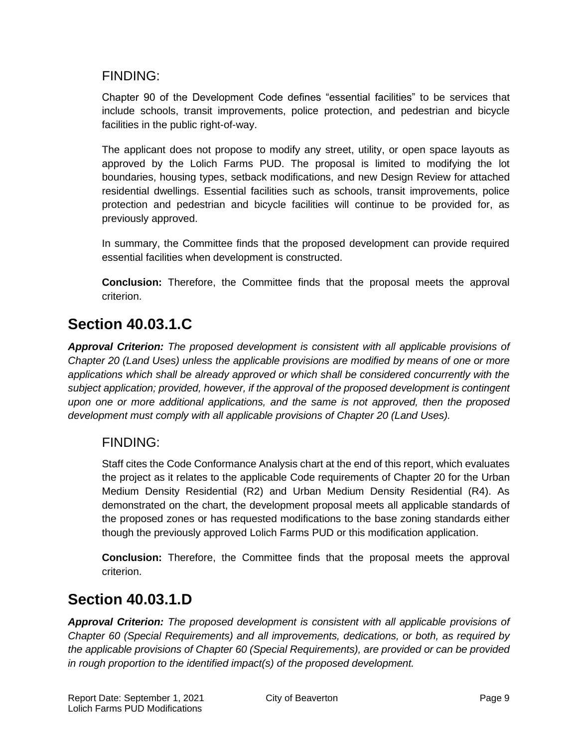### FINDING:

Chapter 90 of the Development Code defines "essential facilities" to be services that include schools, transit improvements, police protection, and pedestrian and bicycle facilities in the public right-of-way.

The applicant does not propose to modify any street, utility, or open space layouts as approved by the Lolich Farms PUD. The proposal is limited to modifying the lot boundaries, housing types, setback modifications, and new Design Review for attached residential dwellings. Essential facilities such as schools, transit improvements, police protection and pedestrian and bicycle facilities will continue to be provided for, as previously approved.

In summary, the Committee finds that the proposed development can provide required essential facilities when development is constructed.

**Conclusion:** Therefore, the Committee finds that the proposal meets the approval criterion.

## Section 40.03.1.C

***Approval Criterion:*** *The proposed development is consistent with all applicable provisions of Chapter 20 (Land Uses) unless the applicable provisions are modified by means of one or more applications which shall be already approved or which shall be considered concurrently with the subject application; provided, however, if the approval of the proposed development is contingent upon one or more additional applications, and the same is not approved, then the proposed development must comply with all applicable provisions of Chapter 20 (Land Uses).*

### FINDING:

Staff cites the Code Conformance Analysis chart at the end of this report, which evaluates the project as it relates to the applicable Code requirements of Chapter 20 for the Urban Medium Density Residential (R2) and Urban Medium Density Residential (R4). As demonstrated on the chart, the development proposal meets all applicable standards of the proposed zones or has requested modifications to the base zoning standards either though the previously approved Lolich Farms PUD or this modification application.

**Conclusion:** Therefore, the Committee finds that the proposal meets the approval criterion.

## Section 40.03.1.D

***Approval Criterion:*** *The proposed development is consistent with all applicable provisions of Chapter 60 (Special Requirements) and all improvements, dedications, or both, as required by the applicable provisions of Chapter 60 (Special Requirements), are provided or can be provided in rough proportion to the identified impact(s) of the proposed development.*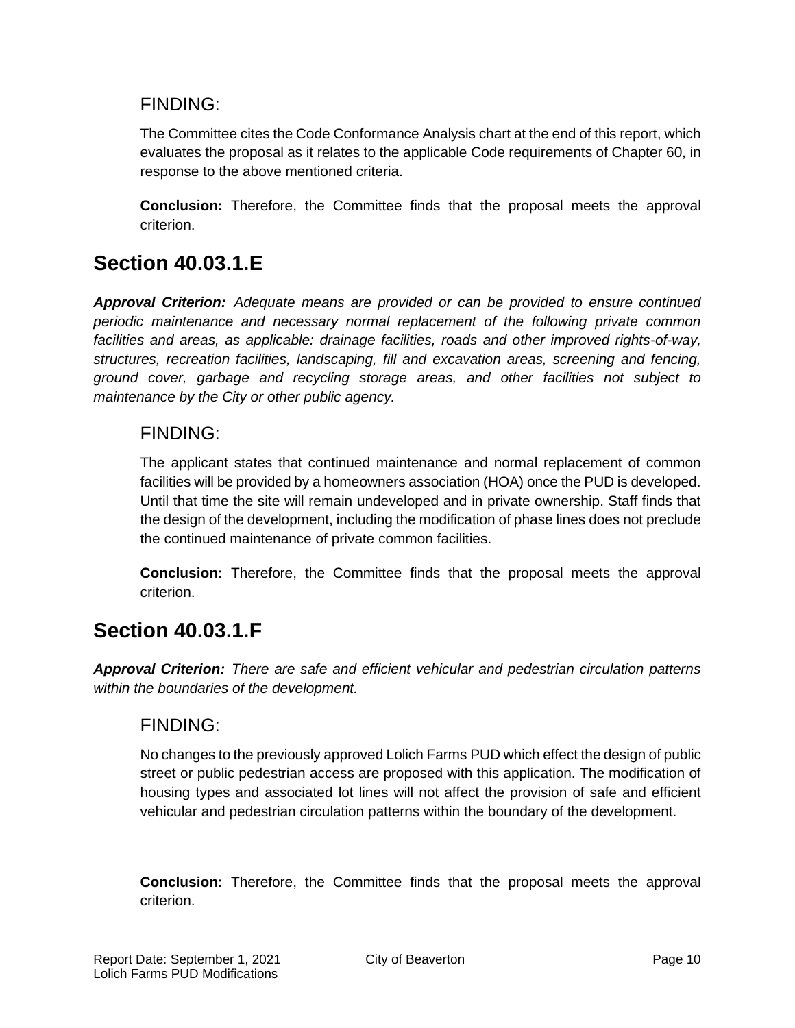### FINDING:

The Committee cites the Code Conformance Analysis chart at the end of this report, which evaluates the proposal as it relates to the applicable Code requirements of Chapter 60, in response to the above mentioned criteria.

**Conclusion:** Therefore, the Committee finds that the proposal meets the approval criterion.

## Section 40.03.1.E

***Approval Criterion:*** *Adequate means are provided or can be provided to ensure continued periodic maintenance and necessary normal replacement of the following private common facilities and areas, as applicable: drainage facilities, roads and other improved rights-of-way, structures, recreation facilities, landscaping, fill and excavation areas, screening and fencing, ground cover, garbage and recycling storage areas, and other facilities not subject to maintenance by the City or other public agency.*

### FINDING:

The applicant states that continued maintenance and normal replacement of common facilities will be provided by a homeowners association (HOA) once the PUD is developed. Until that time the site will remain undeveloped and in private ownership. Staff finds that the design of the development, including the modification of phase lines does not preclude the continued maintenance of private common facilities.

**Conclusion:** Therefore, the Committee finds that the proposal meets the approval criterion.

## Section 40.03.1.F

***Approval Criterion:*** *There are safe and efficient vehicular and pedestrian circulation patterns within the boundaries of the development.*

### FINDING:

No changes to the previously approved Lolich Farms PUD which effect the design of public street or public pedestrian access are proposed with this application. The modification of housing types and associated lot lines will not affect the provision of safe and efficient vehicular and pedestrian circulation patterns within the boundary of the development.

**Conclusion:** Therefore, the Committee finds that the proposal meets the approval criterion.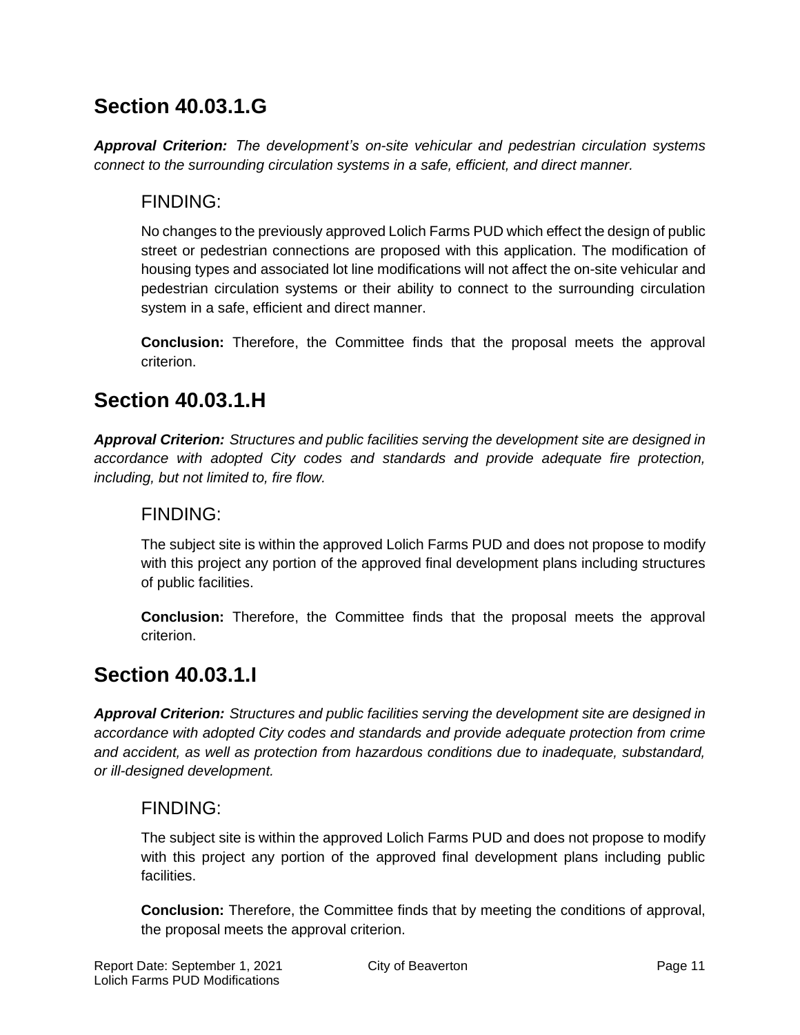## Section 40.03.1.G

***Approval Criterion:*** *The development's on-site vehicular and pedestrian circulation systems connect to the surrounding circulation systems in a safe, efficient, and direct manner.*

### FINDING:

No changes to the previously approved Lolich Farms PUD which effect the design of public street or pedestrian connections are proposed with this application. The modification of housing types and associated lot line modifications will not affect the on-site vehicular and pedestrian circulation systems or their ability to connect to the surrounding circulation system in a safe, efficient and direct manner.

**Conclusion:** Therefore, the Committee finds that the proposal meets the approval criterion.

## Section 40.03.1.H

***Approval Criterion:*** *Structures and public facilities serving the development site are designed in accordance with adopted City codes and standards and provide adequate fire protection, including, but not limited to, fire flow.*

### FINDING:

The subject site is within the approved Lolich Farms PUD and does not propose to modify with this project any portion of the approved final development plans including structures of public facilities.

**Conclusion:** Therefore, the Committee finds that the proposal meets the approval criterion.

## Section 40.03.1.I

***Approval Criterion:*** *Structures and public facilities serving the development site are designed in accordance with adopted City codes and standards and provide adequate protection from crime and accident, as well as protection from hazardous conditions due to inadequate, substandard, or ill-designed development.*

### FINDING:

The subject site is within the approved Lolich Farms PUD and does not propose to modify with this project any portion of the approved final development plans including public facilities.

**Conclusion:** Therefore, the Committee finds that by meeting the conditions of approval, the proposal meets the approval criterion.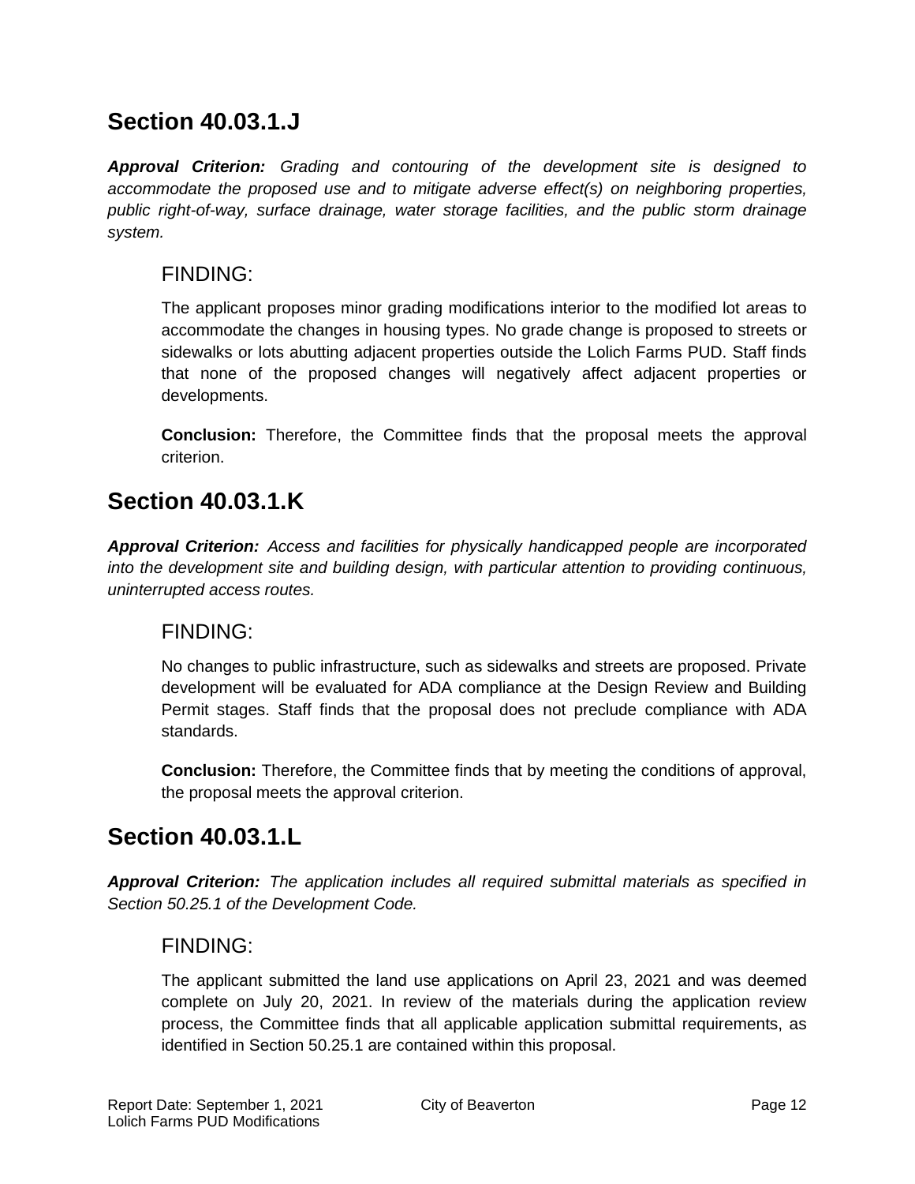## Section 40.03.1.J

***Approval Criterion:*** *Grading and contouring of the development site is designed to accommodate the proposed use and to mitigate adverse effect(s) on neighboring properties, public right-of-way, surface drainage, water storage facilities, and the public storm drainage system.*

### FINDING:

The applicant proposes minor grading modifications interior to the modified lot areas to accommodate the changes in housing types. No grade change is proposed to streets or sidewalks or lots abutting adjacent properties outside the Lolich Farms PUD. Staff finds that none of the proposed changes will negatively affect adjacent properties or developments.

**Conclusion:** Therefore, the Committee finds that the proposal meets the approval criterion.

## Section 40.03.1.K

***Approval Criterion:*** *Access and facilities for physically handicapped people are incorporated into the development site and building design, with particular attention to providing continuous, uninterrupted access routes.*

### FINDING:

No changes to public infrastructure, such as sidewalks and streets are proposed. Private development will be evaluated for ADA compliance at the Design Review and Building Permit stages. Staff finds that the proposal does not preclude compliance with ADA standards.

**Conclusion:** Therefore, the Committee finds that by meeting the conditions of approval, the proposal meets the approval criterion.

## Section 40.03.1.L

***Approval Criterion:*** *The application includes all required submittal materials as specified in Section 50.25.1 of the Development Code.*

### FINDING:

The applicant submitted the land use applications on April 23, 2021 and was deemed complete on July 20, 2021. In review of the materials during the application review process, the Committee finds that all applicable application submittal requirements, as identified in Section 50.25.1 are contained within this proposal.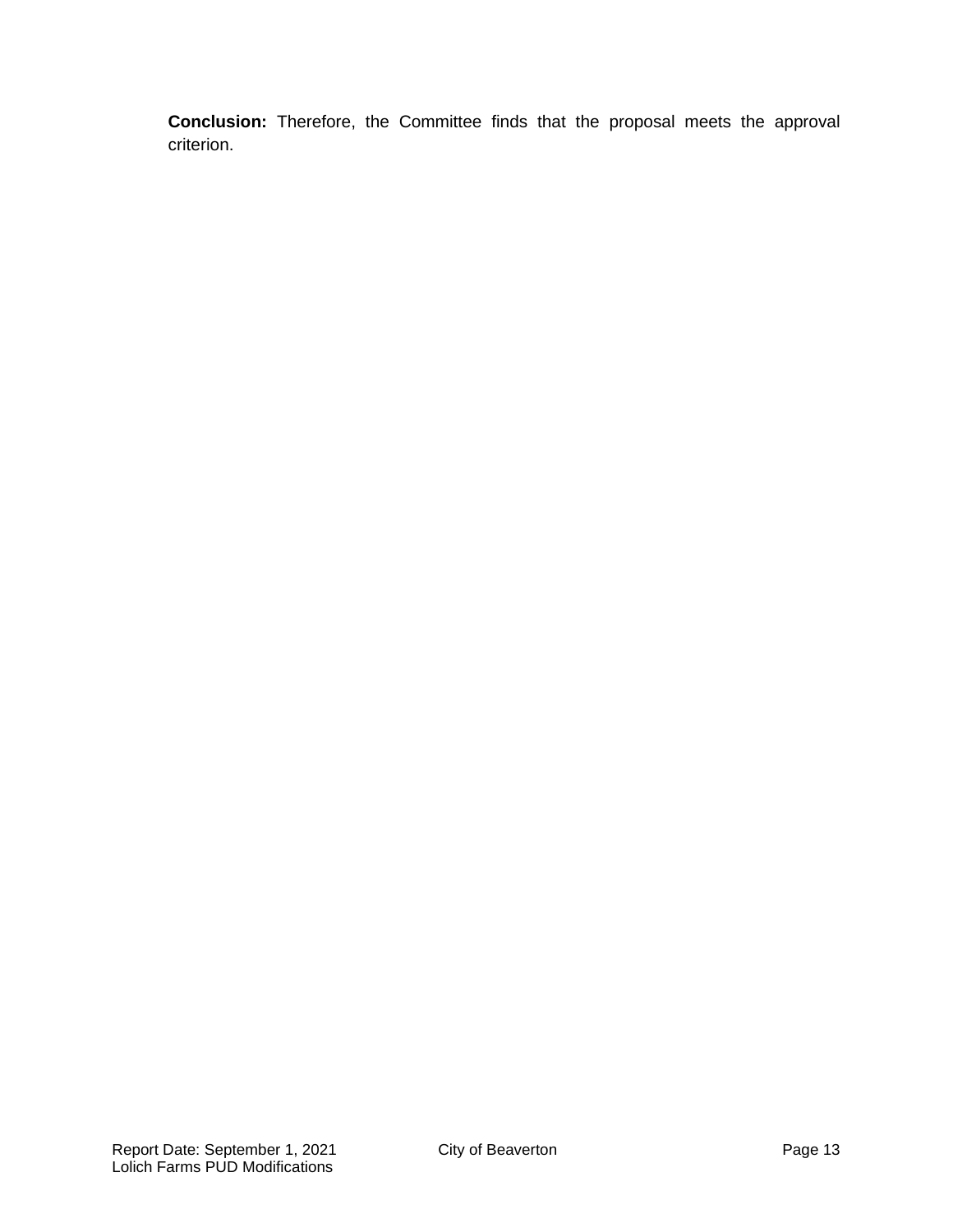**Conclusion:** Therefore, the Committee finds that the proposal meets the approval criterion.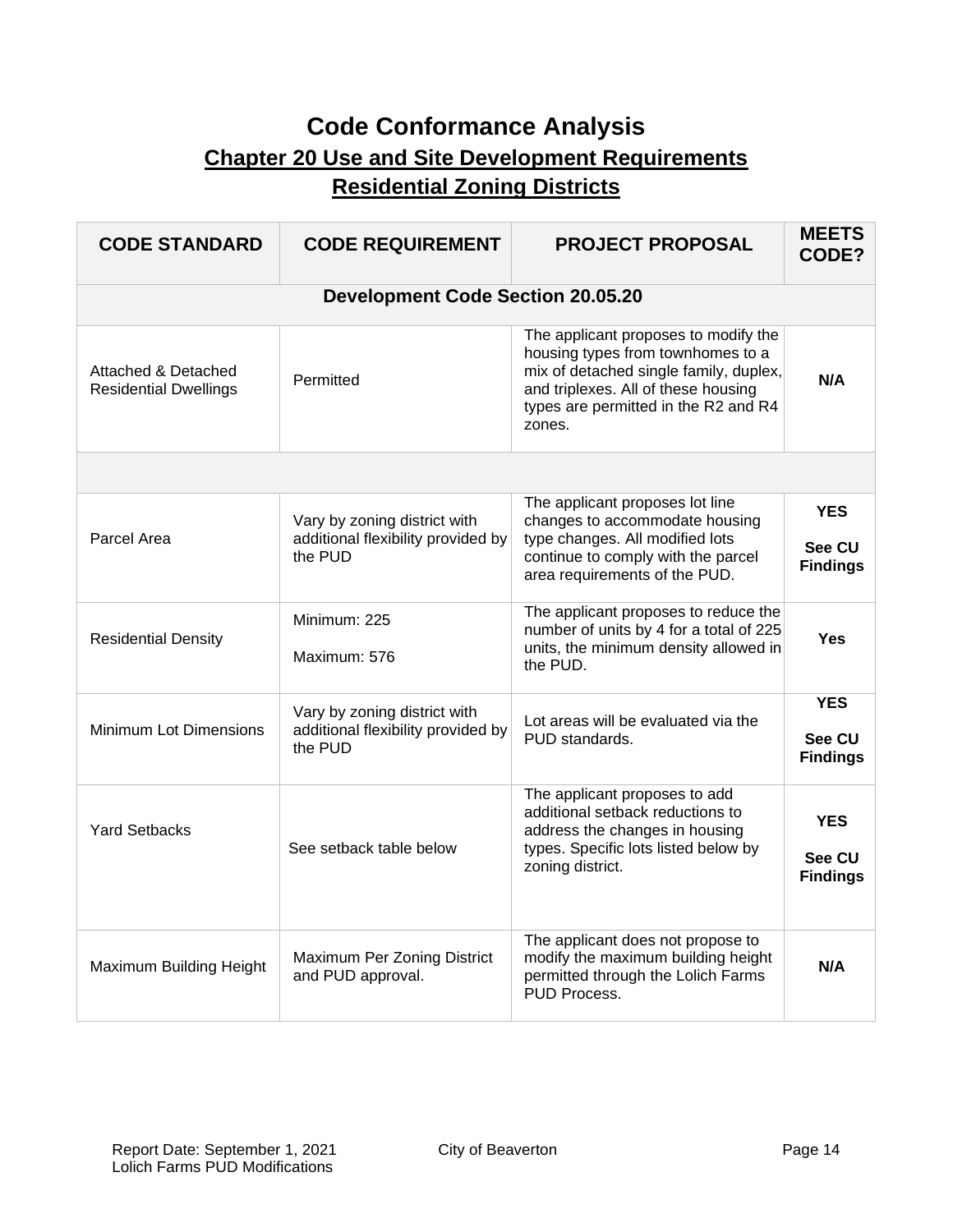# Code Conformance Analysis

## Chapter 20 Use and Site Development Requirements

## Residential Zoning Districts

| CODE STANDARD | CODE REQUIREMENT | PROJECT PROPOSAL | MEETS CODE? |
|---|---|---|---|
| **Development Code Section 20.05.20** | | | |
| Attached & Detached Residential Dwellings | Permitted | The applicant proposes to modify the housing types from townhomes to a mix of detached single family, duplex, and triplexes. All of these housing types are permitted in the R2 and R4 zones. | **N/A** |
| | | | |
| Parcel Area | Vary by zoning district with additional flexibility provided by the PUD | The applicant proposes lot line changes to accommodate housing type changes. All modified lots continue to comply with the parcel area requirements of the PUD. | **YES** **See CU Findings** |
| Residential Density | Minimum: 225 Maximum: 576 | The applicant proposes to reduce the number of units by 4 for a total of 225 units, the minimum density allowed in the PUD. | **Yes** |
| Minimum Lot Dimensions | Vary by zoning district with additional flexibility provided by the PUD | Lot areas will be evaluated via the PUD standards. | **YES** **See CU Findings** |
| Yard Setbacks | See setback table below | The applicant proposes to add additional setback reductions to address the changes in housing types. Specific lots listed below by zoning district. | **YES** **See CU Findings** |
| Maximum Building Height | Maximum Per Zoning District and PUD approval. | The applicant does not propose to modify the maximum building height permitted through the Lolich Farms PUD Process. | **N/A** |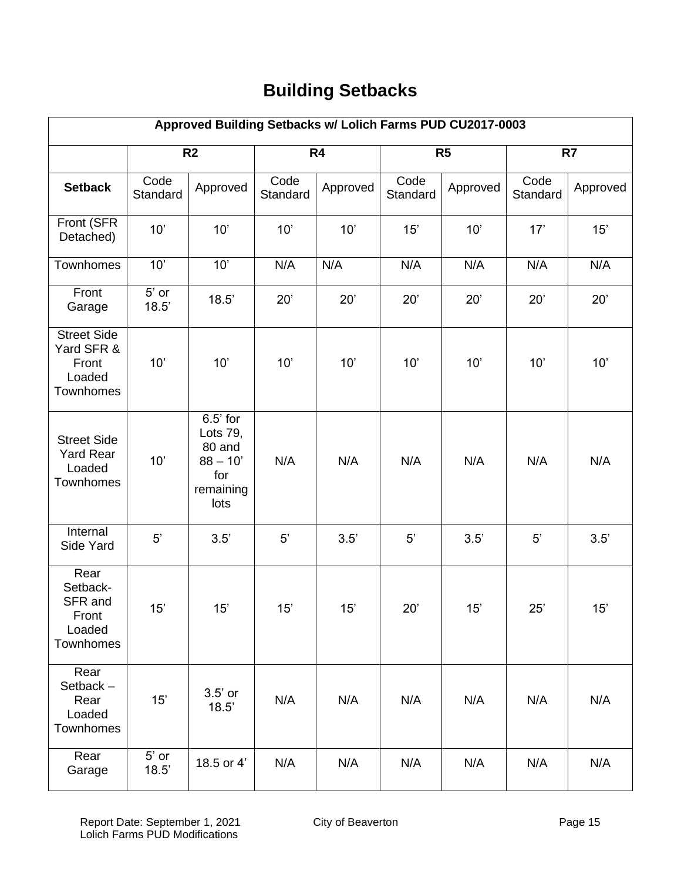# Building Setbacks

| Approved Building Setbacks w/ Lolich Farms PUD CU2017-0003 | | | | | | | | |
|---|---|---|---|---|---|---|---|---|
| | R2 | | R4 | | R5 | | R7 | |
| **Setback** | Code Standard | Approved | Code Standard | Approved | Code Standard | Approved | Code Standard | Approved |
| Front (SFR Detached) | 10’ | 10’ | 10’ | 10’ | 15’ | 10’ | 17’ | 15’ |
| Townhomes | 10’ | 10’ | N/A | N/A | N/A | N/A | N/A | N/A |
| Front Garage | 5’ or 18.5’ | 18.5’ | 20’ | 20’ | 20’ | 20’ | 20’ | 20’ |
| Street Side Yard SFR & Front Loaded Townhomes | 10’ | 10’ | 10’ | 10’ | 10’ | 10’ | 10’ | 10’ |
| Street Side Yard Rear Loaded Townhomes | 10’ | 6.5’ for Lots 79, 80 and 88 – 10’ for remaining lots | N/A | N/A | N/A | N/A | N/A | N/A |
| Internal Side Yard | 5’ | 3.5’ | 5’ | 3.5’ | 5’ | 3.5’ | 5’ | 3.5’ |
| Rear Setback- SFR and Front Loaded Townhomes | 15’ | 15’ | 15’ | 15’ | 20’ | 15’ | 25’ | 15’ |
| Rear Setback – Rear Loaded Townhomes | 15’ | 3.5’ or 18.5’ | N/A | N/A | N/A | N/A | N/A | N/A |
| Rear Garage | 5’ or 18.5’ | 18.5 or 4’ | N/A | N/A | N/A | N/A | N/A | N/A |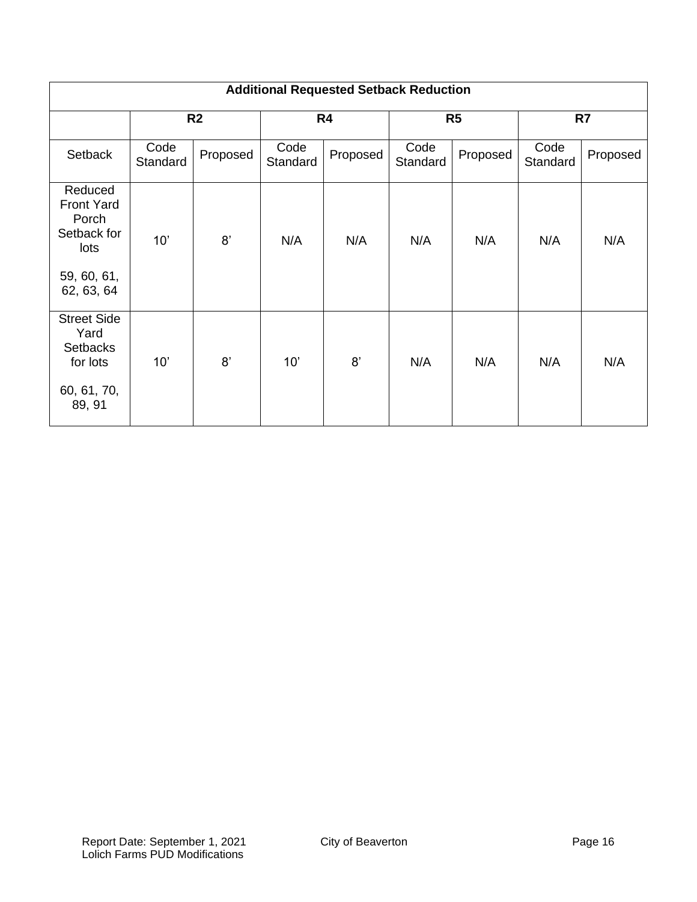| Additional Requested Setback Reduction | | | | | | | | |
|---|---|---|---|---|---|---|---|---|
| | R2 | | R4 | | R5 | | R7 | |
| Setback | Code Standard | Proposed | Code Standard | Proposed | Code Standard | Proposed | Code Standard | Proposed |
| Reduced Front Yard Porch Setback for lots 59, 60, 61, 62, 63, 64 | 10’ | 8’ | N/A | N/A | N/A | N/A | N/A | N/A |
| Street Side Yard Setbacks for lots 60, 61, 70, 89, 91 | 10’ | 8’ | 10’ | 8’ | N/A | N/A | N/A | N/A |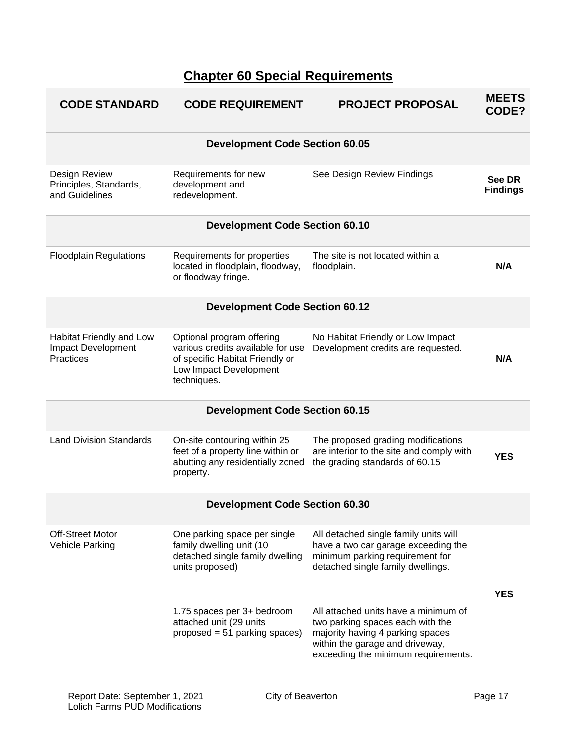# Chapter 60 Special Requirements

| CODE STANDARD | CODE REQUIREMENT | PROJECT PROPOSAL | MEETS CODE? |
|---|---|---|---|
| **Development Code Section 60.05** | | | |
| Design Review Principles, Standards, and Guidelines | Requirements for new development and redevelopment. | See Design Review Findings | **See DR Findings** |
| **Development Code Section 60.10** | | | |
| Floodplain Regulations | Requirements for properties located in floodplain, floodway, or floodway fringe. | The site is not located within a floodplain. | **N/A** |
| **Development Code Section 60.12** | | | |
| Habitat Friendly and Low Impact Development Practices | Optional program offering various credits available for use of specific Habitat Friendly or Low Impact Development techniques. | No Habitat Friendly or Low Impact Development credits are requested. | **N/A** |
| **Development Code Section 60.15** | | | |
| Land Division Standards | On-site contouring within 25 feet of a property line within or abutting any residentially zoned property. | The proposed grading modifications are interior to the site and comply with the grading standards of 60.15 | **YES** |
| **Development Code Section 60.30** | | | |
| Off-Street Motor Vehicle Parking | One parking space per single family dwelling unit (10 detached single family dwelling units proposed)<br><br>1.75 spaces per 3+ bedroom attached unit (29 units proposed = 51 parking spaces) | All detached single family units will have a two car garage exceeding the minimum parking requirement for detached single family dwellings.<br><br>All attached units have a minimum of two parking spaces each with the majority having 4 parking spaces within the garage and driveway, exceeding the minimum requirements. | **YES** |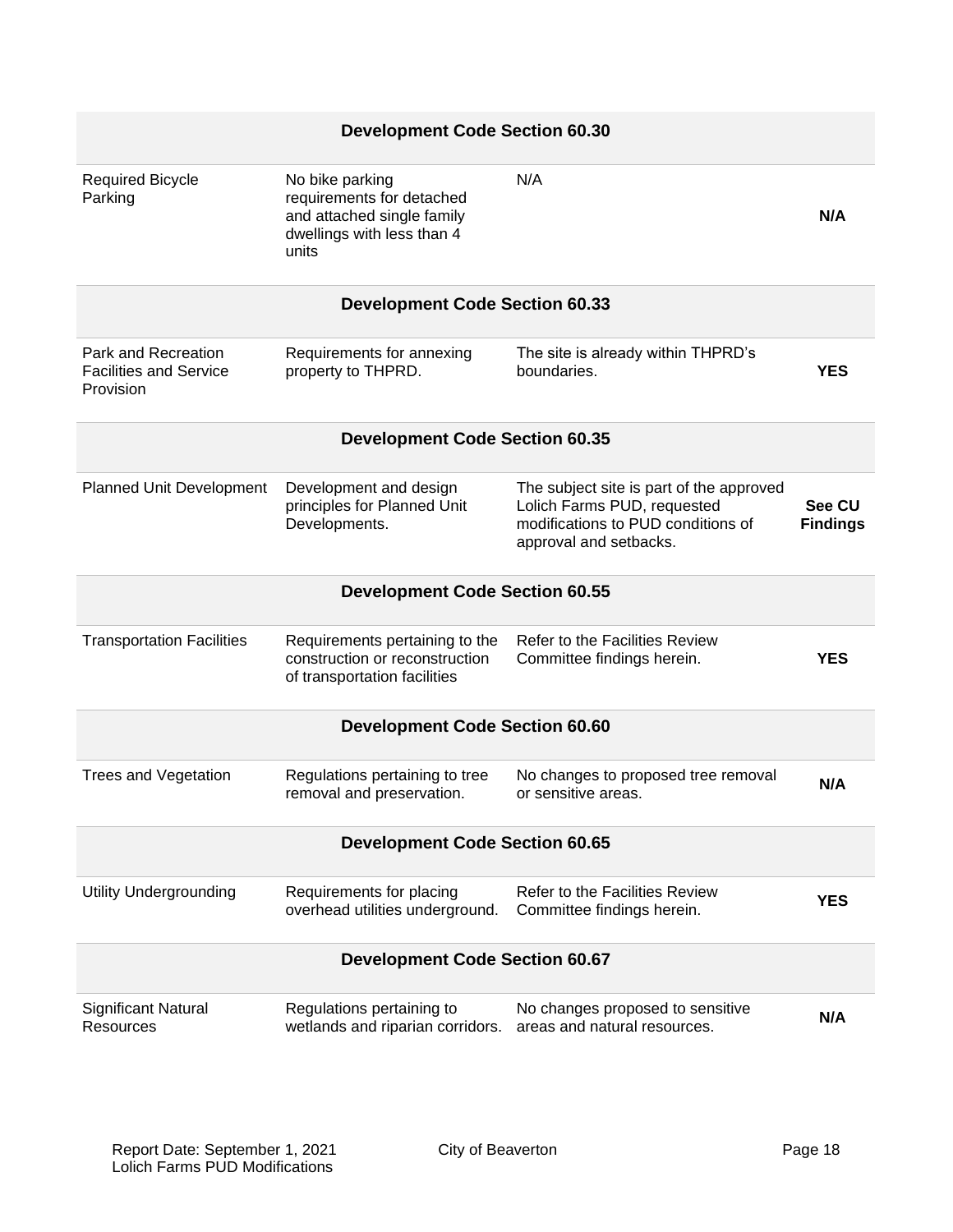| Development Code Section 60.30 | | | |
|---|---|---|---|
| Required Bicycle Parking | No bike parking requirements for detached and attached single family dwellings with less than 4 units | N/A | **N/A** |
| **Development Code Section 60.33** | | | |
| Park and Recreation Facilities and Service Provision | Requirements for annexing property to THPRD. | The site is already within THPRD's boundaries. | **YES** |
| **Development Code Section 60.35** | | | |
| Planned Unit Development | Development and design principles for Planned Unit Developments. | The subject site is part of the approved Lolich Farms PUD, requested modifications to PUD conditions of approval and setbacks. | **See CU Findings** |
| **Development Code Section 60.55** | | | |
| Transportation Facilities | Requirements pertaining to the construction or reconstruction of transportation facilities | Refer to the Facilities Review Committee findings herein. | **YES** |
| **Development Code Section 60.60** | | | |
| Trees and Vegetation | Regulations pertaining to tree removal and preservation. | No changes to proposed tree removal or sensitive areas. | **N/A** |
| **Development Code Section 60.65** | | | |
| Utility Undergrounding | Requirements for placing overhead utilities underground. | Refer to the Facilities Review Committee findings herein. | **YES** |
| **Development Code Section 60.67** | | | |
| Significant Natural Resources | Regulations pertaining to wetlands and riparian corridors. | No changes proposed to sensitive areas and natural resources. | **N/A** |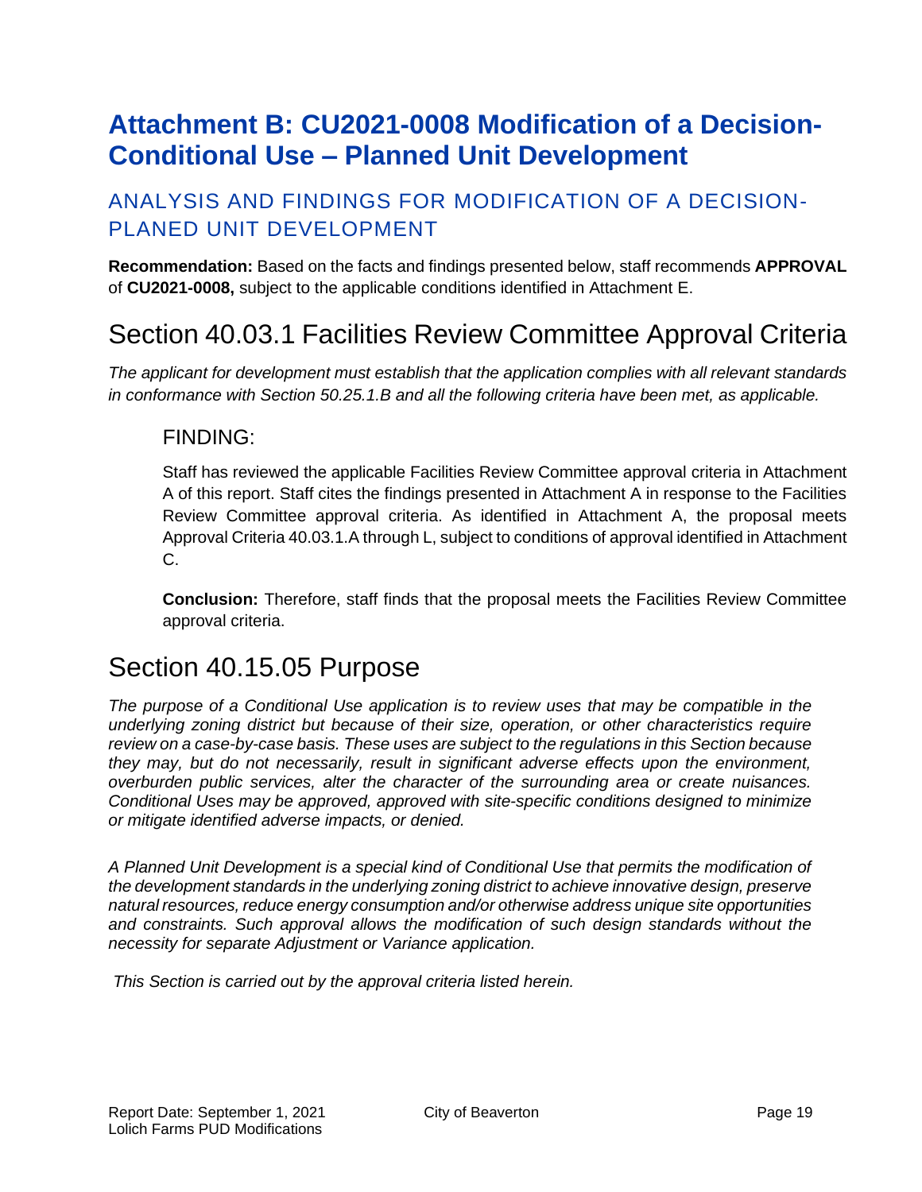# Attachment B: CU2021-0008 Modification of a Decision-Conditional Use – Planned Unit Development

## ANALYSIS AND FINDINGS FOR MODIFICATION OF A DECISION-PLANED UNIT DEVELOPMENT

**Recommendation:** Based on the facts and findings presented below, staff recommends **APPROVAL** of **CU2021-0008,** subject to the applicable conditions identified in Attachment E.

## Section 40.03.1 Facilities Review Committee Approval Criteria

*The applicant for development must establish that the application complies with all relevant standards in conformance with Section 50.25.1.B and all the following criteria have been met, as applicable.*

### FINDING:

Staff has reviewed the applicable Facilities Review Committee approval criteria in Attachment A of this report. Staff cites the findings presented in Attachment A in response to the Facilities Review Committee approval criteria. As identified in Attachment A, the proposal meets Approval Criteria 40.03.1.A through L, subject to conditions of approval identified in Attachment C.

**Conclusion:** Therefore, staff finds that the proposal meets the Facilities Review Committee approval criteria.

## Section 40.15.05 Purpose

*The purpose of a Conditional Use application is to review uses that may be compatible in the underlying zoning district but because of their size, operation, or other characteristics require review on a case-by-case basis. These uses are subject to the regulations in this Section because they may, but do not necessarily, result in significant adverse effects upon the environment, overburden public services, alter the character of the surrounding area or create nuisances. Conditional Uses may be approved, approved with site-specific conditions designed to minimize or mitigate identified adverse impacts, or denied.*

*A Planned Unit Development is a special kind of Conditional Use that permits the modification of the development standards in the underlying zoning district to achieve innovative design, preserve natural resources, reduce energy consumption and/or otherwise address unique site opportunities and constraints. Such approval allows the modification of such design standards without the necessity for separate Adjustment or Variance application.*

*This Section is carried out by the approval criteria listed herein.*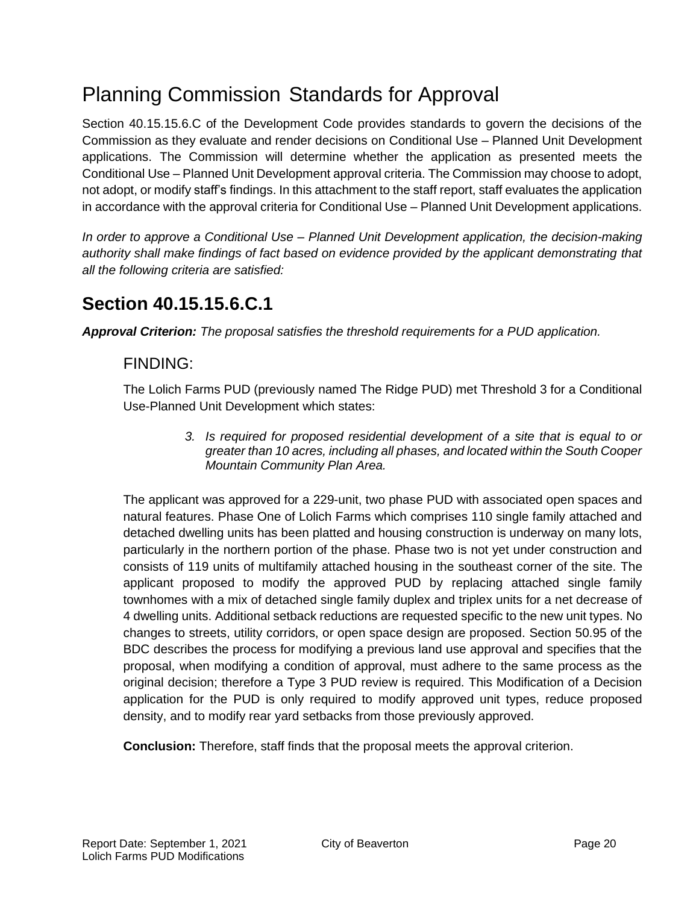# Planning Commission Standards for Approval

Section 40.15.15.6.C of the Development Code provides standards to govern the decisions of the Commission as they evaluate and render decisions on Conditional Use – Planned Unit Development applications. The Commission will determine whether the application as presented meets the Conditional Use – Planned Unit Development approval criteria. The Commission may choose to adopt, not adopt, or modify staff's findings. In this attachment to the staff report, staff evaluates the application in accordance with the approval criteria for Conditional Use – Planned Unit Development applications.

*In order to approve a Conditional Use – Planned Unit Development application, the decision-making authority shall make findings of fact based on evidence provided by the applicant demonstrating that all the following criteria are satisfied:*

## Section 40.15.15.6.C.1

***Approval Criterion:*** *The proposal satisfies the threshold requirements for a PUD application.*

### FINDING:

The Lolich Farms PUD (previously named The Ridge PUD) met Threshold 3 for a Conditional Use-Planned Unit Development which states:

> 3. *Is required for proposed residential development of a site that is equal to or greater than 10 acres, including all phases, and located within the South Cooper Mountain Community Plan Area.*

The applicant was approved for a 229-unit, two phase PUD with associated open spaces and natural features. Phase One of Lolich Farms which comprises 110 single family attached and detached dwelling units has been platted and housing construction is underway on many lots, particularly in the northern portion of the phase. Phase two is not yet under construction and consists of 119 units of multifamily attached housing in the southeast corner of the site. The applicant proposed to modify the approved PUD by replacing attached single family townhomes with a mix of detached single family duplex and triplex units for a net decrease of 4 dwelling units. Additional setback reductions are requested specific to the new unit types. No changes to streets, utility corridors, or open space design are proposed. Section 50.95 of the BDC describes the process for modifying a previous land use approval and specifies that the proposal, when modifying a condition of approval, must adhere to the same process as the original decision; therefore a Type 3 PUD review is required. This Modification of a Decision application for the PUD is only required to modify approved unit types, reduce proposed density, and to modify rear yard setbacks from those previously approved.

**Conclusion:** Therefore, staff finds that the proposal meets the approval criterion.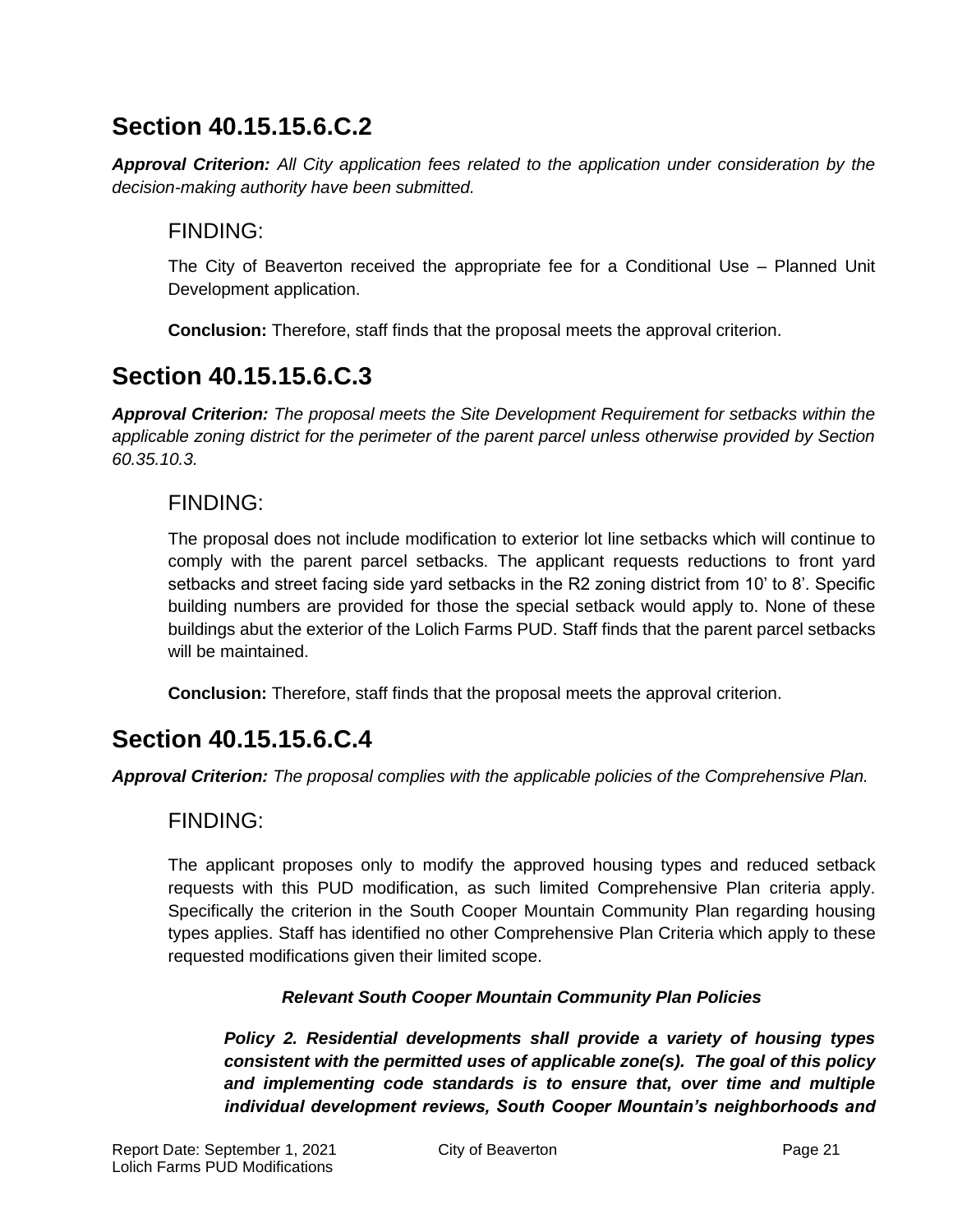## Section 40.15.15.6.C.2

***Approval Criterion:*** *All City application fees related to the application under consideration by the decision-making authority have been submitted.*

### FINDING:

The City of Beaverton received the appropriate fee for a Conditional Use – Planned Unit Development application.

**Conclusion:** Therefore, staff finds that the proposal meets the approval criterion.

## Section 40.15.15.6.C.3

***Approval Criterion:*** *The proposal meets the Site Development Requirement for setbacks within the applicable zoning district for the perimeter of the parent parcel unless otherwise provided by Section 60.35.10.3.*

### FINDING:

The proposal does not include modification to exterior lot line setbacks which will continue to comply with the parent parcel setbacks. The applicant requests reductions to front yard setbacks and street facing side yard setbacks in the R2 zoning district from 10' to 8'. Specific building numbers are provided for those the special setback would apply to. None of these buildings abut the exterior of the Lolich Farms PUD. Staff finds that the parent parcel setbacks will be maintained.

**Conclusion:** Therefore, staff finds that the proposal meets the approval criterion.

## Section 40.15.15.6.C.4

***Approval Criterion:*** *The proposal complies with the applicable policies of the Comprehensive Plan.*

### FINDING:

The applicant proposes only to modify the approved housing types and reduced setback requests with this PUD modification, as such limited Comprehensive Plan criteria apply. Specifically the criterion in the South Cooper Mountain Community Plan regarding housing types applies. Staff has identified no other Comprehensive Plan Criteria which apply to these requested modifications given their limited scope.

***Relevant South Cooper Mountain Community Plan Policies***

***Policy 2. Residential developments shall provide a variety of housing types consistent with the permitted uses of applicable zone(s). The goal of this policy and implementing code standards is to ensure that, over time and multiple individual development reviews, South Cooper Mountain's neighborhoods and***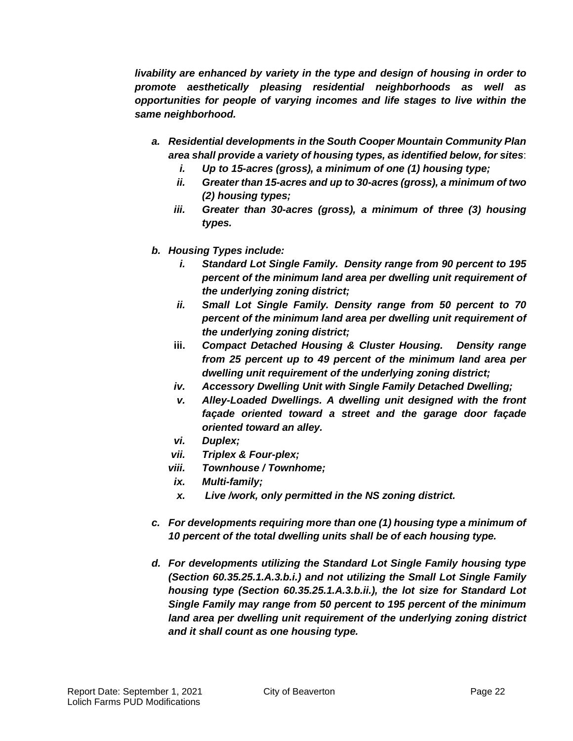***livability are enhanced by variety in the type and design of housing in order to promote aesthetically pleasing residential neighborhoods as well as opportunities for people of varying incomes and life stages to live within the same neighborhood.***

a. ***Residential developments in the South Cooper Mountain Community Plan area shall provide a variety of housing types, as identified below, for sites***:
   i. ***Up to 15-acres (gross), a minimum of one (1) housing type;***
   ii. ***Greater than 15-acres and up to 30-acres (gross), a minimum of two (2) housing types;***
   iii. ***Greater than 30-acres (gross), a minimum of three (3) housing types.***

b. ***Housing Types include:***
   i. ***Standard Lot Single Family. Density range from 90 percent to 195 percent of the minimum land area per dwelling unit requirement of the underlying zoning district;***
   ii. ***Small Lot Single Family. Density range from 50 percent to 70 percent of the minimum land area per dwelling unit requirement of the underlying zoning district;***
   iii. ***Compact Detached Housing & Cluster Housing. Density range from 25 percent up to 49 percent of the minimum land area per dwelling unit requirement of the underlying zoning district;***
   iv. ***Accessory Dwelling Unit with Single Family Detached Dwelling;***
   v. ***Alley-Loaded Dwellings. A dwelling unit designed with the front façade oriented toward a street and the garage door façade oriented toward an alley.***
   vi. ***Duplex;***
   vii. ***Triplex & Four-plex;***
   viii. ***Townhouse / Townhome;***
   ix. ***Multi-family;***
   x. ***Live /work, only permitted in the NS zoning district.***

c. ***For developments requiring more than one (1) housing type a minimum of 10 percent of the total dwelling units shall be of each housing type.***

d. ***For developments utilizing the Standard Lot Single Family housing type (Section 60.35.25.1.A.3.b.i.) and not utilizing the Small Lot Single Family housing type (Section 60.35.25.1.A.3.b.ii.), the lot size for Standard Lot Single Family may range from 50 percent to 195 percent of the minimum land area per dwelling unit requirement of the underlying zoning district and it shall count as one housing type.***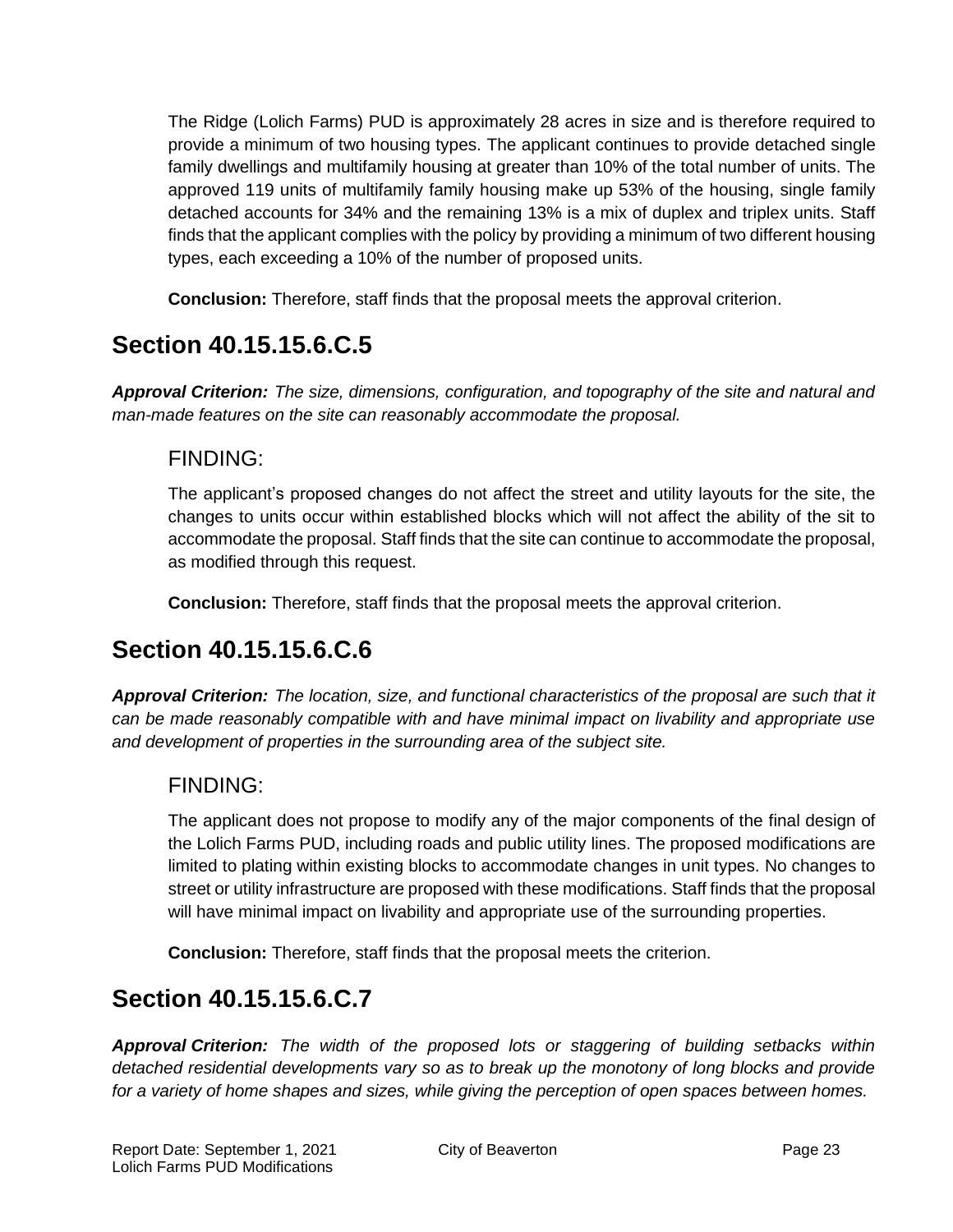The Ridge (Lolich Farms) PUD is approximately 28 acres in size and is therefore required to provide a minimum of two housing types. The applicant continues to provide detached single family dwellings and multifamily housing at greater than 10% of the total number of units. The approved 119 units of multifamily family housing make up 53% of the housing, single family detached accounts for 34% and the remaining 13% is a mix of duplex and triplex units. Staff finds that the applicant complies with the policy by providing a minimum of two different housing types, each exceeding a 10% of the number of proposed units.

**Conclusion:** Therefore, staff finds that the proposal meets the approval criterion.

## Section 40.15.15.6.C.5

***Approval Criterion:*** *The size, dimensions, configuration, and topography of the site and natural and man-made features on the site can reasonably accommodate the proposal.*

### FINDING:

The applicant's proposed changes do not affect the street and utility layouts for the site, the changes to units occur within established blocks which will not affect the ability of the sit to accommodate the proposal. Staff finds that the site can continue to accommodate the proposal, as modified through this request.

**Conclusion:** Therefore, staff finds that the proposal meets the approval criterion.

## Section 40.15.15.6.C.6

***Approval Criterion:*** *The location, size, and functional characteristics of the proposal are such that it can be made reasonably compatible with and have minimal impact on livability and appropriate use and development of properties in the surrounding area of the subject site.*

### FINDING:

The applicant does not propose to modify any of the major components of the final design of the Lolich Farms PUD, including roads and public utility lines. The proposed modifications are limited to plating within existing blocks to accommodate changes in unit types. No changes to street or utility infrastructure are proposed with these modifications. Staff finds that the proposal will have minimal impact on livability and appropriate use of the surrounding properties.

**Conclusion:** Therefore, staff finds that the proposal meets the criterion.

## Section 40.15.15.6.C.7

***Approval Criterion:*** *The width of the proposed lots or staggering of building setbacks within detached residential developments vary so as to break up the monotony of long blocks and provide for a variety of home shapes and sizes, while giving the perception of open spaces between homes.*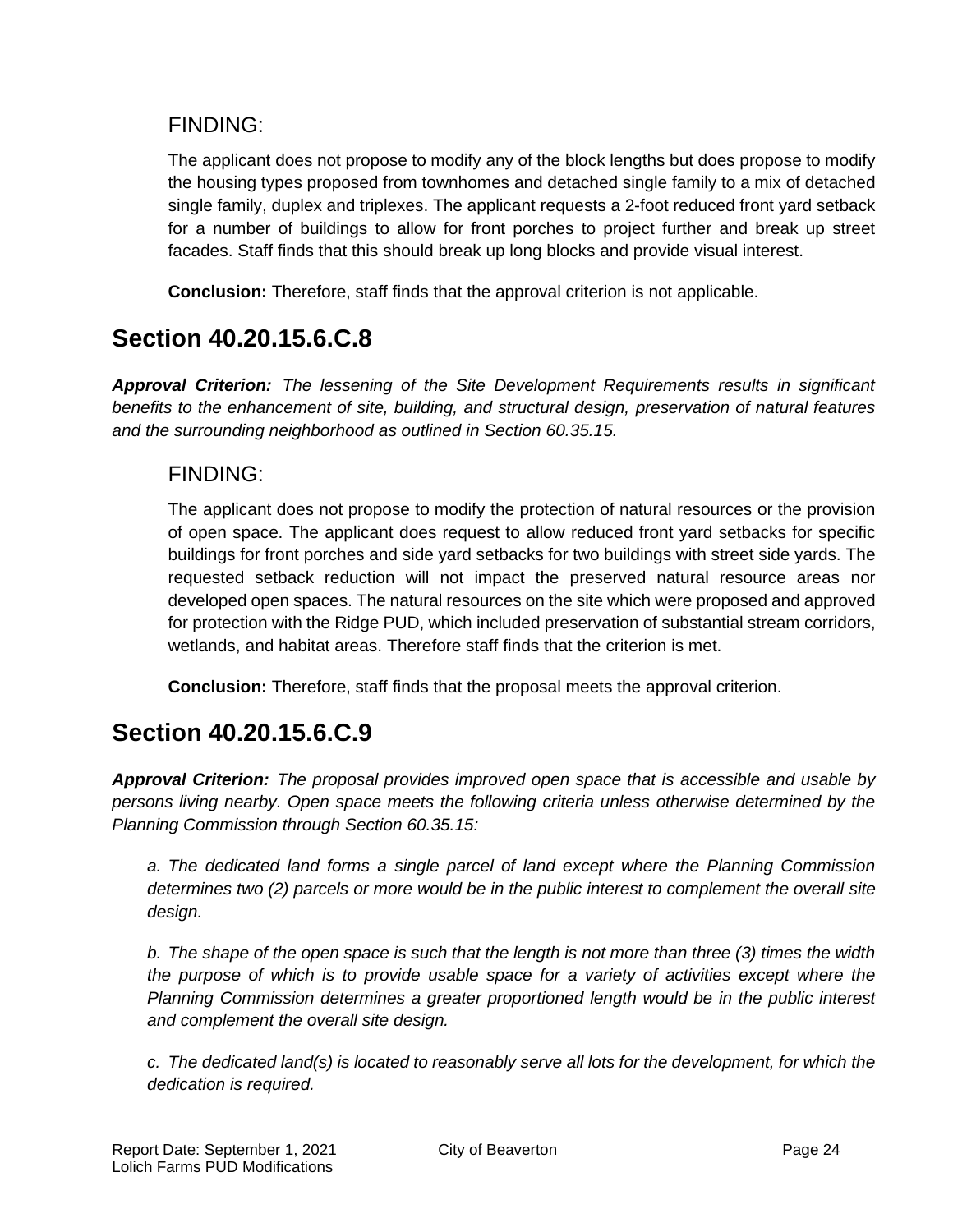### FINDING:

The applicant does not propose to modify any of the block lengths but does propose to modify the housing types proposed from townhomes and detached single family to a mix of detached single family, duplex and triplexes. The applicant requests a 2-foot reduced front yard setback for a number of buildings to allow for front porches to project further and break up street facades. Staff finds that this should break up long blocks and provide visual interest.

**Conclusion:** Therefore, staff finds that the approval criterion is not applicable.

## Section 40.20.15.6.C.8

***Approval Criterion:*** *The lessening of the Site Development Requirements results in significant benefits to the enhancement of site, building, and structural design, preservation of natural features and the surrounding neighborhood as outlined in Section 60.35.15.*

### FINDING:

The applicant does not propose to modify the protection of natural resources or the provision of open space. The applicant does request to allow reduced front yard setbacks for specific buildings for front porches and side yard setbacks for two buildings with street side yards. The requested setback reduction will not impact the preserved natural resource areas nor developed open spaces. The natural resources on the site which were proposed and approved for protection with the Ridge PUD, which included preservation of substantial stream corridors, wetlands, and habitat areas. Therefore staff finds that the criterion is met.

**Conclusion:** Therefore, staff finds that the proposal meets the approval criterion.

## Section 40.20.15.6.C.9

***Approval Criterion:*** *The proposal provides improved open space that is accessible and usable by persons living nearby. Open space meets the following criteria unless otherwise determined by the Planning Commission through Section 60.35.15:*

*a. The dedicated land forms a single parcel of land except where the Planning Commission determines two (2) parcels or more would be in the public interest to complement the overall site design.*

*b. The shape of the open space is such that the length is not more than three (3) times the width the purpose of which is to provide usable space for a variety of activities except where the Planning Commission determines a greater proportioned length would be in the public interest and complement the overall site design.*

*c. The dedicated land(s) is located to reasonably serve all lots for the development, for which the dedication is required.*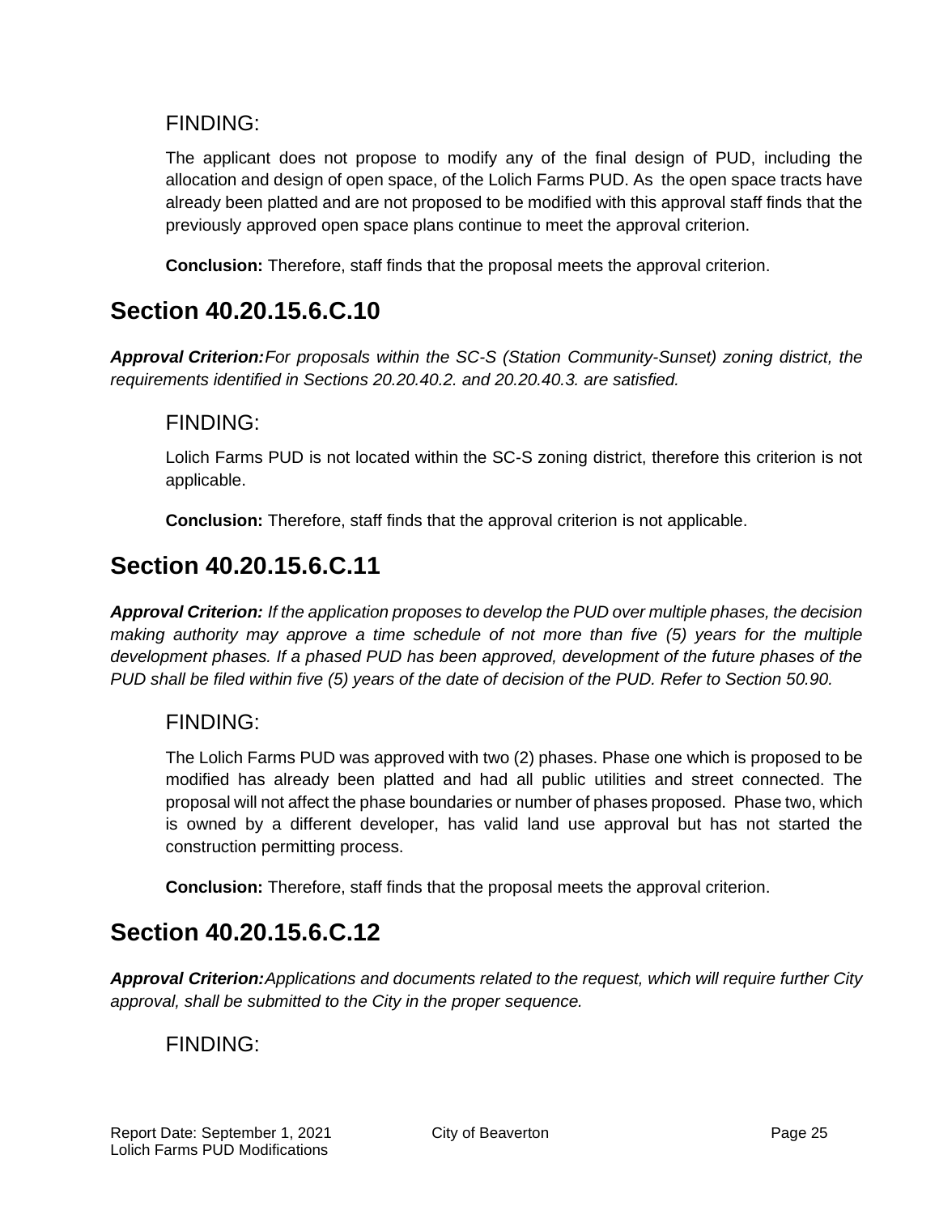### FINDING:

The applicant does not propose to modify any of the final design of PUD, including the allocation and design of open space, of the Lolich Farms PUD. As the open space tracts have already been platted and are not proposed to be modified with this approval staff finds that the previously approved open space plans continue to meet the approval criterion.

**Conclusion:** Therefore, staff finds that the proposal meets the approval criterion.

## Section 40.20.15.6.C.10

***Approval Criterion:*** *For proposals within the SC-S (Station Community-Sunset) zoning district, the requirements identified in Sections 20.20.40.2. and 20.20.40.3. are satisfied.*

### FINDING:

Lolich Farms PUD is not located within the SC-S zoning district, therefore this criterion is not applicable.

**Conclusion:** Therefore, staff finds that the approval criterion is not applicable.

## Section 40.20.15.6.C.11

***Approval Criterion:*** *If the application proposes to develop the PUD over multiple phases, the decision making authority may approve a time schedule of not more than five (5) years for the multiple development phases. If a phased PUD has been approved, development of the future phases of the PUD shall be filed within five (5) years of the date of decision of the PUD. Refer to Section 50.90.*

### FINDING:

The Lolich Farms PUD was approved with two (2) phases. Phase one which is proposed to be modified has already been platted and had all public utilities and street connected. The proposal will not affect the phase boundaries or number of phases proposed. Phase two, which is owned by a different developer, has valid land use approval but has not started the construction permitting process.

**Conclusion:** Therefore, staff finds that the proposal meets the approval criterion.

## Section 40.20.15.6.C.12

***Approval Criterion:*** *Applications and documents related to the request, which will require further City approval, shall be submitted to the City in the proper sequence.*

### FINDING: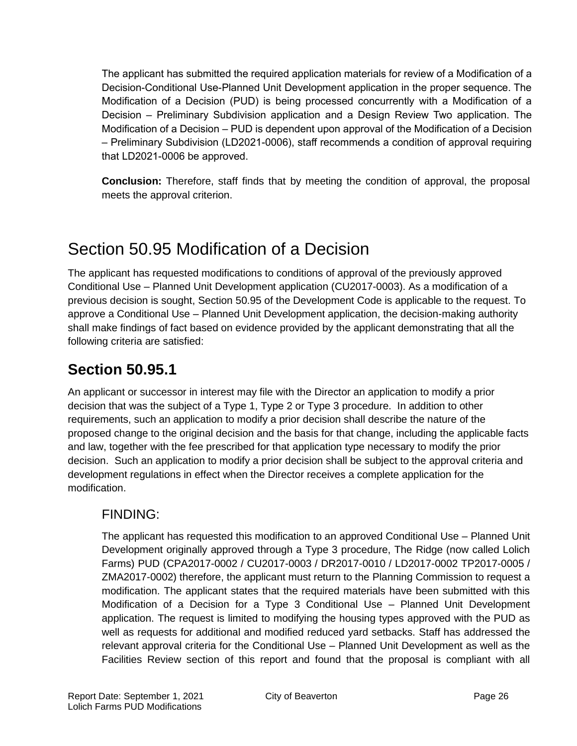The applicant has submitted the required application materials for review of a Modification of a Decision-Conditional Use-Planned Unit Development application in the proper sequence. The Modification of a Decision (PUD) is being processed concurrently with a Modification of a Decision – Preliminary Subdivision application and a Design Review Two application. The Modification of a Decision – PUD is dependent upon approval of the Modification of a Decision – Preliminary Subdivision (LD2021-0006), staff recommends a condition of approval requiring that LD2021-0006 be approved.

**Conclusion:** Therefore, staff finds that by meeting the condition of approval, the proposal meets the approval criterion.

# Section 50.95 Modification of a Decision

The applicant has requested modifications to conditions of approval of the previously approved Conditional Use – Planned Unit Development application (CU2017-0003). As a modification of a previous decision is sought, Section 50.95 of the Development Code is applicable to the request. To approve a Conditional Use – Planned Unit Development application, the decision-making authority shall make findings of fact based on evidence provided by the applicant demonstrating that all the following criteria are satisfied:

## Section 50.95.1

An applicant or successor in interest may file with the Director an application to modify a prior decision that was the subject of a Type 1, Type 2 or Type 3 procedure. In addition to other requirements, such an application to modify a prior decision shall describe the nature of the proposed change to the original decision and the basis for that change, including the applicable facts and law, together with the fee prescribed for that application type necessary to modify the prior decision. Such an application to modify a prior decision shall be subject to the approval criteria and development regulations in effect when the Director receives a complete application for the modification.

### FINDING:

The applicant has requested this modification to an approved Conditional Use – Planned Unit Development originally approved through a Type 3 procedure, The Ridge (now called Lolich Farms) PUD (CPA2017-0002 / CU2017-0003 / DR2017-0010 / LD2017-0002 TP2017-0005 / ZMA2017-0002) therefore, the applicant must return to the Planning Commission to request a modification. The applicant states that the required materials have been submitted with this Modification of a Decision for a Type 3 Conditional Use – Planned Unit Development application. The request is limited to modifying the housing types approved with the PUD as well as requests for additional and modified reduced yard setbacks. Staff has addressed the relevant approval criteria for the Conditional Use – Planned Unit Development as well as the Facilities Review section of this report and found that the proposal is compliant with all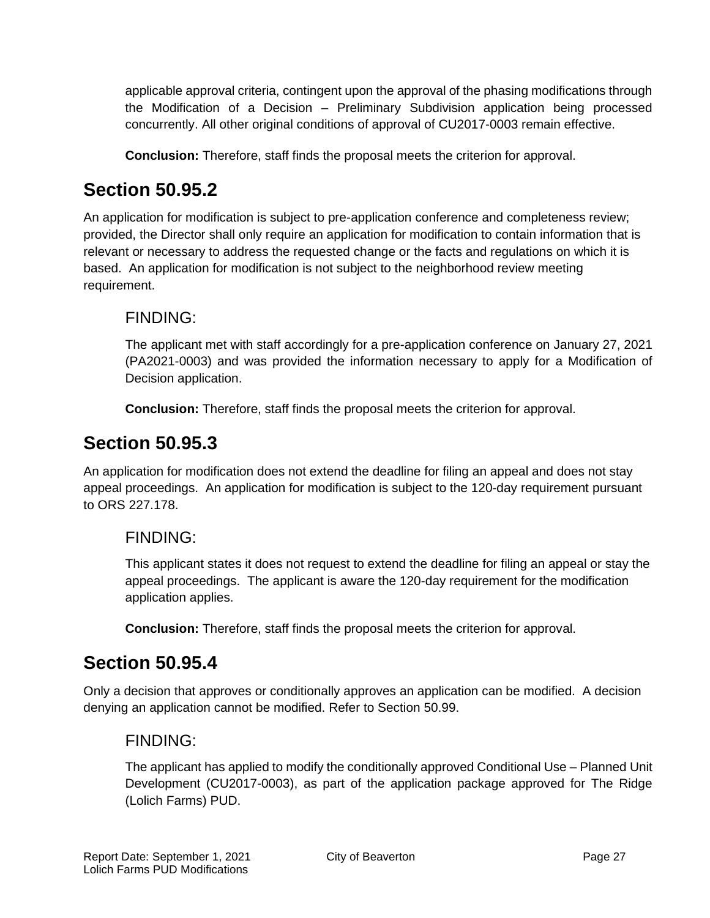applicable approval criteria, contingent upon the approval of the phasing modifications through the Modification of a Decision – Preliminary Subdivision application being processed concurrently. All other original conditions of approval of CU2017-0003 remain effective.

**Conclusion:** Therefore, staff finds the proposal meets the criterion for approval.

## Section 50.95.2

An application for modification is subject to pre-application conference and completeness review; provided, the Director shall only require an application for modification to contain information that is relevant or necessary to address the requested change or the facts and regulations on which it is based. An application for modification is not subject to the neighborhood review meeting requirement.

### FINDING:

The applicant met with staff accordingly for a pre-application conference on January 27, 2021 (PA2021-0003) and was provided the information necessary to apply for a Modification of Decision application.

**Conclusion:** Therefore, staff finds the proposal meets the criterion for approval.

## Section 50.95.3

An application for modification does not extend the deadline for filing an appeal and does not stay appeal proceedings. An application for modification is subject to the 120-day requirement pursuant to ORS 227.178.

### FINDING:

This applicant states it does not request to extend the deadline for filing an appeal or stay the appeal proceedings. The applicant is aware the 120-day requirement for the modification application applies.

**Conclusion:** Therefore, staff finds the proposal meets the criterion for approval.

## Section 50.95.4

Only a decision that approves or conditionally approves an application can be modified. A decision denying an application cannot be modified. Refer to Section 50.99.

### FINDING:

The applicant has applied to modify the conditionally approved Conditional Use – Planned Unit Development (CU2017-0003), as part of the application package approved for The Ridge (Lolich Farms) PUD.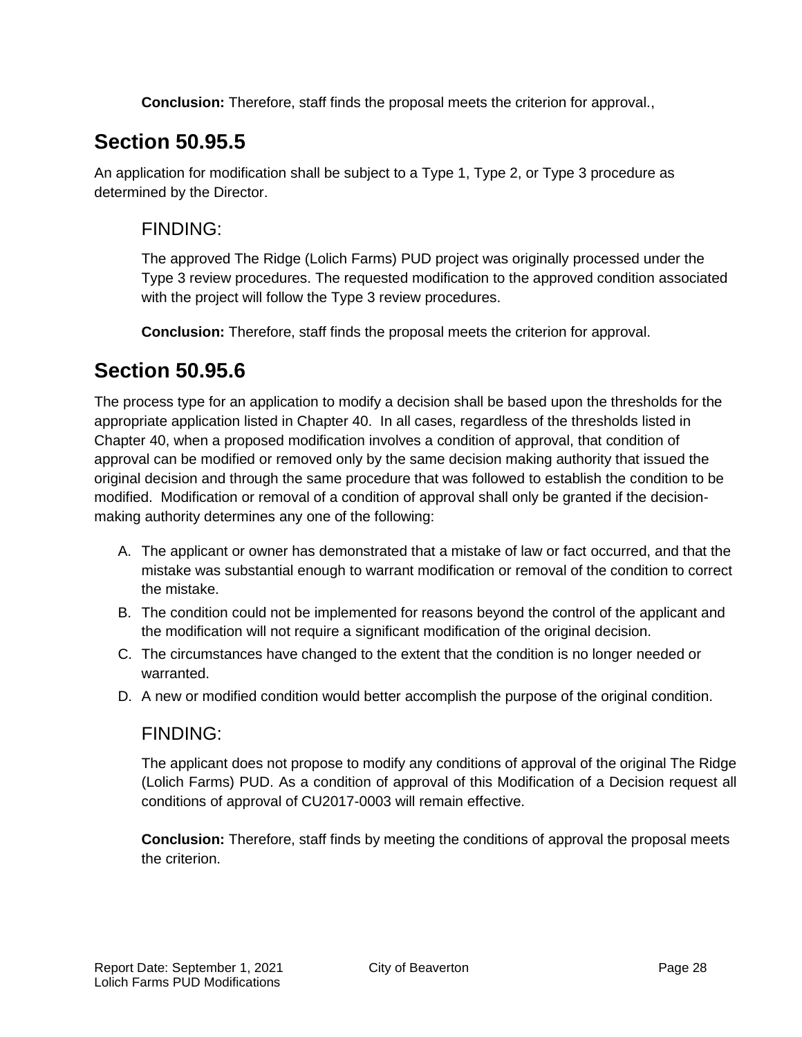**Conclusion:** Therefore, staff finds the proposal meets the criterion for approval.,

## Section 50.95.5

An application for modification shall be subject to a Type 1, Type 2, or Type 3 procedure as determined by the Director.

### FINDING:

The approved The Ridge (Lolich Farms) PUD project was originally processed under the Type 3 review procedures. The requested modification to the approved condition associated with the project will follow the Type 3 review procedures.

**Conclusion:** Therefore, staff finds the proposal meets the criterion for approval.

## Section 50.95.6

The process type for an application to modify a decision shall be based upon the thresholds for the appropriate application listed in Chapter 40. In all cases, regardless of the thresholds listed in Chapter 40, when a proposed modification involves a condition of approval, that condition of approval can be modified or removed only by the same decision making authority that issued the original decision and through the same procedure that was followed to establish the condition to be modified. Modification or removal of a condition of approval shall only be granted if the decision-making authority determines any one of the following:

A. The applicant or owner has demonstrated that a mistake of law or fact occurred, and that the mistake was substantial enough to warrant modification or removal of the condition to correct the mistake.
B. The condition could not be implemented for reasons beyond the control of the applicant and the modification will not require a significant modification of the original decision.
C. The circumstances have changed to the extent that the condition is no longer needed or warranted.
D. A new or modified condition would better accomplish the purpose of the original condition.

### FINDING:

The applicant does not propose to modify any conditions of approval of the original The Ridge (Lolich Farms) PUD. As a condition of approval of this Modification of a Decision request all conditions of approval of CU2017-0003 will remain effective.

**Conclusion:** Therefore, staff finds by meeting the conditions of approval the proposal meets the criterion.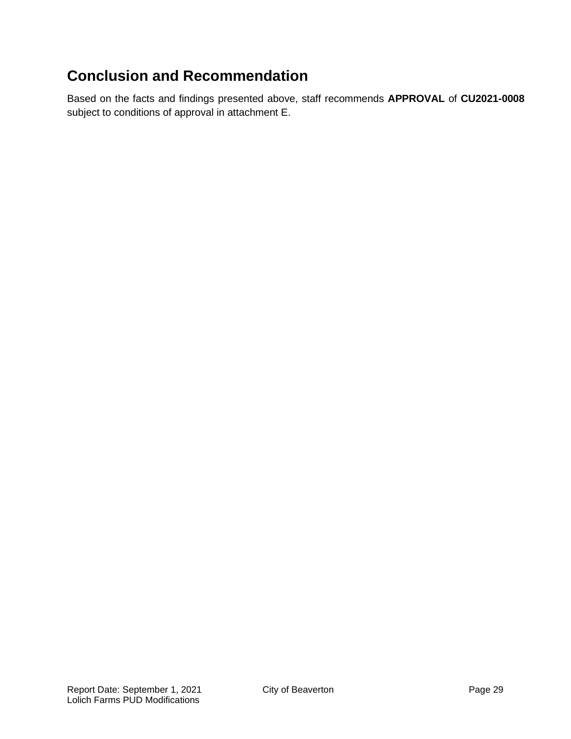## Conclusion and Recommendation

Based on the facts and findings presented above, staff recommends **APPROVAL** of **CU2021-0008** subject to conditions of approval in attachment E.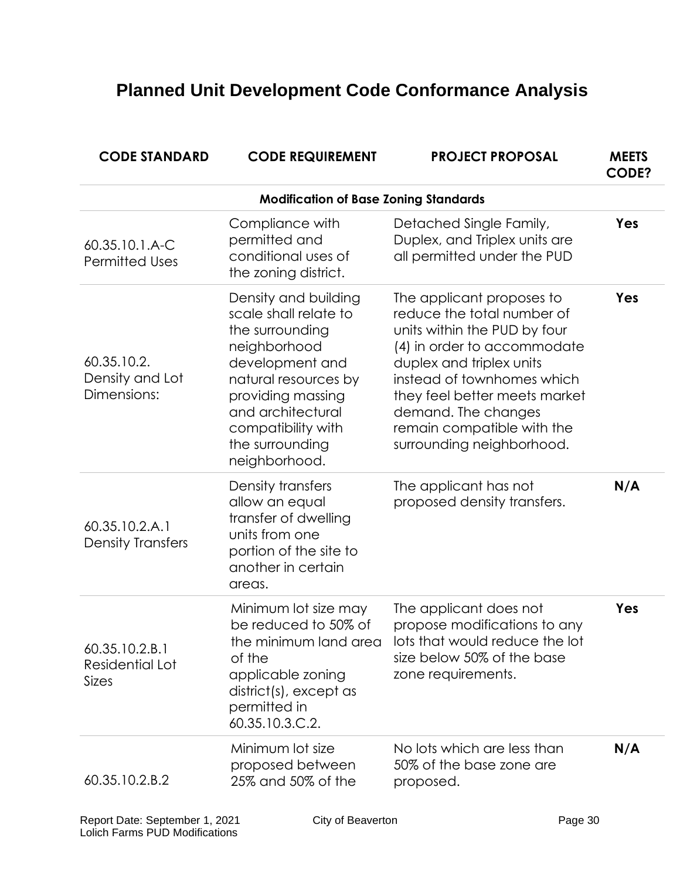# Planned Unit Development Code Conformance Analysis

| CODE STANDARD | CODE REQUIREMENT | PROJECT PROPOSAL | MEETS CODE? |
|---|---|---|---|
| **Modification of Base Zoning Standards** | | | |
| 60.35.10.1.A-C Permitted Uses | Compliance with permitted and conditional uses of the zoning district. | Detached Single Family, Duplex, and Triplex units are all permitted under the PUD | **Yes** |
| 60.35.10.2. Density and Lot Dimensions: | Density and building scale shall relate to the surrounding neighborhood development and natural resources by providing massing and architectural compatibility with the surrounding neighborhood. | The applicant proposes to reduce the total number of units within the PUD by four (4) in order to accommodate duplex and triplex units instead of townhomes which they feel better meets market demand. The changes remain compatible with the surrounding neighborhood. | **Yes** |
| 60.35.10.2.A.1 Density Transfers | Density transfers allow an equal transfer of dwelling units from one portion of the site to another in certain areas. | The applicant has not proposed density transfers. | **N/A** |
| 60.35.10.2.B.1 Residential Lot Sizes | Minimum lot size may be reduced to 50% of the minimum land area of the applicable zoning district(s), except as permitted in 60.35.10.3.C.2. | The applicant does not propose modifications to any lots that would reduce the lot size below 50% of the base zone requirements. | **Yes** |
| 60.35.10.2.B.2 | Minimum lot size proposed between 25% and 50% of the | No lots which are less than 50% of the base zone are proposed. | **N/A** |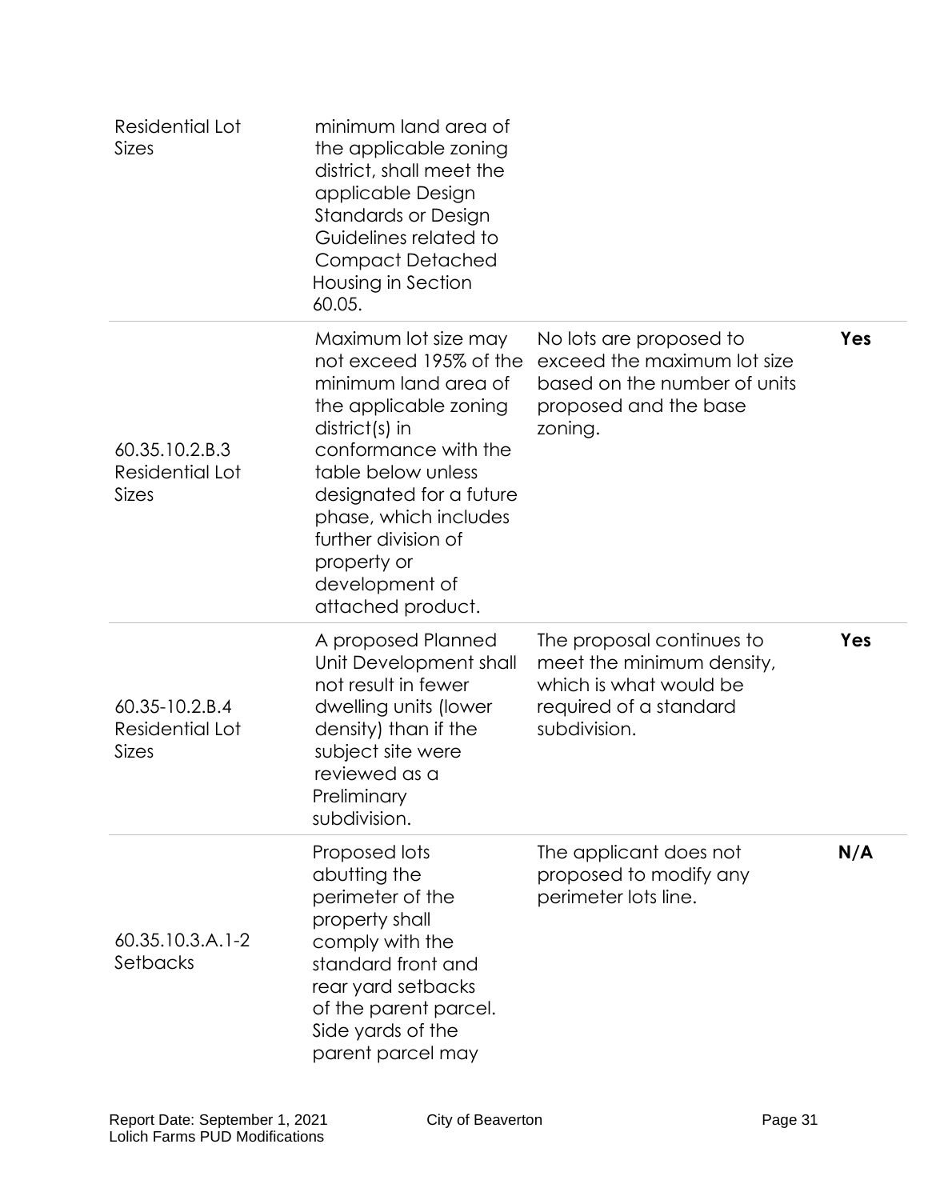| | | | |
|---|---|---|---|
| Residential Lot Sizes | minimum land area of the applicable zoning district, shall meet the applicable Design Standards or Design Guidelines related to Compact Detached Housing in Section 60.05. | | |
| 60.35.10.2.B.3 Residential Lot Sizes | Maximum lot size may not exceed 195% of the minimum land area of the applicable zoning district(s) in conformance with the table below unless designated for a future phase, which includes further division of property or development of attached product. | No lots are proposed to exceed the maximum lot size based on the number of units proposed and the base zoning. | **Yes** |
| 60.35-10.2.B.4 Residential Lot Sizes | A proposed Planned Unit Development shall not result in fewer dwelling units (lower density) than if the subject site were reviewed as a Preliminary subdivision. | The proposal continues to meet the minimum density, which is what would be required of a standard subdivision. | **Yes** |
| 60.35.10.3.A.1-2 Setbacks | Proposed lots abutting the perimeter of the property shall comply with the standard front and rear yard setbacks of the parent parcel. Side yards of the parent parcel may | The applicant does not proposed to modify any perimeter lots line. | **N/A** |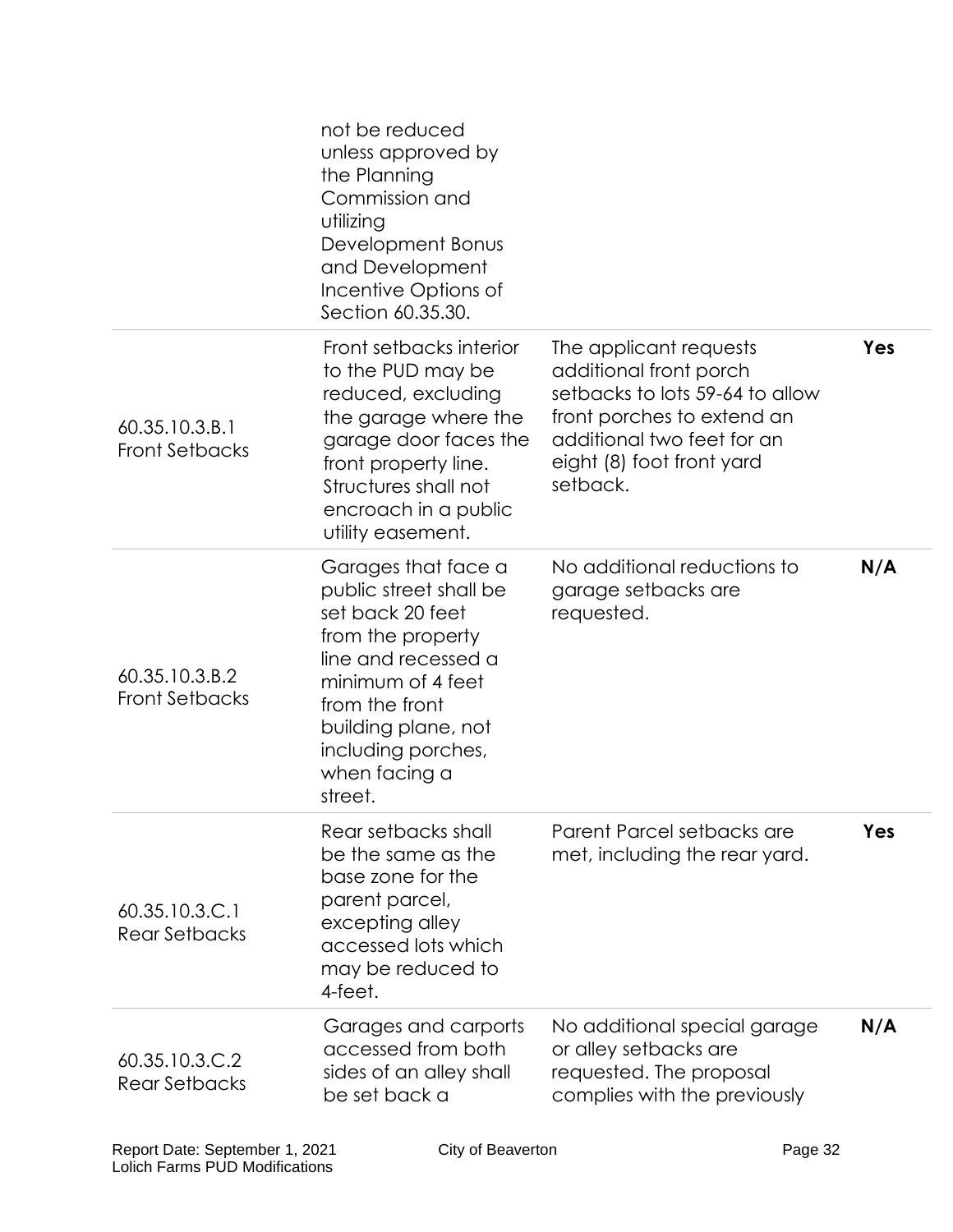| | | | |
|---|---|---|---|
| | not be reduced unless approved by the Planning Commission and utilizing Development Bonus and Development Incentive Options of Section 60.35.30. | | |
| 60.35.10.3.B.1 Front Setbacks | Front setbacks interior to the PUD may be reduced, excluding the garage where the garage door faces the front property line. Structures shall not encroach in a public utility easement. | The applicant requests additional front porch setbacks to lots 59-64 to allow front porches to extend an additional two feet for an eight (8) foot front yard setback. | **Yes** |
| 60.35.10.3.B.2 Front Setbacks | Garages that face a public street shall be set back 20 feet from the property line and recessed a minimum of 4 feet from the front building plane, not including porches, when facing a street. | No additional reductions to garage setbacks are requested. | **N/A** |
| 60.35.10.3.C.1 Rear Setbacks | Rear setbacks shall be the same as the base zone for the parent parcel, excepting alley accessed lots which may be reduced to 4-feet. | Parent Parcel setbacks are met, including the rear yard. | **Yes** |
| 60.35.10.3.C.2 Rear Setbacks | Garages and carports accessed from both sides of an alley shall be set back a | No additional special garage or alley setbacks are requested. The proposal complies with the previously | **N/A** |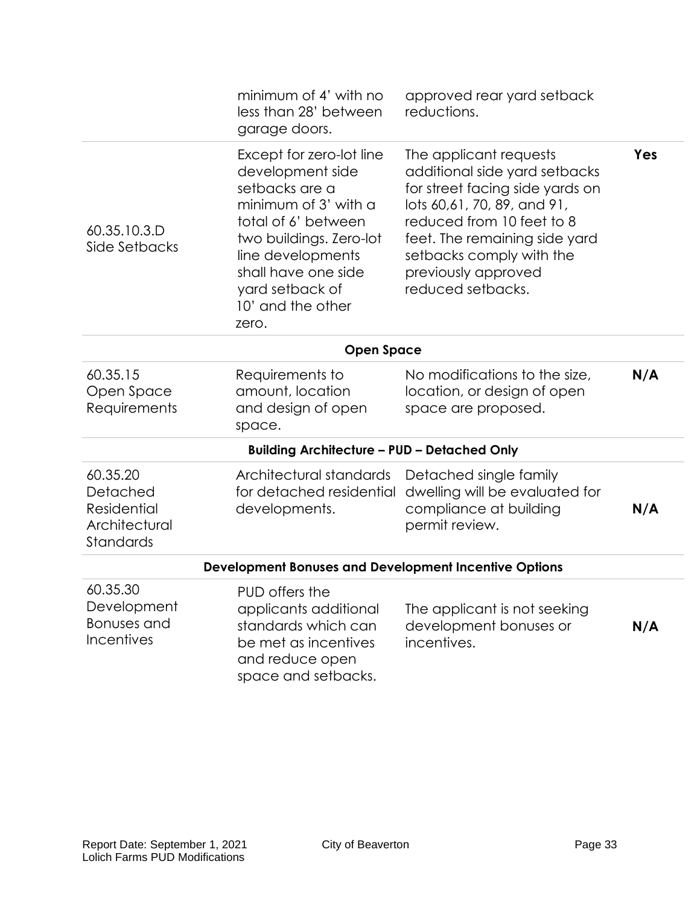| | | | |
|---|---|---|---|
| | minimum of 4' with no less than 28' between garage doors. | approved rear yard setback reductions. | |
| 60.35.10.3.D Side Setbacks | Except for zero-lot line development side setbacks are a minimum of 3' with a total of 6' between two buildings. Zero-lot line developments shall have one side yard setback of 10' and the other zero. | The applicant requests additional side yard setbacks for street facing side yards on lots 60,61, 70, 89, and 91, reduced from 10 feet to 8 feet. The remaining side yard setbacks comply with the previously approved reduced setbacks. | **Yes** |
| **Open Space** | | | |
| 60.35.15 Open Space Requirements | Requirements to amount, location and design of open space. | No modifications to the size, location, or design of open space are proposed. | **N/A** |
| **Building Architecture – PUD – Detached Only** | | | |
| 60.35.20 Detached Residential Architectural Standards | Architectural standards for detached residential developments. | Detached single family dwelling will be evaluated for compliance at building permit review. | **N/A** |
| **Development Bonuses and Development Incentive Options** | | | |
| 60.35.30 Development Bonuses and Incentives | PUD offers the applicants additional standards which can be met as incentives and reduce open space and setbacks. | The applicant is not seeking development bonuses or incentives. | **N/A** |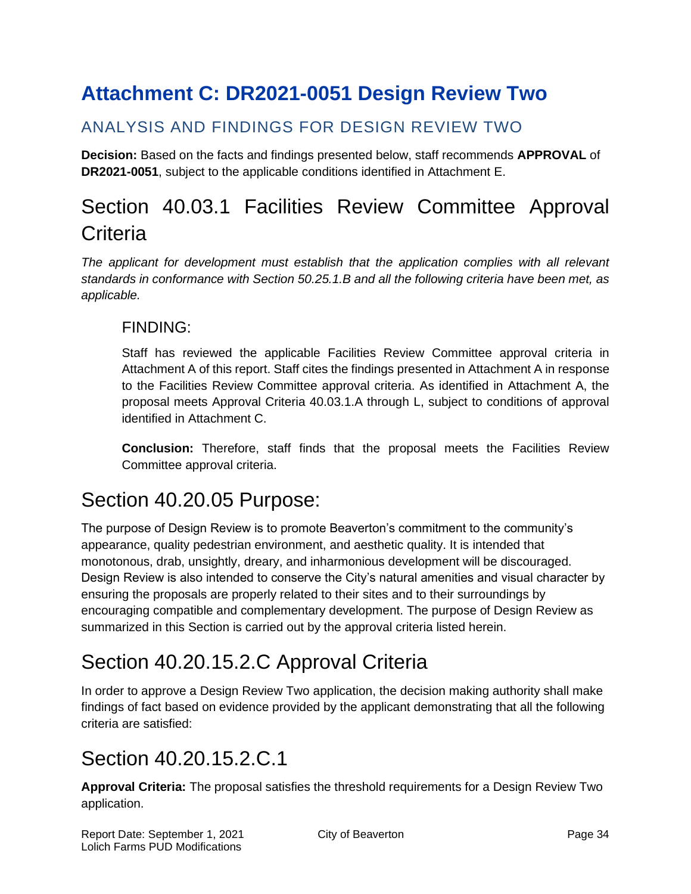# Attachment C: DR2021-0051 Design Review Two

## ANALYSIS AND FINDINGS FOR DESIGN REVIEW TWO

**Decision:** Based on the facts and findings presented below, staff recommends **APPROVAL** of **DR2021-0051**, subject to the applicable conditions identified in Attachment E.

## Section 40.03.1 Facilities Review Committee Approval Criteria

*The applicant for development must establish that the application complies with all relevant standards in conformance with Section 50.25.1.B and all the following criteria have been met, as applicable.*

### FINDING:

Staff has reviewed the applicable Facilities Review Committee approval criteria in Attachment A of this report. Staff cites the findings presented in Attachment A in response to the Facilities Review Committee approval criteria. As identified in Attachment A, the proposal meets Approval Criteria 40.03.1.A through L, subject to conditions of approval identified in Attachment C.

**Conclusion:** Therefore, staff finds that the proposal meets the Facilities Review Committee approval criteria.

## Section 40.20.05 Purpose:

The purpose of Design Review is to promote Beaverton's commitment to the community's appearance, quality pedestrian environment, and aesthetic quality. It is intended that monotonous, drab, unsightly, dreary, and inharmonious development will be discouraged. Design Review is also intended to conserve the City's natural amenities and visual character by ensuring the proposals are properly related to their sites and to their surroundings by encouraging compatible and complementary development. The purpose of Design Review as summarized in this Section is carried out by the approval criteria listed herein.

## Section 40.20.15.2.C Approval Criteria

In order to approve a Design Review Two application, the decision making authority shall make findings of fact based on evidence provided by the applicant demonstrating that all the following criteria are satisfied:

## Section 40.20.15.2.C.1

**Approval Criteria:** The proposal satisfies the threshold requirements for a Design Review Two application.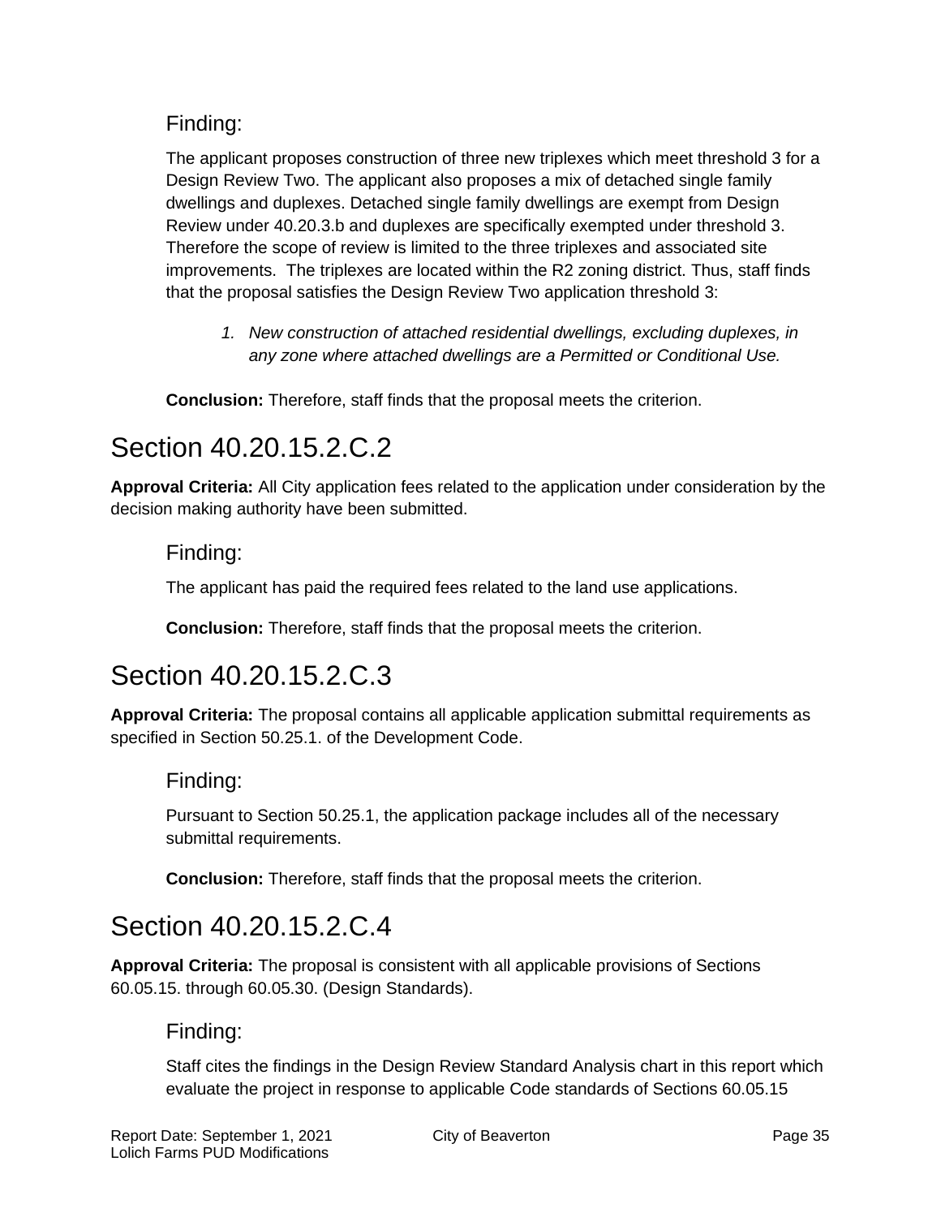### Finding:

The applicant proposes construction of three new triplexes which meet threshold 3 for a Design Review Two. The applicant also proposes a mix of detached single family dwellings and duplexes. Detached single family dwellings are exempt from Design Review under 40.20.3.b and duplexes are specifically exempted under threshold 3. Therefore the scope of review is limited to the three triplexes and associated site improvements. The triplexes are located within the R2 zoning district. Thus, staff finds that the proposal satisfies the Design Review Two application threshold 3:

1. *New construction of attached residential dwellings, excluding duplexes, in any zone where attached dwellings are a Permitted or Conditional Use.*

**Conclusion:** Therefore, staff finds that the proposal meets the criterion.

## Section 40.20.15.2.C.2

**Approval Criteria:** All City application fees related to the application under consideration by the decision making authority have been submitted.

### Finding:

The applicant has paid the required fees related to the land use applications.

**Conclusion:** Therefore, staff finds that the proposal meets the criterion.

## Section 40.20.15.2.C.3

**Approval Criteria:** The proposal contains all applicable application submittal requirements as specified in Section 50.25.1. of the Development Code.

### Finding:

Pursuant to Section 50.25.1, the application package includes all of the necessary submittal requirements.

**Conclusion:** Therefore, staff finds that the proposal meets the criterion.

## Section 40.20.15.2.C.4

**Approval Criteria:** The proposal is consistent with all applicable provisions of Sections 60.05.15. through 60.05.30. (Design Standards).

### Finding:

Staff cites the findings in the Design Review Standard Analysis chart in this report which evaluate the project in response to applicable Code standards of Sections 60.05.15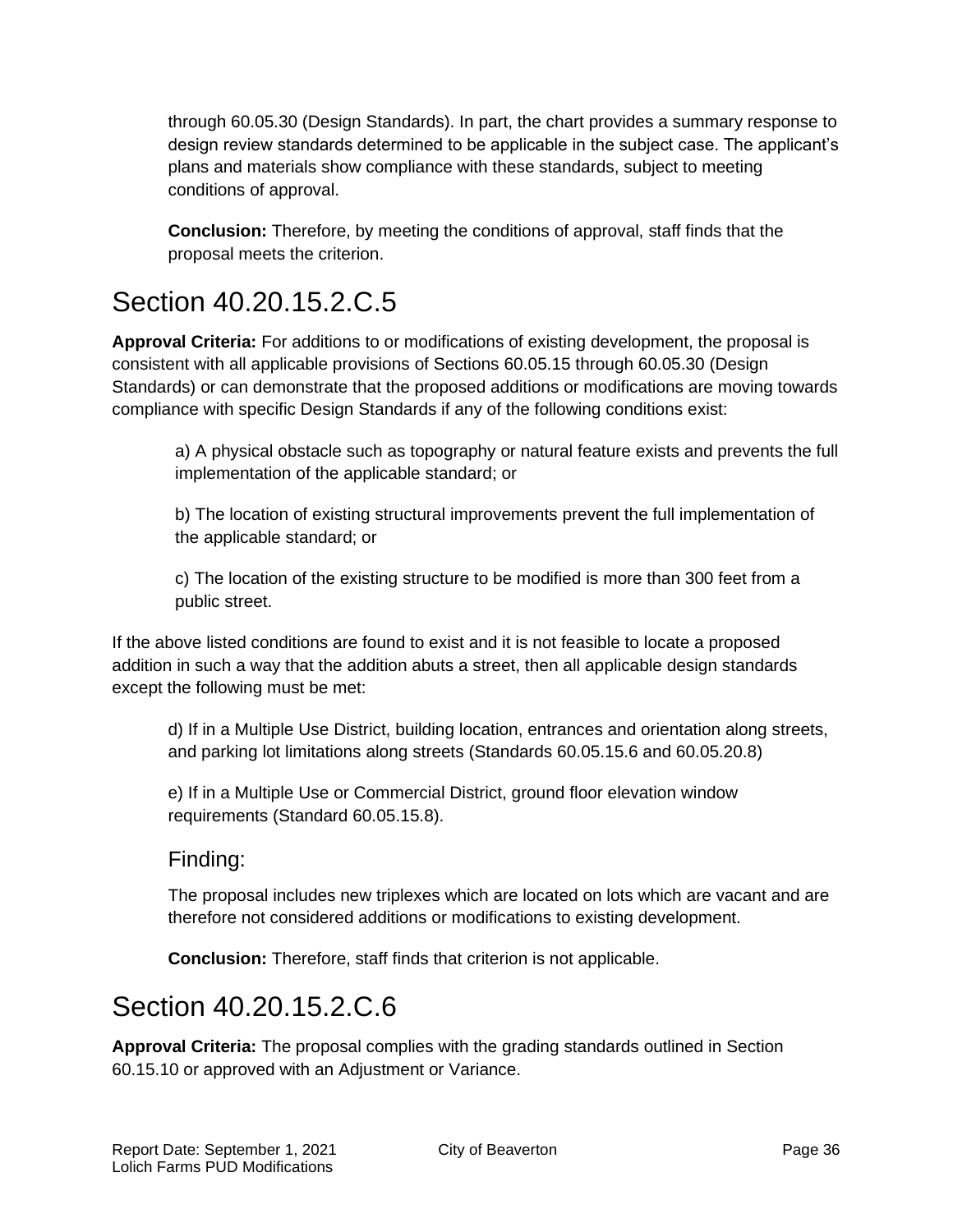through 60.05.30 (Design Standards). In part, the chart provides a summary response to design review standards determined to be applicable in the subject case. The applicant's plans and materials show compliance with these standards, subject to meeting conditions of approval.

**Conclusion:** Therefore, by meeting the conditions of approval, staff finds that the proposal meets the criterion.

# Section 40.20.15.2.C.5

**Approval Criteria:** For additions to or modifications of existing development, the proposal is consistent with all applicable provisions of Sections 60.05.15 through 60.05.30 (Design Standards) or can demonstrate that the proposed additions or modifications are moving towards compliance with specific Design Standards if any of the following conditions exist:

a) A physical obstacle such as topography or natural feature exists and prevents the full implementation of the applicable standard; or

b) The location of existing structural improvements prevent the full implementation of the applicable standard; or

c) The location of the existing structure to be modified is more than 300 feet from a public street.

If the above listed conditions are found to exist and it is not feasible to locate a proposed addition in such a way that the addition abuts a street, then all applicable design standards except the following must be met:

d) If in a Multiple Use District, building location, entrances and orientation along streets, and parking lot limitations along streets (Standards 60.05.15.6 and 60.05.20.8)

e) If in a Multiple Use or Commercial District, ground floor elevation window requirements (Standard 60.05.15.8).

## Finding:

The proposal includes new triplexes which are located on lots which are vacant and are therefore not considered additions or modifications to existing development.

**Conclusion:** Therefore, staff finds that criterion is not applicable.

# Section 40.20.15.2.C.6

**Approval Criteria:** The proposal complies with the grading standards outlined in Section 60.15.10 or approved with an Adjustment or Variance.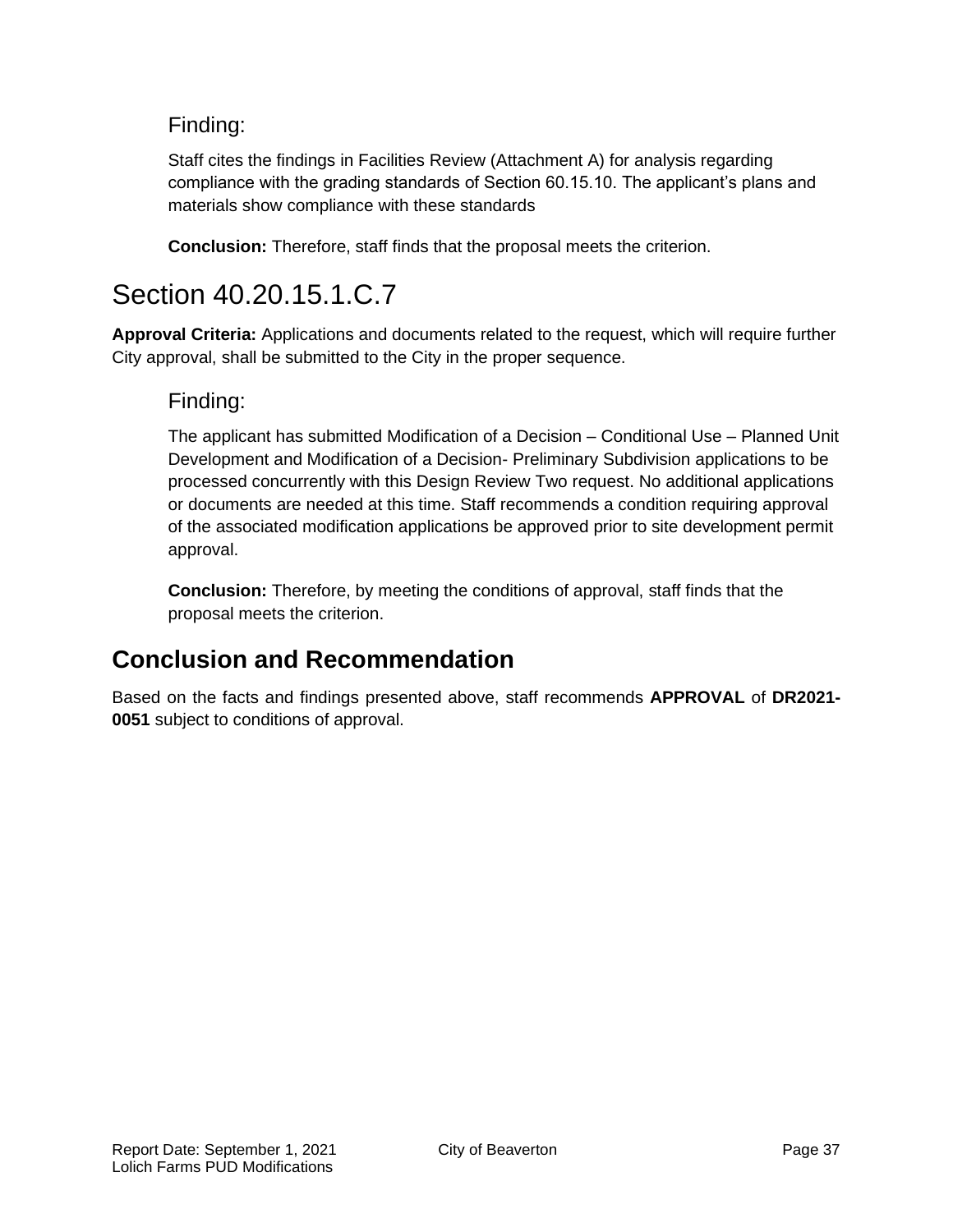### Finding:

Staff cites the findings in Facilities Review (Attachment A) for analysis regarding compliance with the grading standards of Section 60.15.10. The applicant's plans and materials show compliance with these standards

**Conclusion:** Therefore, staff finds that the proposal meets the criterion.

## Section 40.20.15.1.C.7

**Approval Criteria:** Applications and documents related to the request, which will require further City approval, shall be submitted to the City in the proper sequence.

### Finding:

The applicant has submitted Modification of a Decision – Conditional Use – Planned Unit Development and Modification of a Decision- Preliminary Subdivision applications to be processed concurrently with this Design Review Two request. No additional applications or documents are needed at this time. Staff recommends a condition requiring approval of the associated modification applications be approved prior to site development permit approval.

**Conclusion:** Therefore, by meeting the conditions of approval, staff finds that the proposal meets the criterion.

## Conclusion and Recommendation

Based on the facts and findings presented above, staff recommends **APPROVAL** of **DR2021-0051** subject to conditions of approval.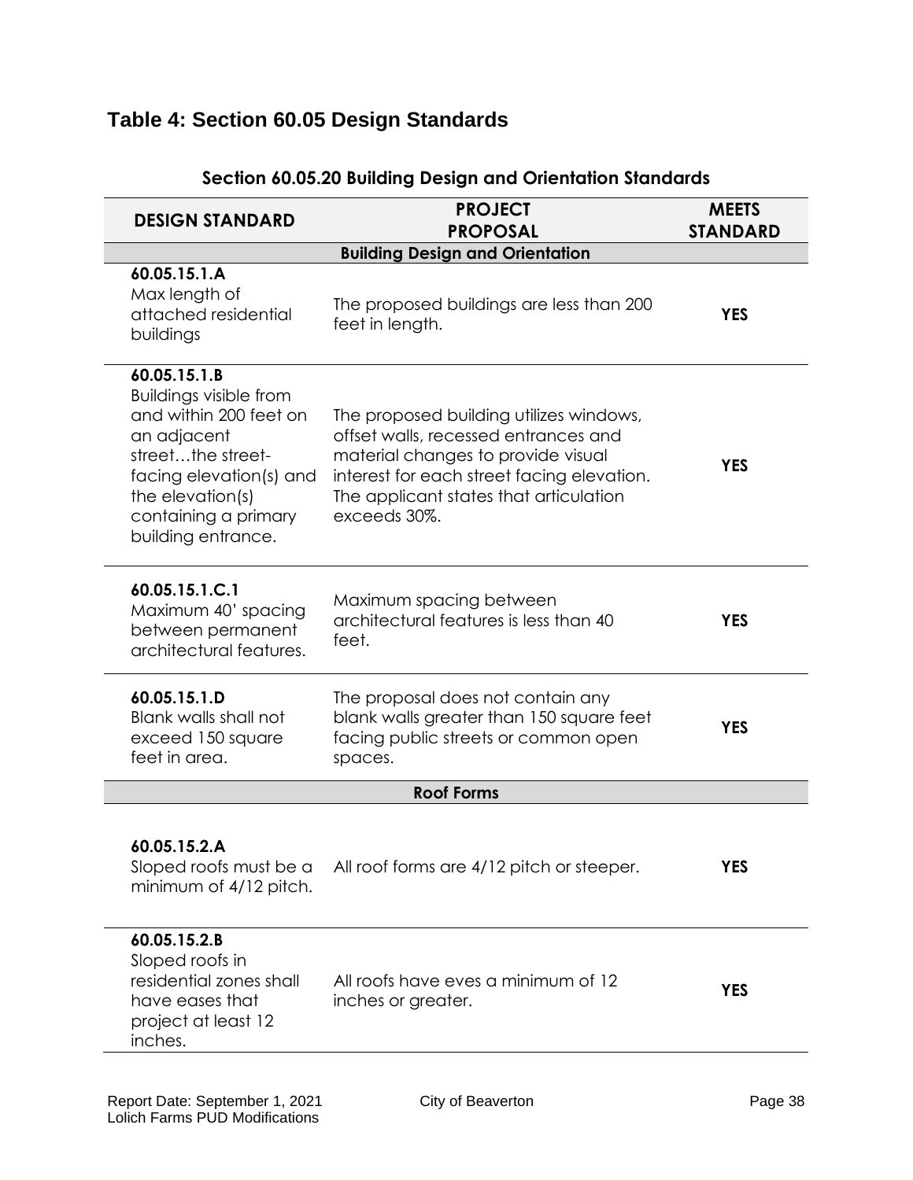## Table 4: Section 60.05 Design Standards

### Section 60.05.20 Building Design and Orientation Standards

| DESIGN STANDARD | PROJECT PROPOSAL | MEETS STANDARD |
|---|---|---|
| **Building Design and Orientation** | | |
| **60.05.15.1.A** Max length of attached residential buildings | The proposed buildings are less than 200 feet in length. | **YES** |
| **60.05.15.1.B** Buildings visible from and within 200 feet on an adjacent street…the street-facing elevation(s) and the elevation(s) containing a primary building entrance. | The proposed building utilizes windows, offset walls, recessed entrances and material changes to provide visual interest for each street facing elevation. The applicant states that articulation exceeds 30%. | **YES** |
| **60.05.15.1.C.1** Maximum 40' spacing between permanent architectural features. | Maximum spacing between architectural features is less than 40 feet. | **YES** |
| **60.05.15.1.D** Blank walls shall not exceed 150 square feet in area. | The proposal does not contain any blank walls greater than 150 square feet facing public streets or common open spaces. | **YES** |
| **Roof Forms** | | |
| **60.05.15.2.A** Sloped roofs must be a minimum of 4/12 pitch. | All roof forms are 4/12 pitch or steeper. | **YES** |
| **60.05.15.2.B** Sloped roofs in residential zones shall have eases that project at least 12 inches. | All roofs have eves a minimum of 12 inches or greater. | **YES** |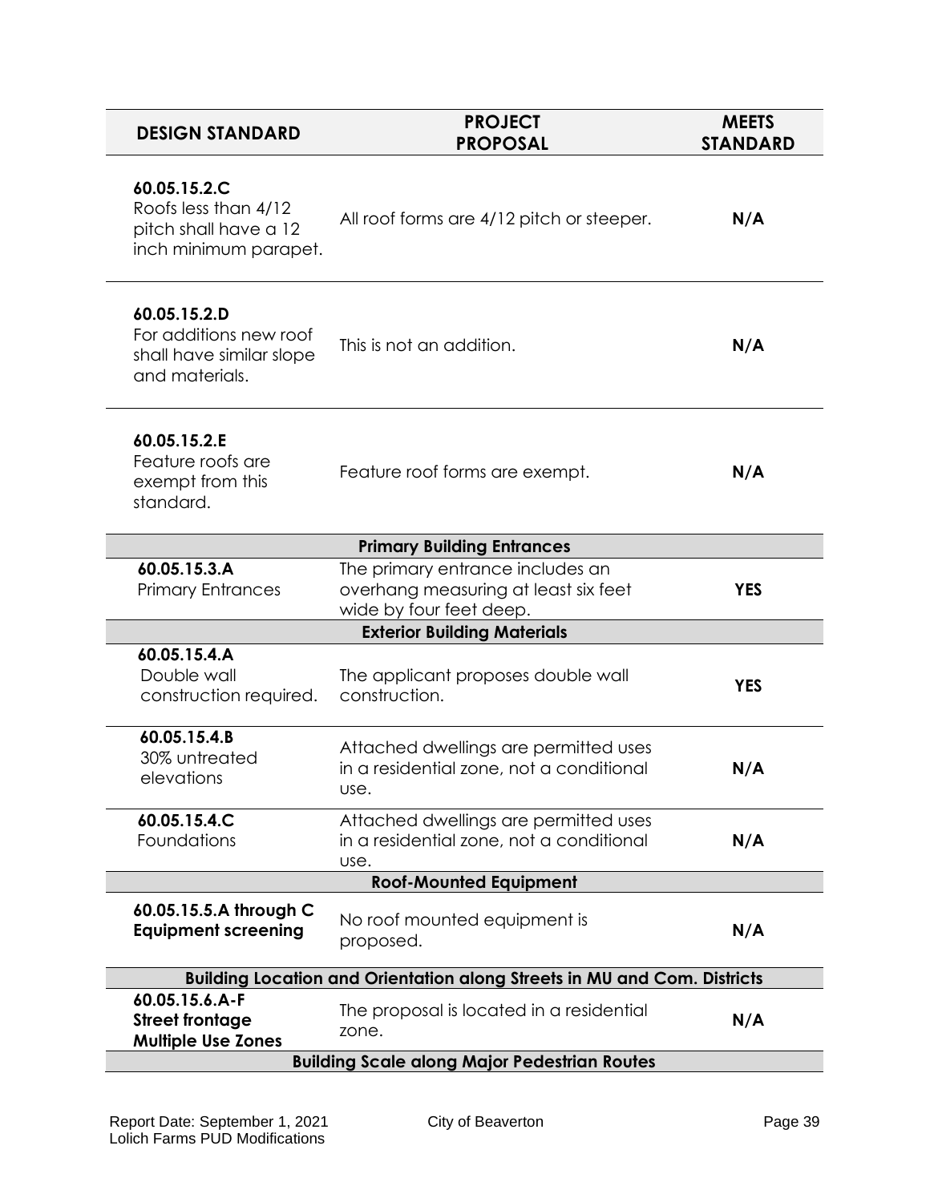| DESIGN STANDARD | PROJECT PROPOSAL | MEETS STANDARD |
|---|---|---|
| **60.05.15.2.C** Roofs less than 4/12 pitch shall have a 12 inch minimum parapet. | All roof forms are 4/12 pitch or steeper. | **N/A** |
| **60.05.15.2.D** For additions new roof shall have similar slope and materials. | This is not an addition. | **N/A** |
| **60.05.15.2.E** Feature roofs are exempt from this standard. | Feature roof forms are exempt. | **N/A** |
| | **Primary Building Entrances** | |
| **60.05.15.3.A** Primary Entrances | The primary entrance includes an overhang measuring at least six feet wide by four feet deep. | **YES** |
| | **Exterior Building Materials** | |
| **60.05.15.4.A** Double wall construction required. | The applicant proposes double wall construction. | **YES** |
| **60.05.15.4.B** 30% untreated elevations | Attached dwellings are permitted uses in a residential zone, not a conditional use. | **N/A** |
| **60.05.15.4.C** Foundations | Attached dwellings are permitted uses in a residential zone, not a conditional use. | **N/A** |
| | **Roof-Mounted Equipment** | |
| **60.05.15.5.A through C** **Equipment screening** | No roof mounted equipment is proposed. | **N/A** |
| | **Building Location and Orientation along Streets in MU and Com. Districts** | |
| **60.05.15.6.A-F** **Street frontage Multiple Use Zones** | The proposal is located in a residential zone. | **N/A** |
| | **Building Scale along Major Pedestrian Routes** | |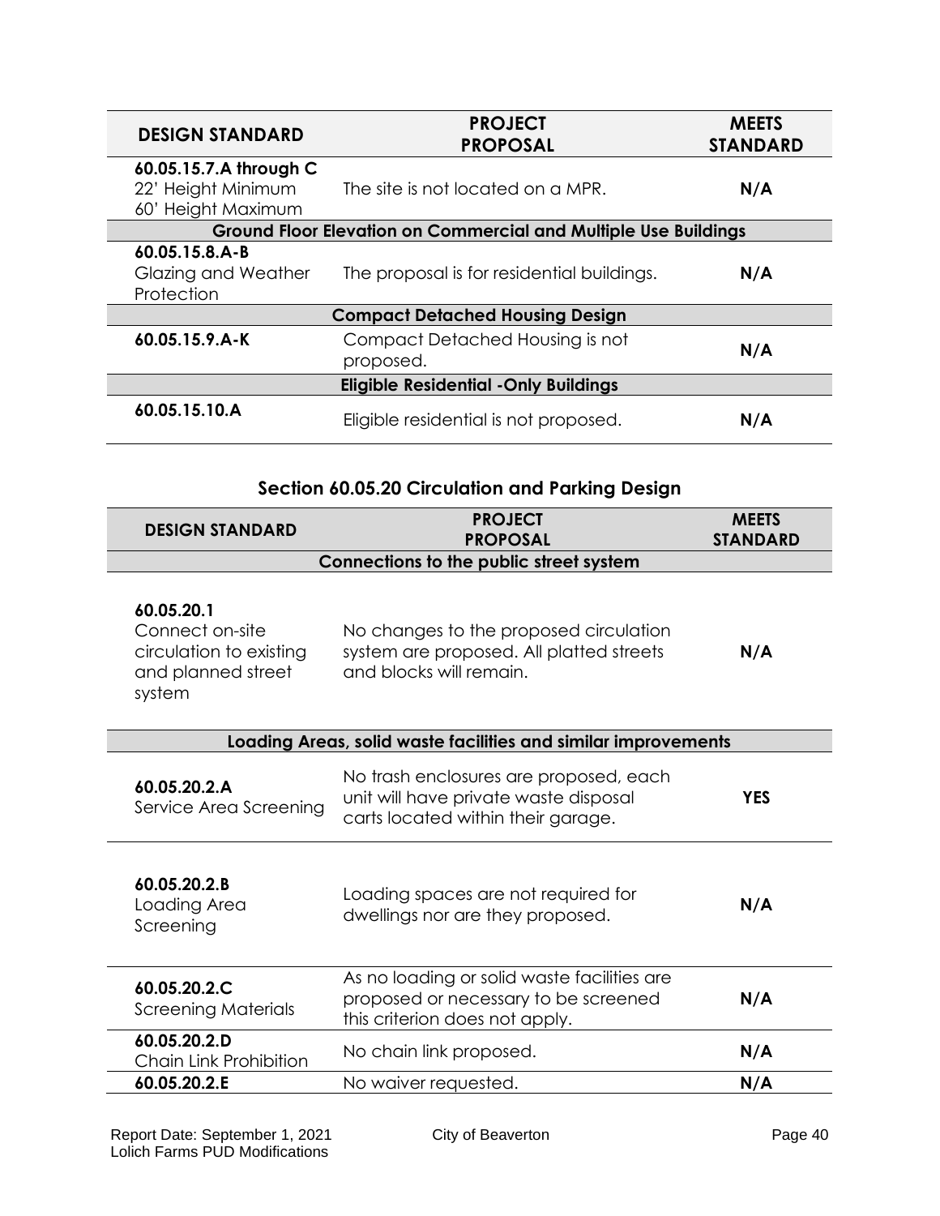| DESIGN STANDARD | PROJECT PROPOSAL | MEETS STANDARD |
|---|---|---|
| **60.05.15.7.A through C** 22' Height Minimum 60' Height Maximum | The site is not located on a MPR. | **N/A** |
| **Ground Floor Elevation on Commercial and Multiple Use Buildings** | | |
| **60.05.15.8.A-B** Glazing and Weather Protection | The proposal is for residential buildings. | **N/A** |
| **Compact Detached Housing Design** | | |
| **60.05.15.9.A-K** | Compact Detached Housing is not proposed. | **N/A** |
| **Eligible Residential -Only Buildings** | | |
| **60.05.15.10.A** | Eligible residential is not proposed. | **N/A** |

## Section 60.05.20 Circulation and Parking Design

| DESIGN STANDARD | PROJECT PROPOSAL | MEETS STANDARD |
|---|---|---|
| **Connections to the public street system** | | |
| **60.05.20.1** Connect on-site circulation to existing and planned street system | No changes to the proposed circulation system are proposed. All platted streets and blocks will remain. | **N/A** |
| **Loading Areas, solid waste facilities and similar improvements** | | |
| **60.05.20.2.A** Service Area Screening | No trash enclosures are proposed, each unit will have private waste disposal carts located within their garage. | **YES** |
| **60.05.20.2.B** Loading Area Screening | Loading spaces are not required for dwellings nor are they proposed. | **N/A** |
| **60.05.20.2.C** Screening Materials | As no loading or solid waste facilities are proposed or necessary to be screened this criterion does not apply. | **N/A** |
| **60.05.20.2.D** Chain Link Prohibition | No chain link proposed. | **N/A** |
| **60.05.20.2.E** | No waiver requested. | **N/A** |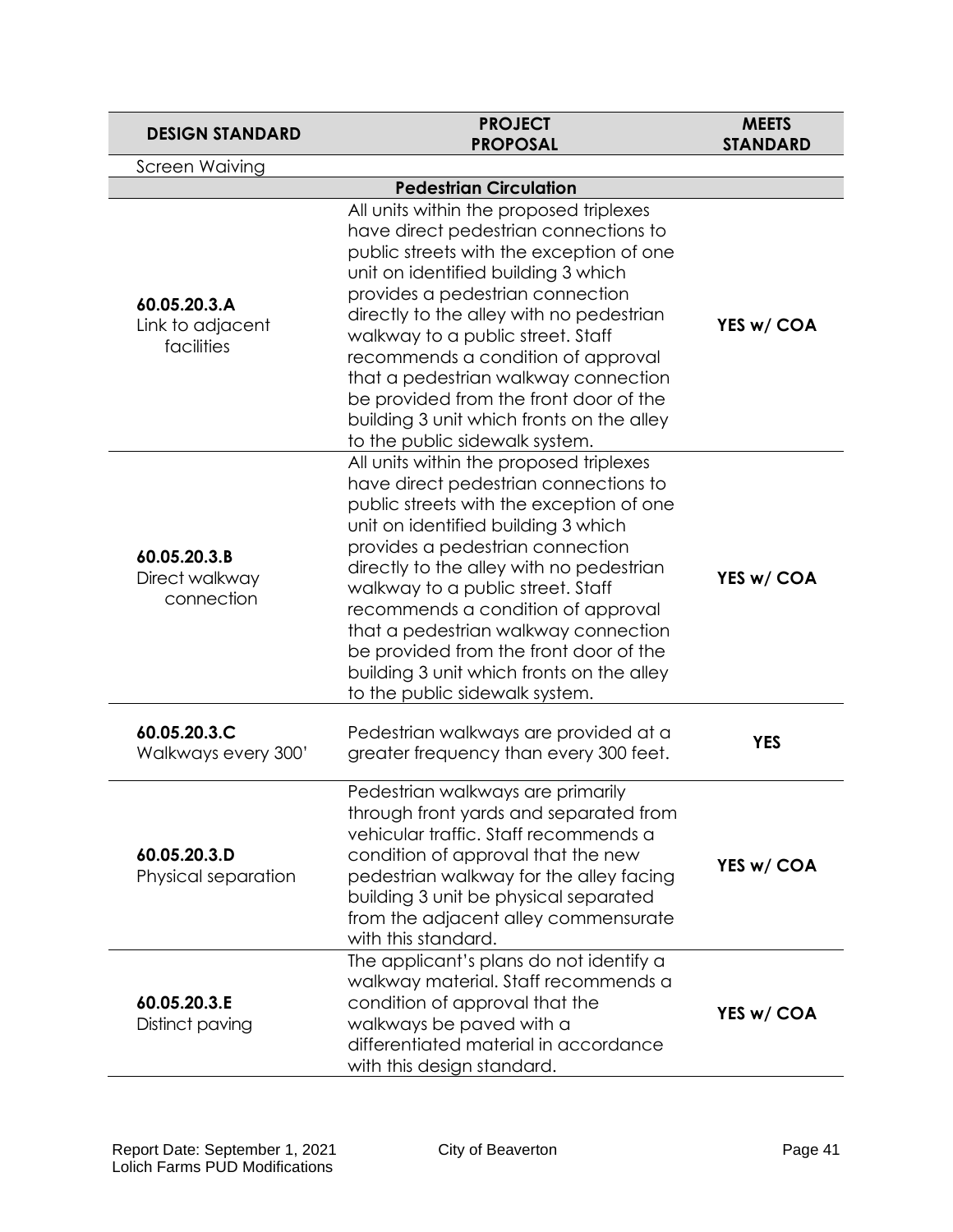| DESIGN STANDARD | PROJECT PROPOSAL | MEETS STANDARD |
|---|---|---|
| Screen Waiving | | |
| | **Pedestrian Circulation** | |
| **60.05.20.3.A** Link to adjacent facilities | All units within the proposed triplexes have direct pedestrian connections to public streets with the exception of one unit on identified building 3 which provides a pedestrian connection directly to the alley with no pedestrian walkway to a public street. Staff recommends a condition of approval that a pedestrian walkway connection be provided from the front door of the building 3 unit which fronts on the alley to the public sidewalk system. | **YES w/ COA** |
| **60.05.20.3.B** Direct walkway connection | All units within the proposed triplexes have direct pedestrian connections to public streets with the exception of one unit on identified building 3 which provides a pedestrian connection directly to the alley with no pedestrian walkway to a public street. Staff recommends a condition of approval that a pedestrian walkway connection be provided from the front door of the building 3 unit which fronts on the alley to the public sidewalk system. | **YES w/ COA** |
| **60.05.20.3.C** Walkways every 300' | Pedestrian walkways are provided at a greater frequency than every 300 feet. | **YES** |
| **60.05.20.3.D** Physical separation | Pedestrian walkways are primarily through front yards and separated from vehicular traffic. Staff recommends a condition of approval that the new pedestrian walkway for the alley facing building 3 unit be physical separated from the adjacent alley commensurate with this standard. | **YES w/ COA** |
| **60.05.20.3.E** Distinct paving | The applicant's plans do not identify a walkway material. Staff recommends a condition of approval that the walkways be paved with a differentiated material in accordance with this design standard. | **YES w/ COA** |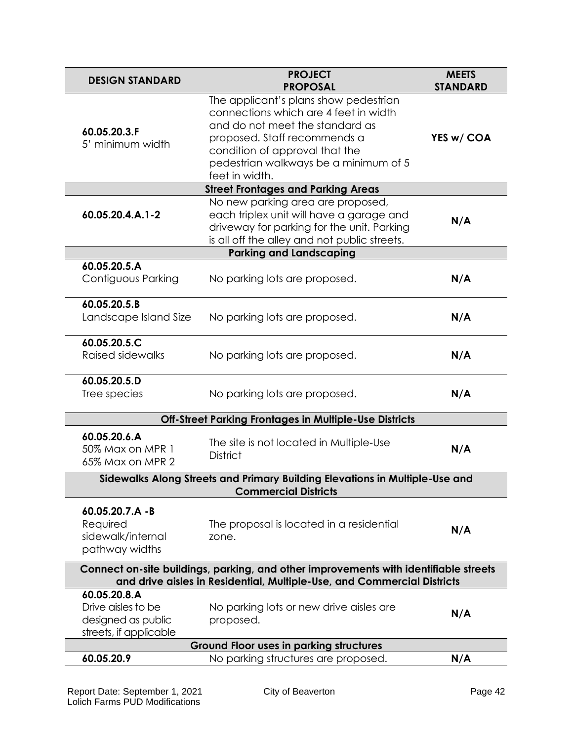| DESIGN STANDARD | PROJECT PROPOSAL | MEETS STANDARD |
|---|---|---|
| **60.05.20.3.F** 5' minimum width | The applicant's plans show pedestrian connections which are 4 feet in width and do not meet the standard as proposed. Staff recommends a condition of approval that the pedestrian walkways be a minimum of 5 feet in width. | **YES w/ COA** |
| **Street Frontages and Parking Areas** | | |
| **60.05.20.4.A.1-2** | No new parking area are proposed, each triplex unit will have a garage and driveway for parking for the unit. Parking is all off the alley and not public streets. | **N/A** |
| **Parking and Landscaping** | | |
| **60.05.20.5.A** Contiguous Parking | No parking lots are proposed. | **N/A** |
| **60.05.20.5.B** Landscape Island Size | No parking lots are proposed. | **N/A** |
| **60.05.20.5.C** Raised sidewalks | No parking lots are proposed. | **N/A** |
| **60.05.20.5.D** Tree species | No parking lots are proposed. | **N/A** |
| **Off-Street Parking Frontages in Multiple-Use Districts** | | |
| **60.05.20.6.A** 50% Max on MPR 1 65% Max on MPR 2 | The site is not located in Multiple-Use District | **N/A** |
| **Sidewalks Along Streets and Primary Building Elevations in Multiple-Use and Commercial Districts** | | |
| **60.05.20.7.A -B** Required sidewalk/internal pathway widths | The proposal is located in a residential zone. | **N/A** |
| **Connect on-site buildings, parking, and other improvements with identifiable streets and drive aisles in Residential, Multiple-Use, and Commercial Districts** | | |
| **60.05.20.8.A** Drive aisles to be designed as public streets, if applicable | No parking lots or new drive aisles are proposed. | **N/A** |
| **Ground Floor uses in parking structures** | | |
| **60.05.20.9** | No parking structures are proposed. | **N/A** |

Report Date: September 1, 2021
Lolich Farms PUD Modifications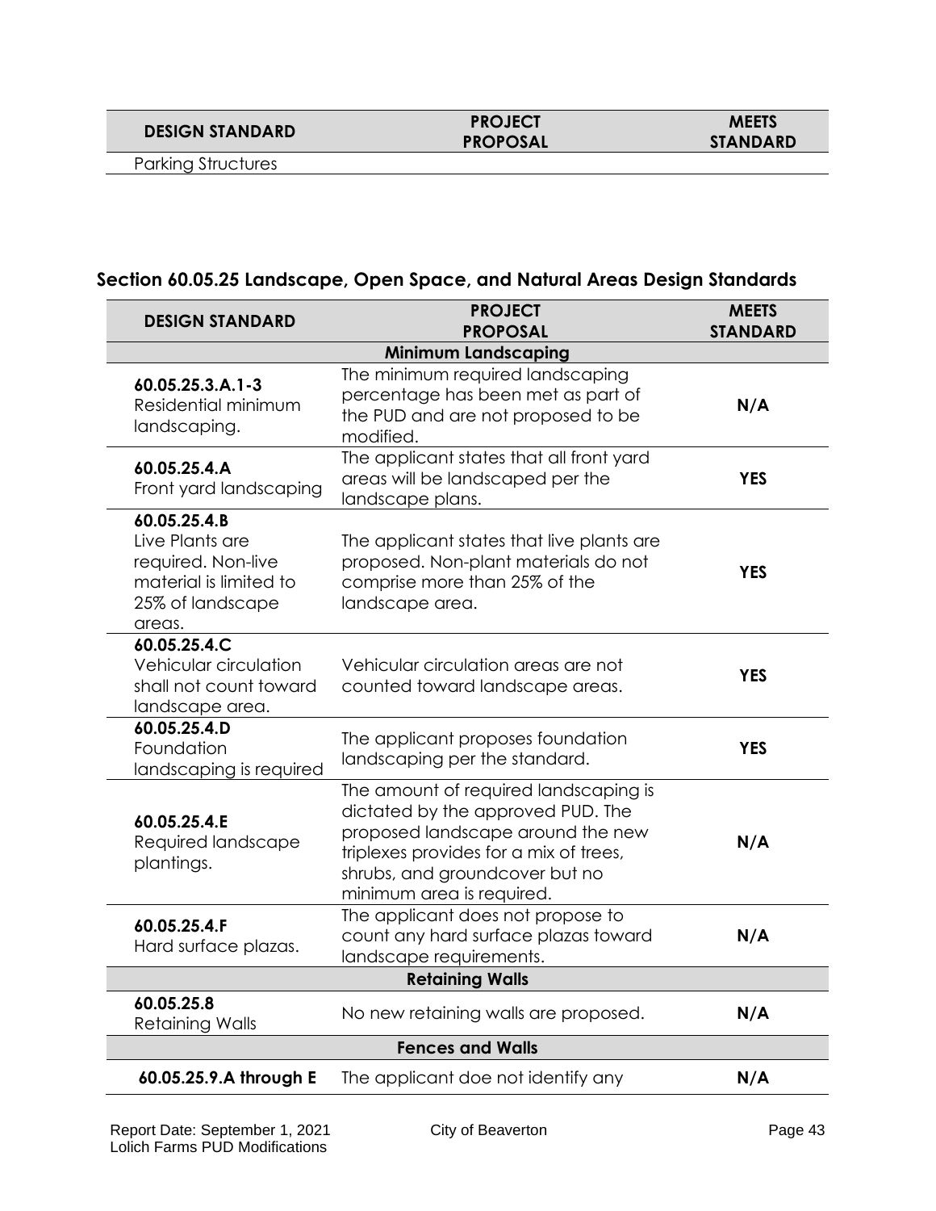| DESIGN STANDARD | PROJECT PROPOSAL | MEETS STANDARD |
|---|---|---|
| Parking Structures | | |

## Section 60.05.25 Landscape, Open Space, and Natural Areas Design Standards

| DESIGN STANDARD | PROJECT PROPOSAL | MEETS STANDARD |
|---|---|---|
| **Minimum Landscaping** | | |
| **60.05.25.3.A.1-3** Residential minimum landscaping. | The minimum required landscaping percentage has been met as part of the PUD and are not proposed to be modified. | **N/A** |
| **60.05.25.4.A** Front yard landscaping | The applicant states that all front yard areas will be landscaped per the landscape plans. | **YES** |
| **60.05.25.4.B** Live Plants are required. Non-live material is limited to 25% of landscape areas. | The applicant states that live plants are proposed. Non-plant materials do not comprise more than 25% of the landscape area. | **YES** |
| **60.05.25.4.C** Vehicular circulation shall not count toward landscape area. | Vehicular circulation areas are not counted toward landscape areas. | **YES** |
| **60.05.25.4.D** Foundation landscaping is required | The applicant proposes foundation landscaping per the standard. | **YES** |
| **60.05.25.4.E** Required landscape plantings. | The amount of required landscaping is dictated by the approved PUD. The proposed landscape around the new triplexes provides for a mix of trees, shrubs, and groundcover but no minimum area is required. | **N/A** |
| **60.05.25.4.F** Hard surface plazas. | The applicant does not propose to count any hard surface plazas toward landscape requirements. | **N/A** |
| **Retaining Walls** | | |
| **60.05.25.8** Retaining Walls | No new retaining walls are proposed. | **N/A** |
| **Fences and Walls** | | |
| **60.05.25.9.A through E** | The applicant doe not identify any | **N/A** |

Report Date: September 1, 2021
Lolich Farms PUD Modifications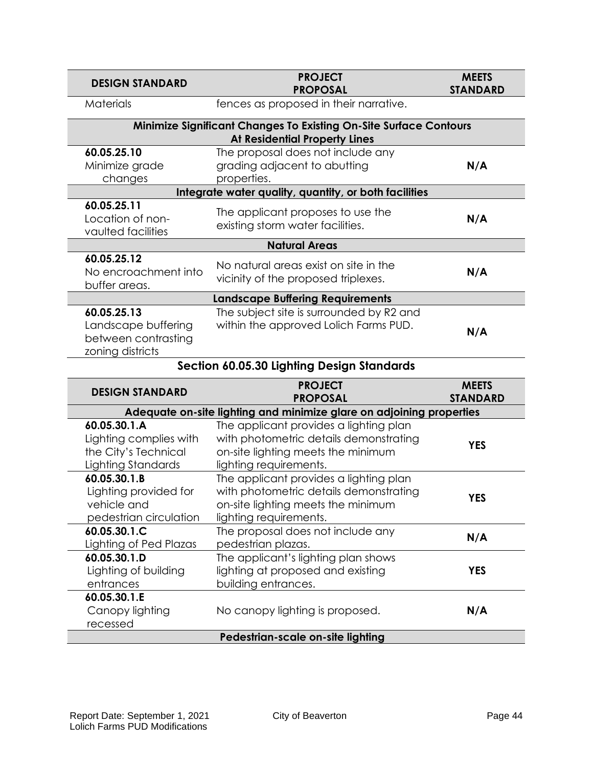| DESIGN STANDARD | PROJECT PROPOSAL | MEETS STANDARD |
|---|---|---|
| Materials | fences as proposed in their narrative. | |
| **Minimize Significant Changes To Existing On-Site Surface Contours At Residential Property Lines** | | |
| **60.05.25.10** Minimize grade changes | The proposal does not include any grading adjacent to abutting properties. | **N/A** |
| **Integrate water quality, quantity, or both facilities** | | |
| **60.05.25.11** Location of non-vaulted facilities | The applicant proposes to use the existing storm water facilities. | **N/A** |
| **Natural Areas** | | |
| **60.05.25.12** No encroachment into buffer areas. | No natural areas exist on site in the vicinity of the proposed triplexes. | **N/A** |
| **Landscape Buffering Requirements** | | |
| **60.05.25.13** Landscape buffering between contrasting zoning districts | The subject site is surrounded by R2 and within the approved Lolich Farms PUD. | **N/A** |

## Section 60.05.30 Lighting Design Standards

| DESIGN STANDARD | PROJECT PROPOSAL | MEETS STANDARD |
|---|---|---|
| **Adequate on-site lighting and minimize glare on adjoining properties** | | |
| **60.05.30.1.A** Lighting complies with the City's Technical Lighting Standards | The applicant provides a lighting plan with photometric details demonstrating on-site lighting meets the minimum lighting requirements. | **YES** |
| **60.05.30.1.B** Lighting provided for vehicle and pedestrian circulation | The applicant provides a lighting plan with photometric details demonstrating on-site lighting meets the minimum lighting requirements. | **YES** |
| **60.05.30.1.C** Lighting of Ped Plazas | The proposal does not include any pedestrian plazas. | **N/A** |
| **60.05.30.1.D** Lighting of building entrances | The applicant's lighting plan shows lighting at proposed and existing building entrances. | **YES** |
| **60.05.30.1.E** Canopy lighting recessed | No canopy lighting is proposed. | **N/A** |
| **Pedestrian-scale on-site lighting** | | |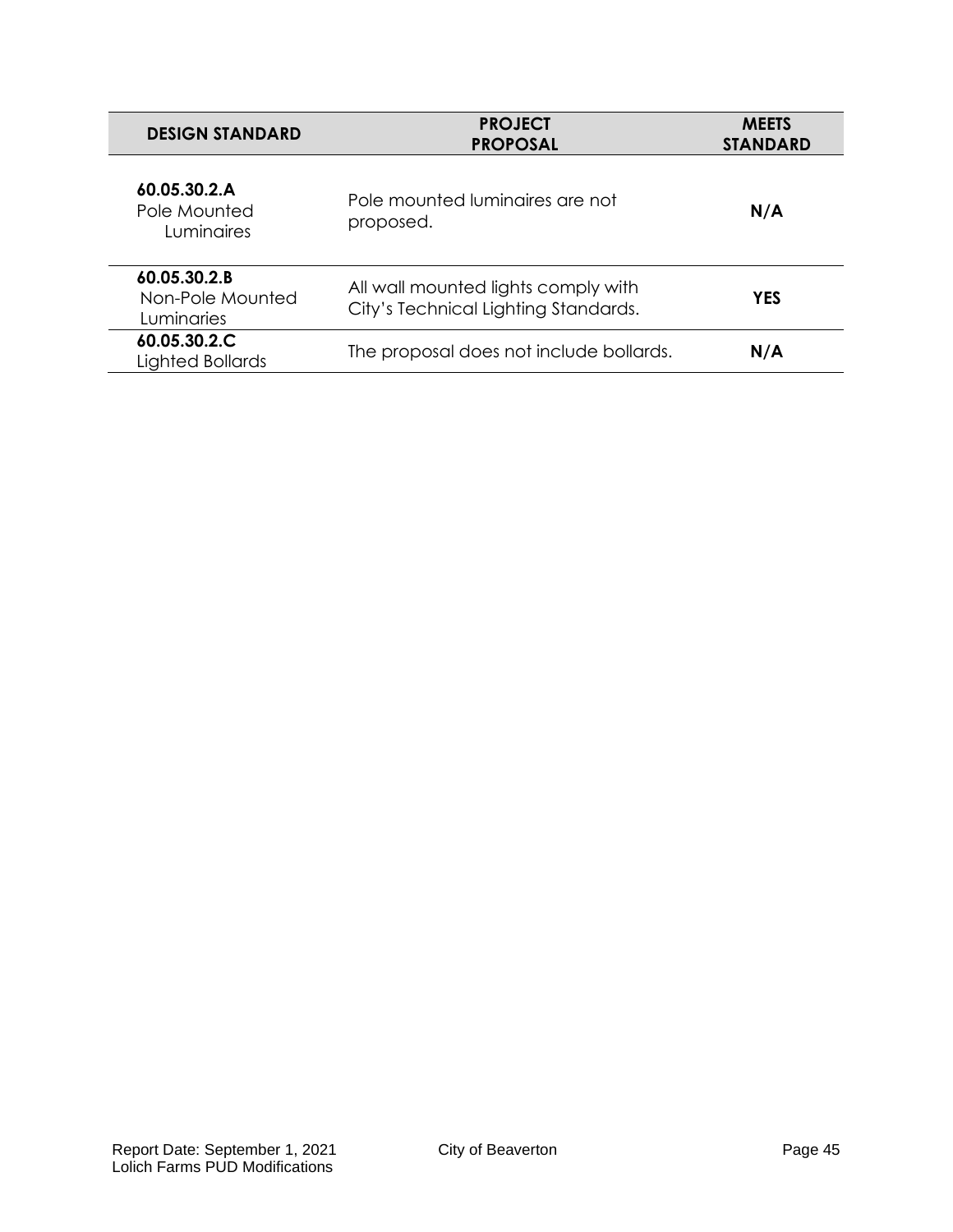| DESIGN STANDARD | PROJECT PROPOSAL | MEETS STANDARD |
|---|---|---|
| **60.05.30.2.A** Pole Mounted Luminaires | Pole mounted luminaires are not proposed. | **N/A** |
| **60.05.30.2.B** Non-Pole Mounted Luminaries | All wall mounted lights comply with City's Technical Lighting Standards. | **YES** |
| **60.05.30.2.C** Lighted Bollards | The proposal does not include bollards. | **N/A** |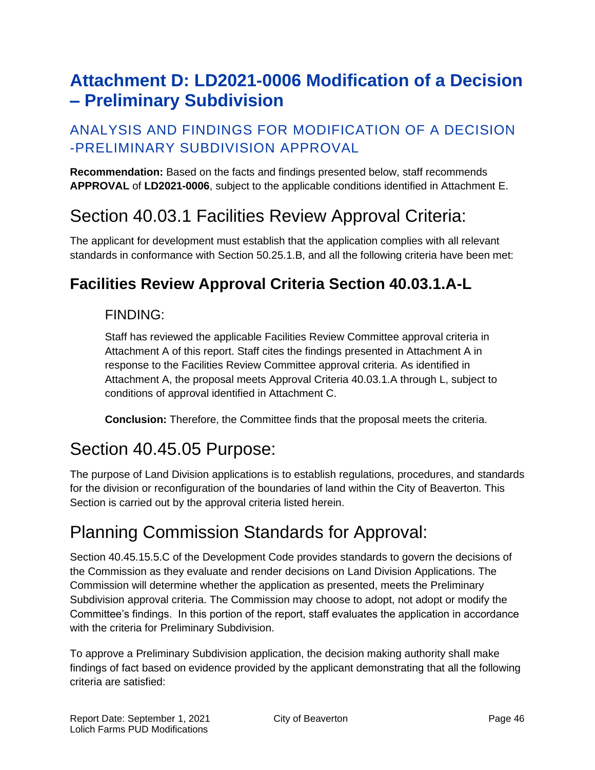# Attachment D: LD2021-0006 Modification of a Decision – Preliminary Subdivision

## ANALYSIS AND FINDINGS FOR MODIFICATION OF A DECISION -PRELIMINARY SUBDIVISION APPROVAL

**Recommendation:** Based on the facts and findings presented below, staff recommends **APPROVAL** of **LD2021-0006**, subject to the applicable conditions identified in Attachment E.

# Section 40.03.1 Facilities Review Approval Criteria:

The applicant for development must establish that the application complies with all relevant standards in conformance with Section 50.25.1.B, and all the following criteria have been met:

## Facilities Review Approval Criteria Section 40.03.1.A-L

### FINDING:

Staff has reviewed the applicable Facilities Review Committee approval criteria in Attachment A of this report. Staff cites the findings presented in Attachment A in response to the Facilities Review Committee approval criteria. As identified in Attachment A, the proposal meets Approval Criteria 40.03.1.A through L, subject to conditions of approval identified in Attachment C.

**Conclusion:** Therefore, the Committee finds that the proposal meets the criteria.

# Section 40.45.05 Purpose:

The purpose of Land Division applications is to establish regulations, procedures, and standards for the division or reconfiguration of the boundaries of land within the City of Beaverton. This Section is carried out by the approval criteria listed herein.

# Planning Commission Standards for Approval:

Section 40.45.15.5.C of the Development Code provides standards to govern the decisions of the Commission as they evaluate and render decisions on Land Division Applications. The Commission will determine whether the application as presented, meets the Preliminary Subdivision approval criteria. The Commission may choose to adopt, not adopt or modify the Committee's findings. In this portion of the report, staff evaluates the application in accordance with the criteria for Preliminary Subdivision.

To approve a Preliminary Subdivision application, the decision making authority shall make findings of fact based on evidence provided by the applicant demonstrating that all the following criteria are satisfied: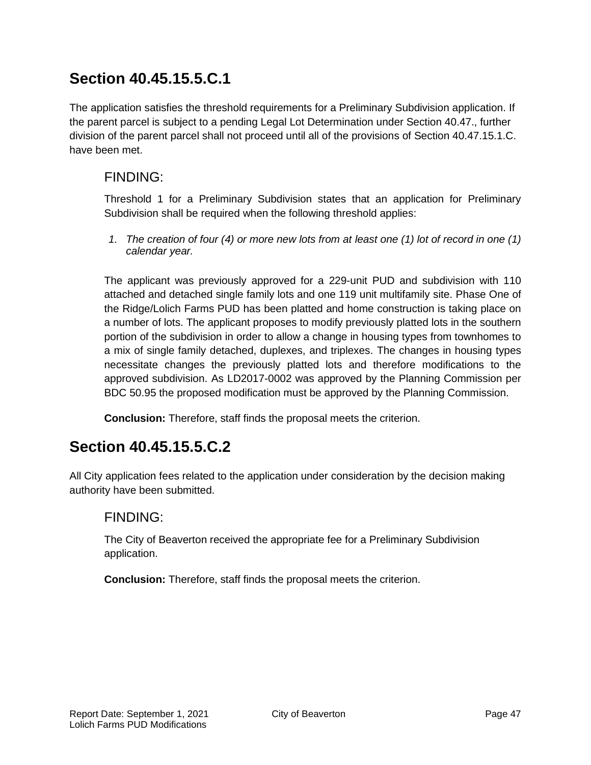## Section 40.45.15.5.C.1

The application satisfies the threshold requirements for a Preliminary Subdivision application. If the parent parcel is subject to a pending Legal Lot Determination under Section 40.47., further division of the parent parcel shall not proceed until all of the provisions of Section 40.47.15.1.C. have been met.

### FINDING:

Threshold 1 for a Preliminary Subdivision states that an application for Preliminary Subdivision shall be required when the following threshold applies:

1. *The creation of four (4) or more new lots from at least one (1) lot of record in one (1) calendar year.*

The applicant was previously approved for a 229-unit PUD and subdivision with 110 attached and detached single family lots and one 119 unit multifamily site. Phase One of the Ridge/Lolich Farms PUD has been platted and home construction is taking place on a number of lots. The applicant proposes to modify previously platted lots in the southern portion of the subdivision in order to allow a change in housing types from townhomes to a mix of single family detached, duplexes, and triplexes. The changes in housing types necessitate changes the previously platted lots and therefore modifications to the approved subdivision. As LD2017-0002 was approved by the Planning Commission per BDC 50.95 the proposed modification must be approved by the Planning Commission.

**Conclusion:** Therefore, staff finds the proposal meets the criterion.

## Section 40.45.15.5.C.2

All City application fees related to the application under consideration by the decision making authority have been submitted.

### FINDING:

The City of Beaverton received the appropriate fee for a Preliminary Subdivision application.

**Conclusion:** Therefore, staff finds the proposal meets the criterion.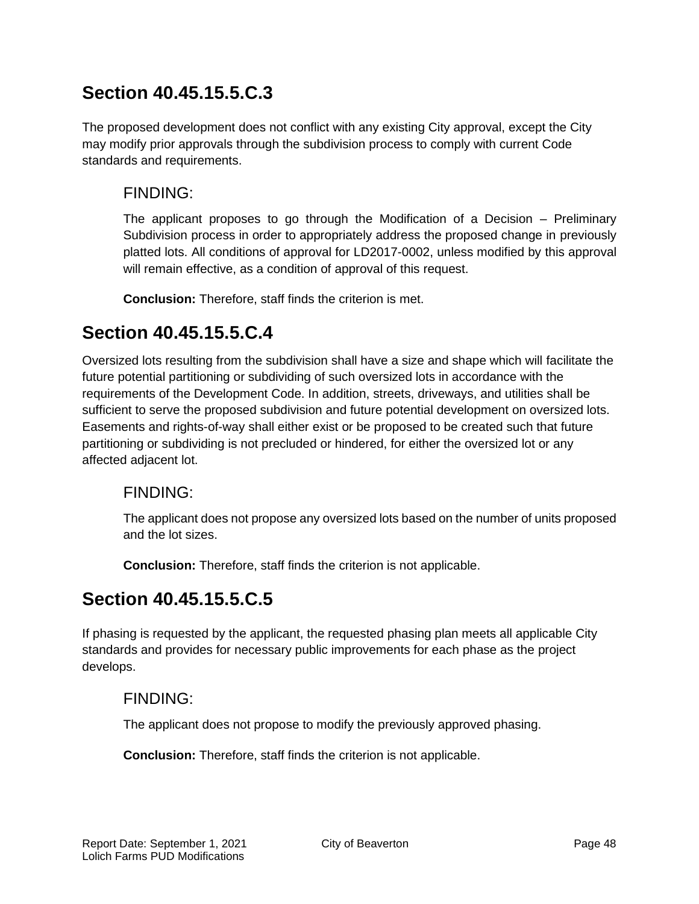## Section 40.45.15.5.C.3

The proposed development does not conflict with any existing City approval, except the City may modify prior approvals through the subdivision process to comply with current Code standards and requirements.

### FINDING:

The applicant proposes to go through the Modification of a Decision – Preliminary Subdivision process in order to appropriately address the proposed change in previously platted lots. All conditions of approval for LD2017-0002, unless modified by this approval will remain effective, as a condition of approval of this request.

**Conclusion:** Therefore, staff finds the criterion is met.

## Section 40.45.15.5.C.4

Oversized lots resulting from the subdivision shall have a size and shape which will facilitate the future potential partitioning or subdividing of such oversized lots in accordance with the requirements of the Development Code. In addition, streets, driveways, and utilities shall be sufficient to serve the proposed subdivision and future potential development on oversized lots. Easements and rights-of-way shall either exist or be proposed to be created such that future partitioning or subdividing is not precluded or hindered, for either the oversized lot or any affected adjacent lot.

### FINDING:

The applicant does not propose any oversized lots based on the number of units proposed and the lot sizes.

**Conclusion:** Therefore, staff finds the criterion is not applicable.

## Section 40.45.15.5.C.5

If phasing is requested by the applicant, the requested phasing plan meets all applicable City standards and provides for necessary public improvements for each phase as the project develops.

### FINDING:

The applicant does not propose to modify the previously approved phasing.

**Conclusion:** Therefore, staff finds the criterion is not applicable.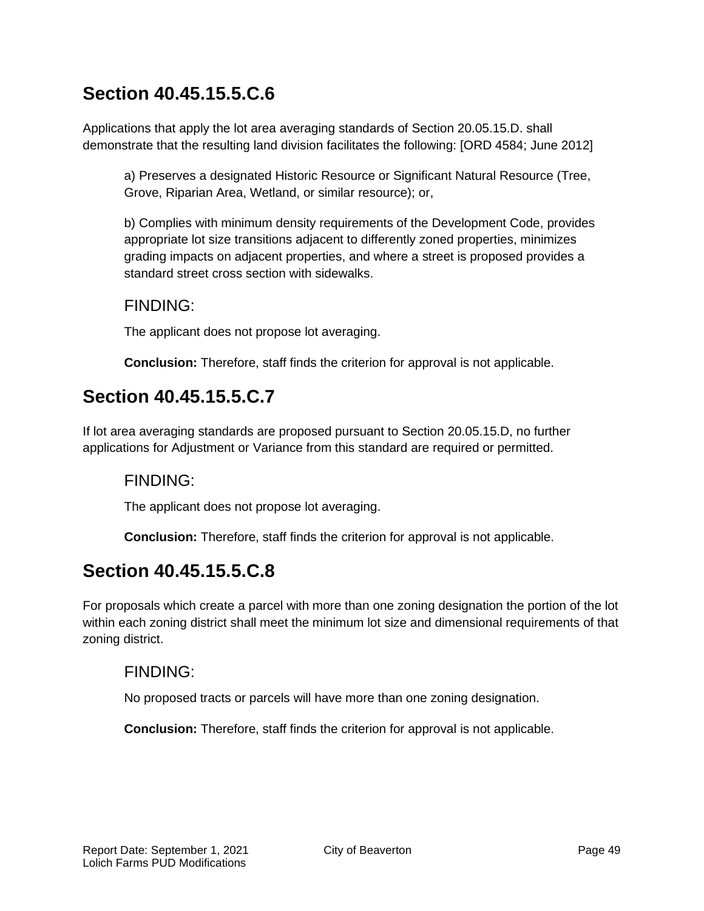## Section 40.45.15.5.C.6

Applications that apply the lot area averaging standards of Section 20.05.15.D. shall demonstrate that the resulting land division facilitates the following: [ORD 4584; June 2012]

a) Preserves a designated Historic Resource or Significant Natural Resource (Tree, Grove, Riparian Area, Wetland, or similar resource); or,

b) Complies with minimum density requirements of the Development Code, provides appropriate lot size transitions adjacent to differently zoned properties, minimizes grading impacts on adjacent properties, and where a street is proposed provides a standard street cross section with sidewalks.

### FINDING:

The applicant does not propose lot averaging.

**Conclusion:** Therefore, staff finds the criterion for approval is not applicable.

## Section 40.45.15.5.C.7

If lot area averaging standards are proposed pursuant to Section 20.05.15.D, no further applications for Adjustment or Variance from this standard are required or permitted.

### FINDING:

The applicant does not propose lot averaging.

**Conclusion:** Therefore, staff finds the criterion for approval is not applicable.

## Section 40.45.15.5.C.8

For proposals which create a parcel with more than one zoning designation the portion of the lot within each zoning district shall meet the minimum lot size and dimensional requirements of that zoning district.

### FINDING:

No proposed tracts or parcels will have more than one zoning designation.

**Conclusion:** Therefore, staff finds the criterion for approval is not applicable.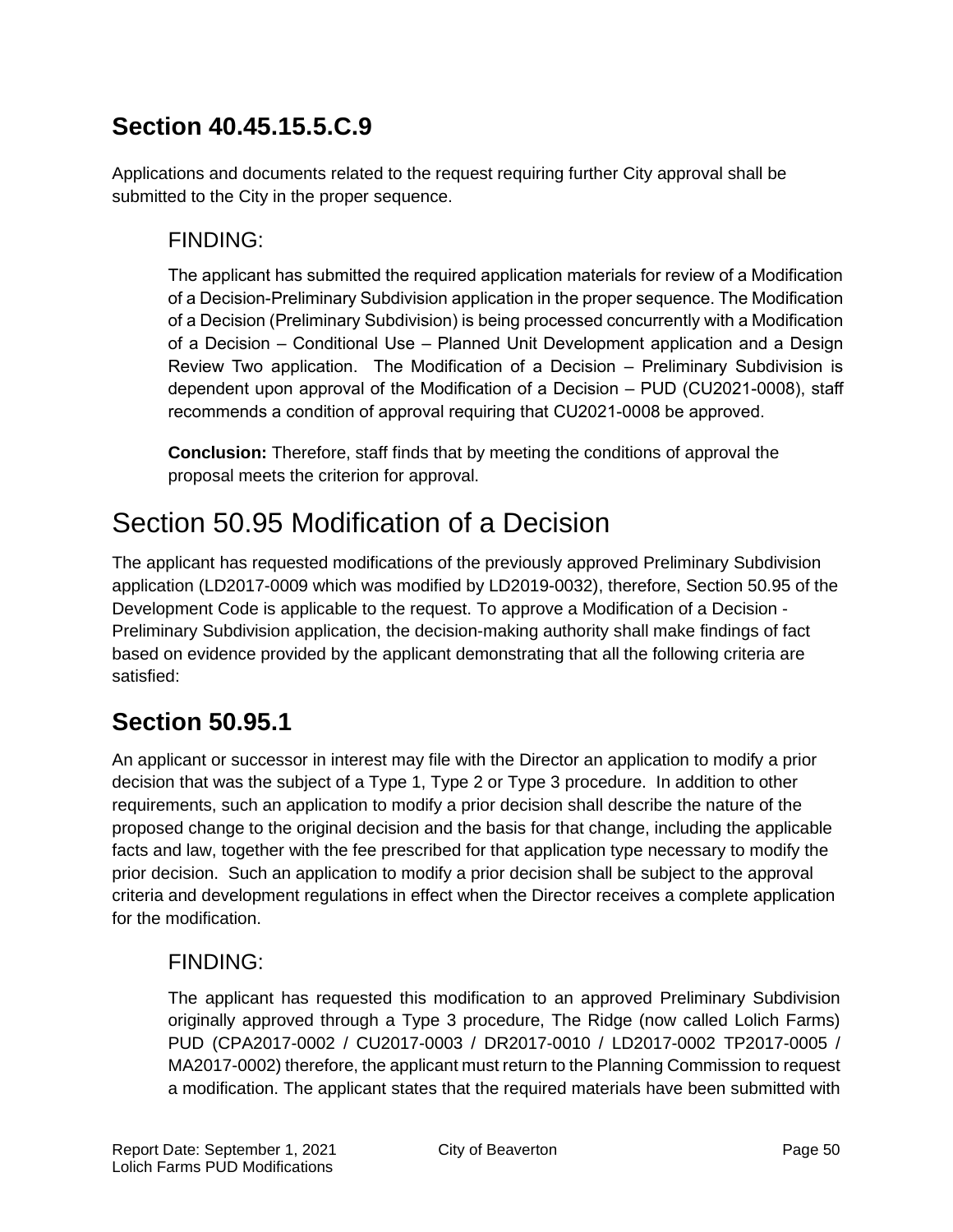## Section 40.45.15.5.C.9

Applications and documents related to the request requiring further City approval shall be submitted to the City in the proper sequence.

### FINDING:

The applicant has submitted the required application materials for review of a Modification of a Decision-Preliminary Subdivision application in the proper sequence. The Modification of a Decision (Preliminary Subdivision) is being processed concurrently with a Modification of a Decision – Conditional Use – Planned Unit Development application and a Design Review Two application. The Modification of a Decision – Preliminary Subdivision is dependent upon approval of the Modification of a Decision – PUD (CU2021-0008), staff recommends a condition of approval requiring that CU2021-0008 be approved.

**Conclusion:** Therefore, staff finds that by meeting the conditions of approval the proposal meets the criterion for approval.

# Section 50.95 Modification of a Decision

The applicant has requested modifications of the previously approved Preliminary Subdivision application (LD2017-0009 which was modified by LD2019-0032), therefore, Section 50.95 of the Development Code is applicable to the request. To approve a Modification of a Decision - Preliminary Subdivision application, the decision-making authority shall make findings of fact based on evidence provided by the applicant demonstrating that all the following criteria are satisfied:

## Section 50.95.1

An applicant or successor in interest may file with the Director an application to modify a prior decision that was the subject of a Type 1, Type 2 or Type 3 procedure. In addition to other requirements, such an application to modify a prior decision shall describe the nature of the proposed change to the original decision and the basis for that change, including the applicable facts and law, together with the fee prescribed for that application type necessary to modify the prior decision. Such an application to modify a prior decision shall be subject to the approval criteria and development regulations in effect when the Director receives a complete application for the modification.

### FINDING:

The applicant has requested this modification to an approved Preliminary Subdivision originally approved through a Type 3 procedure, The Ridge (now called Lolich Farms) PUD (CPA2017-0002 / CU2017-0003 / DR2017-0010 / LD2017-0002 TP2017-0005 / MA2017-0002) therefore, the applicant must return to the Planning Commission to request a modification. The applicant states that the required materials have been submitted with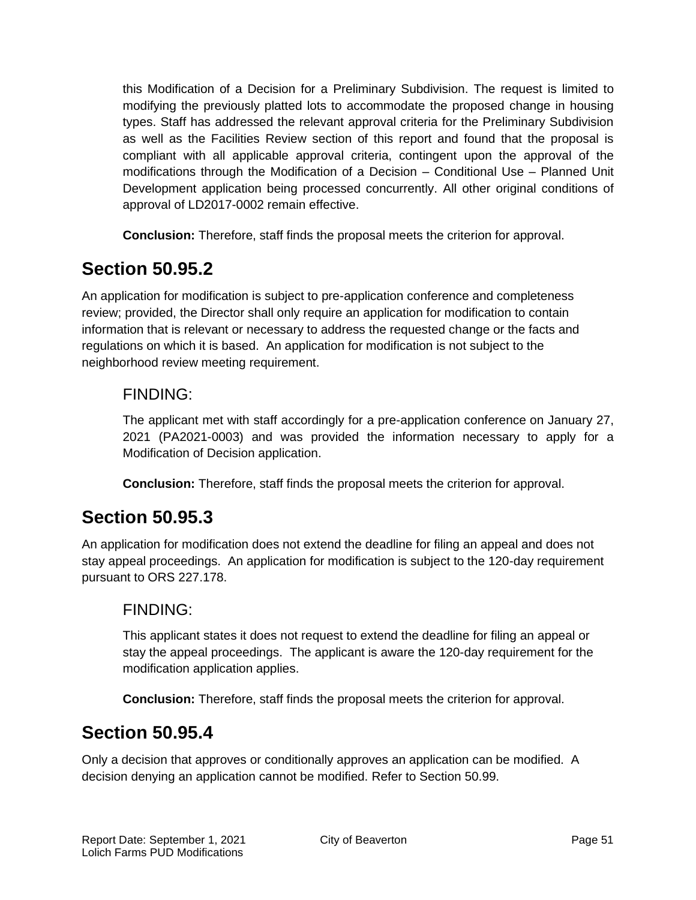this Modification of a Decision for a Preliminary Subdivision. The request is limited to modifying the previously platted lots to accommodate the proposed change in housing types. Staff has addressed the relevant approval criteria for the Preliminary Subdivision as well as the Facilities Review section of this report and found that the proposal is compliant with all applicable approval criteria, contingent upon the approval of the modifications through the Modification of a Decision – Conditional Use – Planned Unit Development application being processed concurrently. All other original conditions of approval of LD2017-0002 remain effective.

**Conclusion:** Therefore, staff finds the proposal meets the criterion for approval.

## Section 50.95.2

An application for modification is subject to pre-application conference and completeness review; provided, the Director shall only require an application for modification to contain information that is relevant or necessary to address the requested change or the facts and regulations on which it is based. An application for modification is not subject to the neighborhood review meeting requirement.

### FINDING:

The applicant met with staff accordingly for a pre-application conference on January 27, 2021 (PA2021-0003) and was provided the information necessary to apply for a Modification of Decision application.

**Conclusion:** Therefore, staff finds the proposal meets the criterion for approval.

## Section 50.95.3

An application for modification does not extend the deadline for filing an appeal and does not stay appeal proceedings. An application for modification is subject to the 120-day requirement pursuant to ORS 227.178.

### FINDING:

This applicant states it does not request to extend the deadline for filing an appeal or stay the appeal proceedings. The applicant is aware the 120-day requirement for the modification application applies.

**Conclusion:** Therefore, staff finds the proposal meets the criterion for approval.

## Section 50.95.4

Only a decision that approves or conditionally approves an application can be modified. A decision denying an application cannot be modified. Refer to Section 50.99.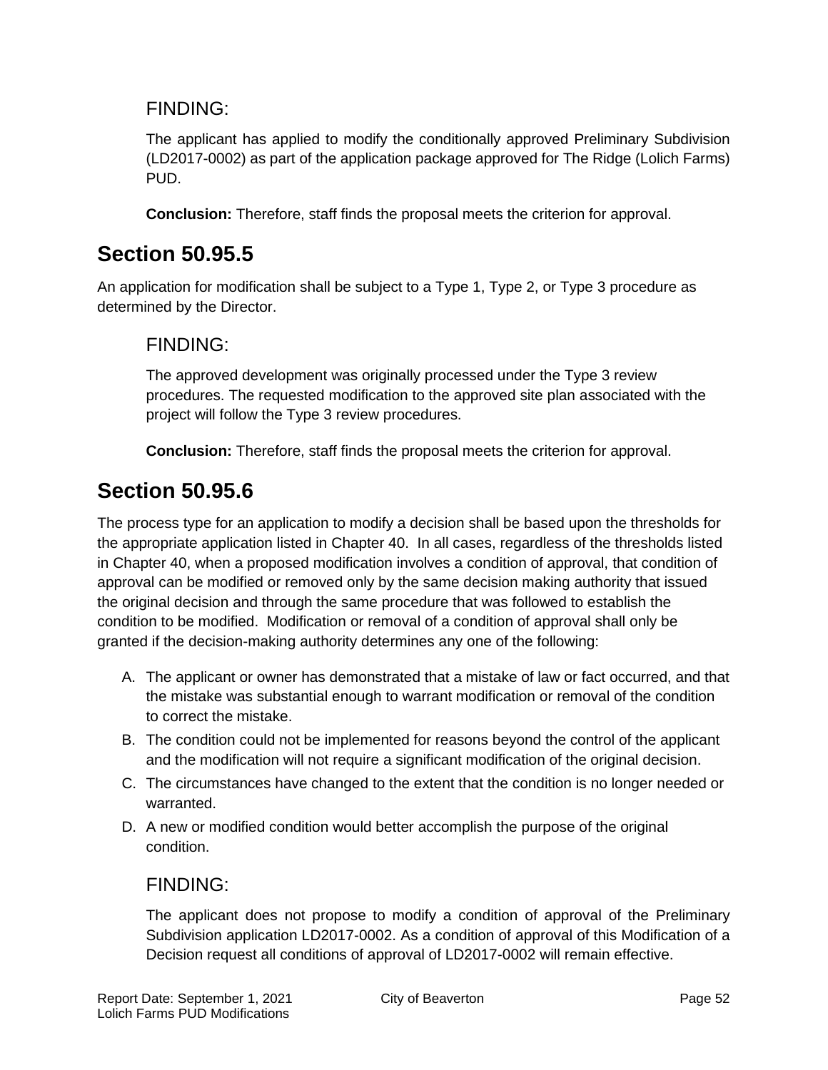### FINDING:

The applicant has applied to modify the conditionally approved Preliminary Subdivision (LD2017-0002) as part of the application package approved for The Ridge (Lolich Farms) PUD.

**Conclusion:** Therefore, staff finds the proposal meets the criterion for approval.

## Section 50.95.5

An application for modification shall be subject to a Type 1, Type 2, or Type 3 procedure as determined by the Director.

### FINDING:

The approved development was originally processed under the Type 3 review procedures. The requested modification to the approved site plan associated with the project will follow the Type 3 review procedures.

**Conclusion:** Therefore, staff finds the proposal meets the criterion for approval.

## Section 50.95.6

The process type for an application to modify a decision shall be based upon the thresholds for the appropriate application listed in Chapter 40. In all cases, regardless of the thresholds listed in Chapter 40, when a proposed modification involves a condition of approval, that condition of approval can be modified or removed only by the same decision making authority that issued the original decision and through the same procedure that was followed to establish the condition to be modified. Modification or removal of a condition of approval shall only be granted if the decision-making authority determines any one of the following:

A. The applicant or owner has demonstrated that a mistake of law or fact occurred, and that the mistake was substantial enough to warrant modification or removal of the condition to correct the mistake.
B. The condition could not be implemented for reasons beyond the control of the applicant and the modification will not require a significant modification of the original decision.
C. The circumstances have changed to the extent that the condition is no longer needed or warranted.
D. A new or modified condition would better accomplish the purpose of the original condition.

### FINDING:

The applicant does not propose to modify a condition of approval of the Preliminary Subdivision application LD2017-0002. As a condition of approval of this Modification of a Decision request all conditions of approval of LD2017-0002 will remain effective.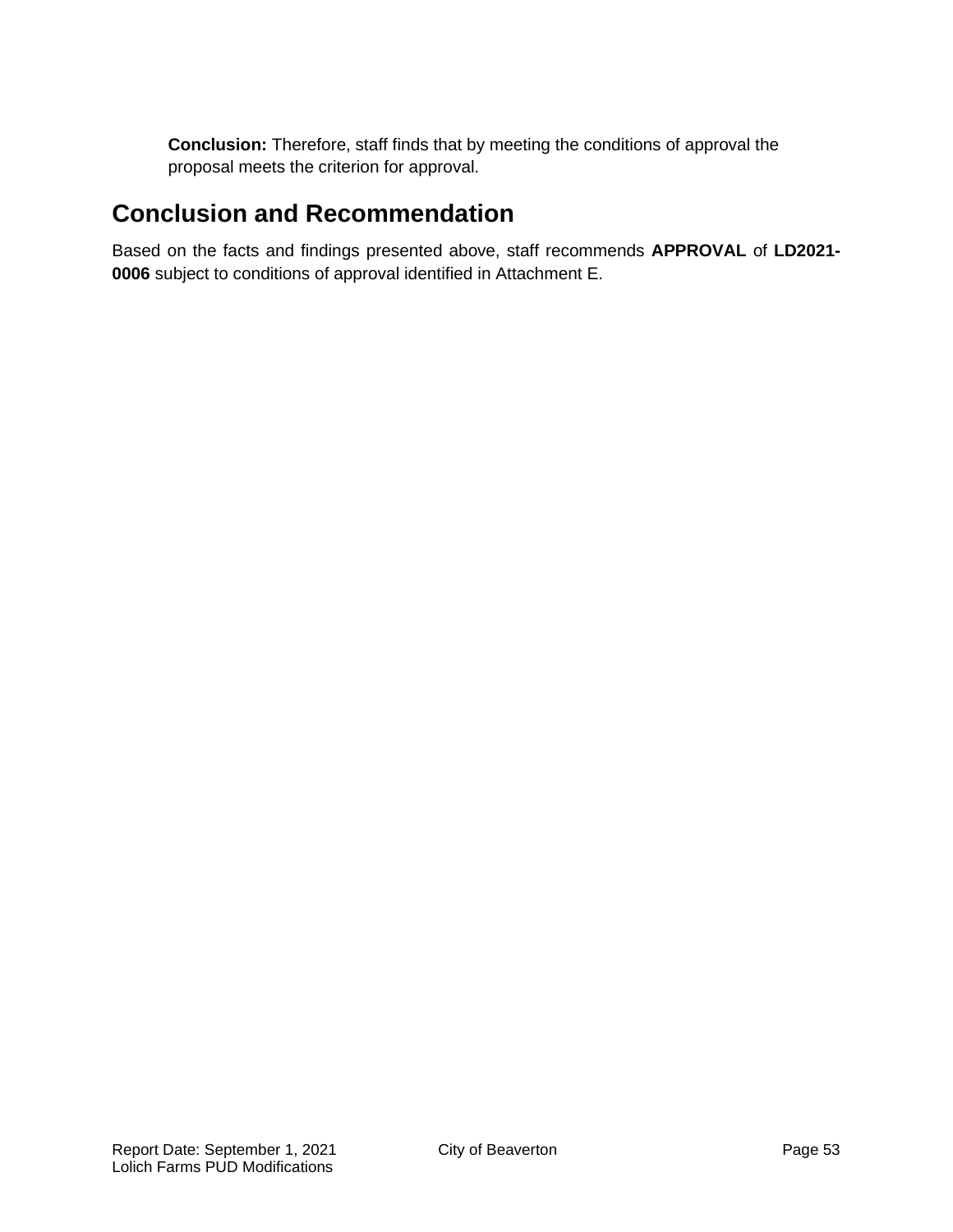**Conclusion:** Therefore, staff finds that by meeting the conditions of approval the proposal meets the criterion for approval.

## Conclusion and Recommendation

Based on the facts and findings presented above, staff recommends **APPROVAL** of **LD2021-0006** subject to conditions of approval identified in Attachment E.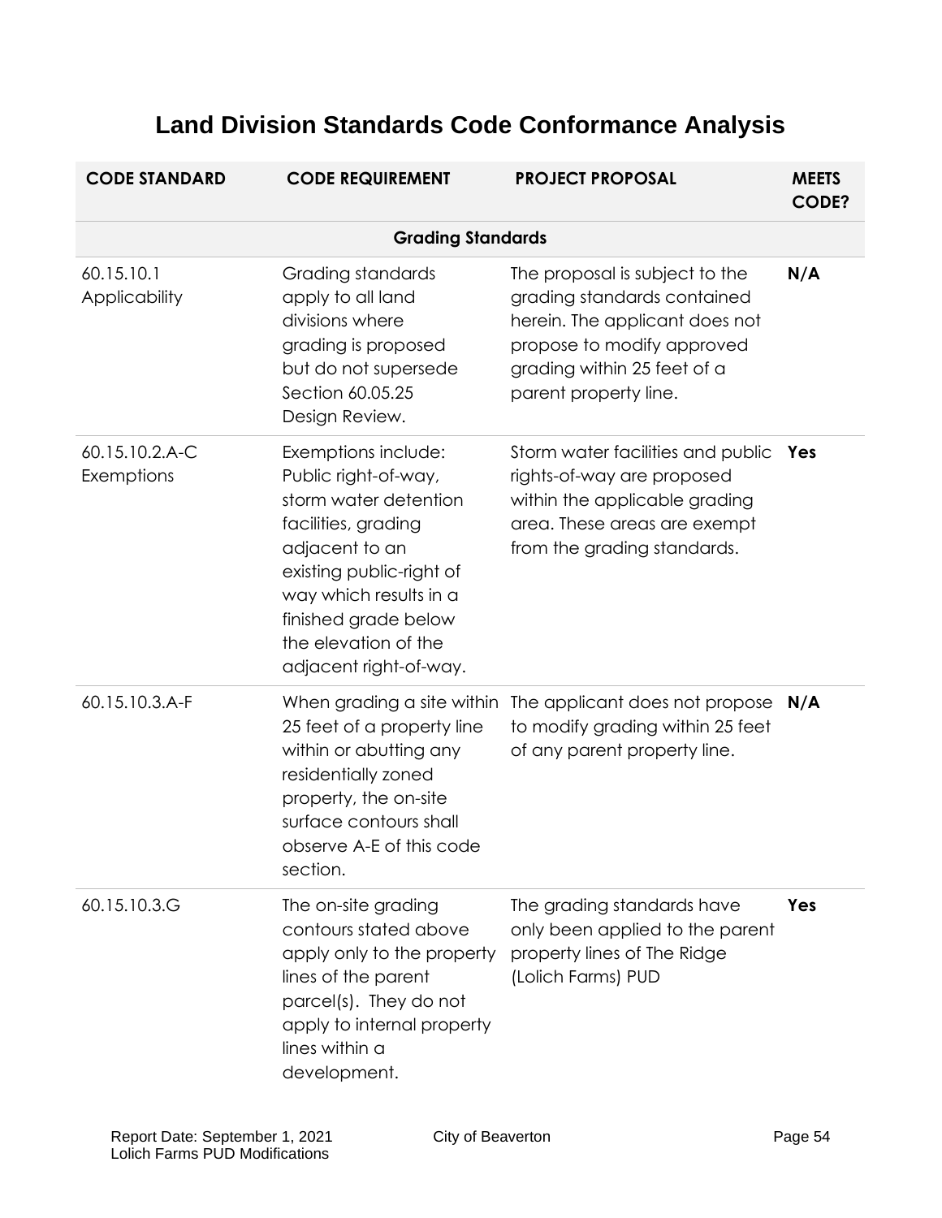# Land Division Standards Code Conformance Analysis

| CODE STANDARD | CODE REQUIREMENT | PROJECT PROPOSAL | MEETS CODE? |
|---|---|---|---|
| | **Grading Standards** | | |
| 60.15.10.1 Applicability | Grading standards apply to all land divisions where grading is proposed but do not supersede Section 60.05.25 Design Review. | The proposal is subject to the grading standards contained herein. The applicant does not propose to modify approved grading within 25 feet of a parent property line. | **N/A** |
| 60.15.10.2.A-C Exemptions | Exemptions include: Public right-of-way, storm water detention facilities, grading adjacent to an existing public-right of way which results in a finished grade below the elevation of the adjacent right-of-way. | Storm water facilities and public rights-of-way are proposed within the applicable grading area. These areas are exempt from the grading standards. | **Yes** |
| 60.15.10.3.A-F | When grading a site within 25 feet of a property line within or abutting any residentially zoned property, the on-site surface contours shall observe A-E of this code section. | The applicant does not propose to modify grading within 25 feet of any parent property line. | **N/A** |
| 60.15.10.3.G | The on-site grading contours stated above apply only to the property lines of the parent parcel(s). They do not apply to internal property lines within a development. | The grading standards have only been applied to the parent property lines of The Ridge (Lolich Farms) PUD | **Yes** |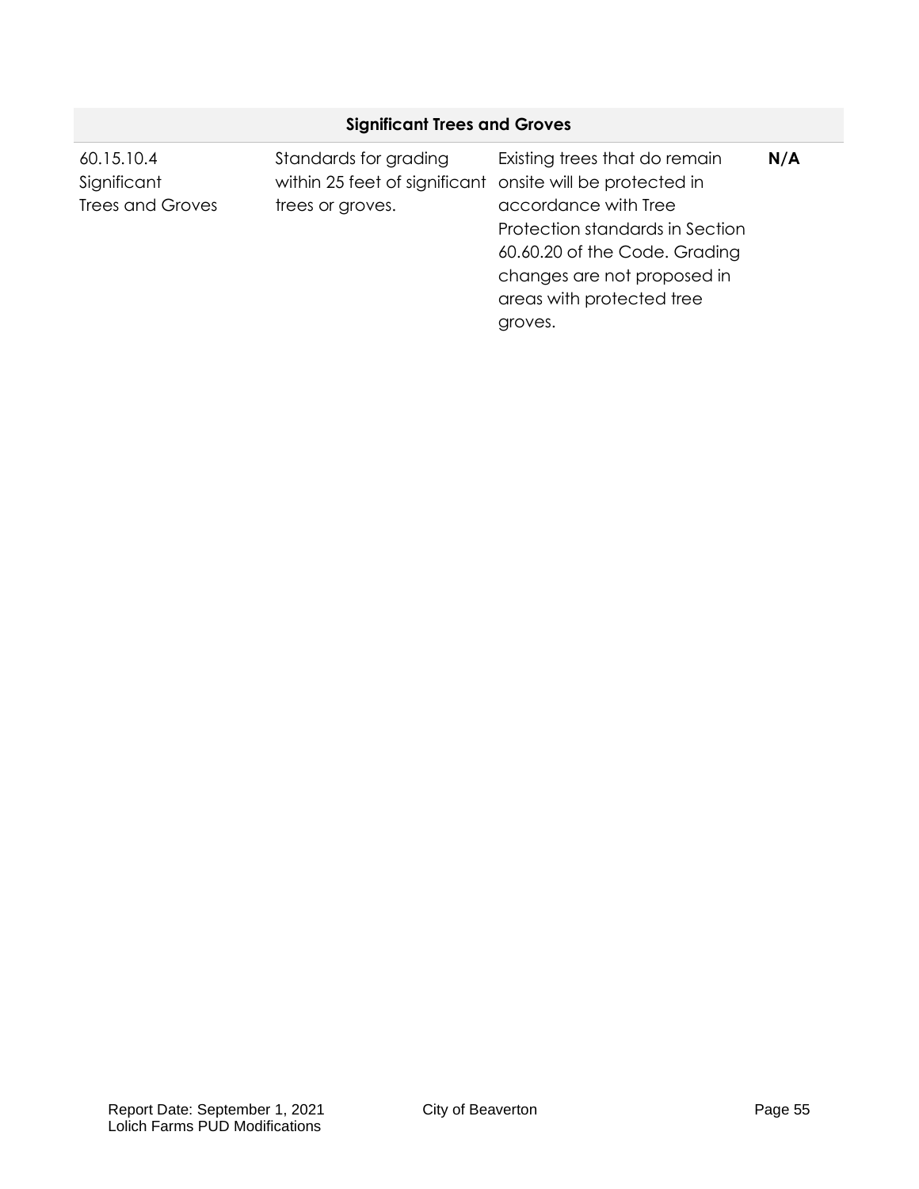| Significant Trees and Groves | | | |
|---|---|---|---|
| 60.15.10.4 Significant Trees and Groves | Standards for grading within 25 feet of significant trees or groves. | Existing trees that do remain onsite will be protected in accordance with Tree Protection standards in Section 60.60.20 of the Code. Grading changes are not proposed in areas with protected tree groves. | **N/A** |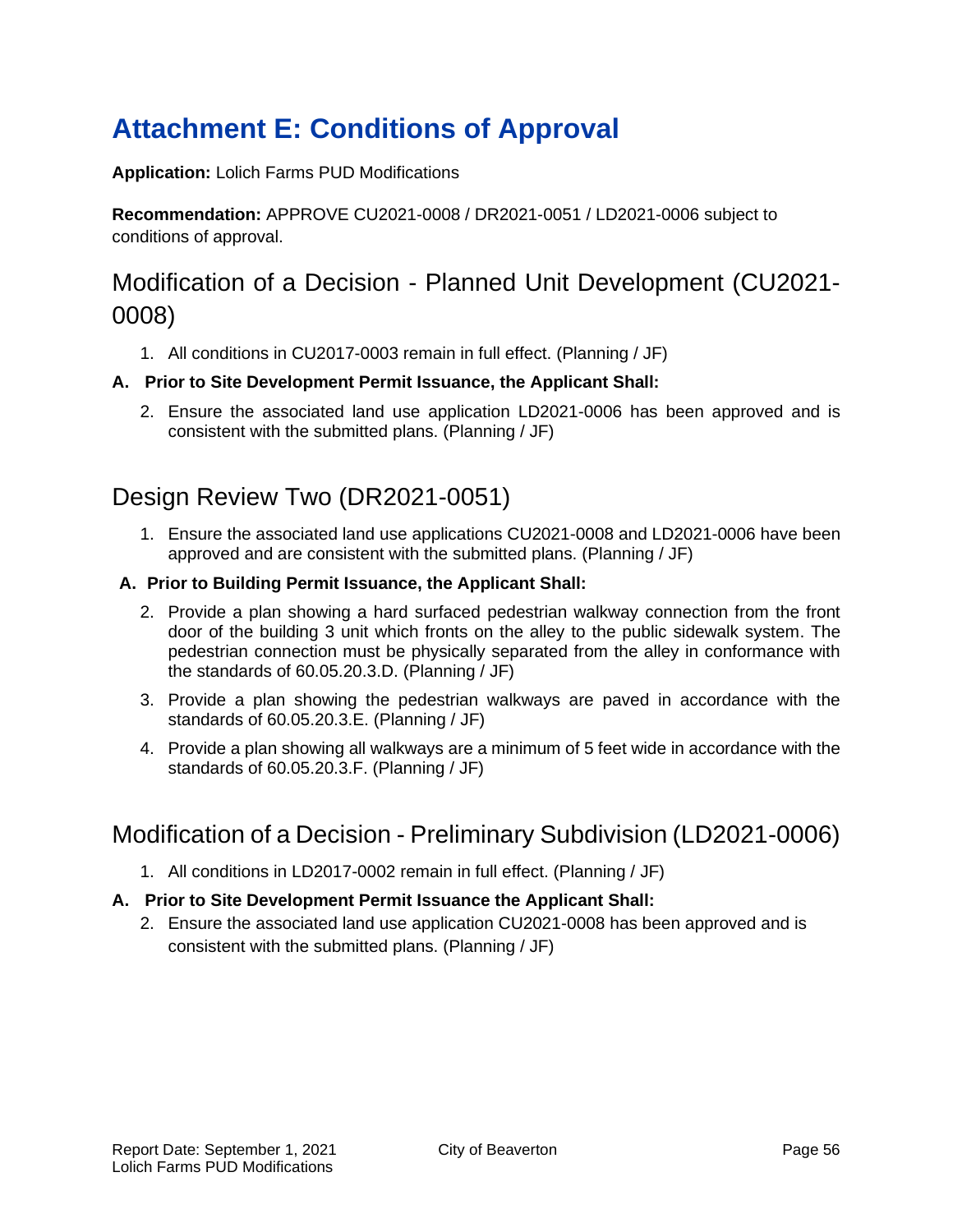# Attachment E: Conditions of Approval

**Application:** Lolich Farms PUD Modifications

**Recommendation:** APPROVE CU2021-0008 / DR2021-0051 / LD2021-0006 subject to conditions of approval.

## Modification of a Decision - Planned Unit Development (CU2021-0008)

1. All conditions in CU2017-0003 remain in full effect. (Planning / JF)

**A. Prior to Site Development Permit Issuance, the Applicant Shall:**

2. Ensure the associated land use application LD2021-0006 has been approved and is consistent with the submitted plans. (Planning / JF)

## Design Review Two (DR2021-0051)

1. Ensure the associated land use applications CU2021-0008 and LD2021-0006 have been approved and are consistent with the submitted plans. (Planning / JF)

**A. Prior to Building Permit Issuance, the Applicant Shall:**

2. Provide a plan showing a hard surfaced pedestrian walkway connection from the front door of the building 3 unit which fronts on the alley to the public sidewalk system. The pedestrian connection must be physically separated from the alley in conformance with the standards of 60.05.20.3.D. (Planning / JF)
3. Provide a plan showing the pedestrian walkways are paved in accordance with the standards of 60.05.20.3.E. (Planning / JF)
4. Provide a plan showing all walkways are a minimum of 5 feet wide in accordance with the standards of 60.05.20.3.F. (Planning / JF)

## Modification of a Decision - Preliminary Subdivision (LD2021-0006)

1. All conditions in LD2017-0002 remain in full effect. (Planning / JF)

**A. Prior to Site Development Permit Issuance the Applicant Shall:**

2. Ensure the associated land use application CU2021-0008 has been approved and is consistent with the submitted plans. (Planning / JF)